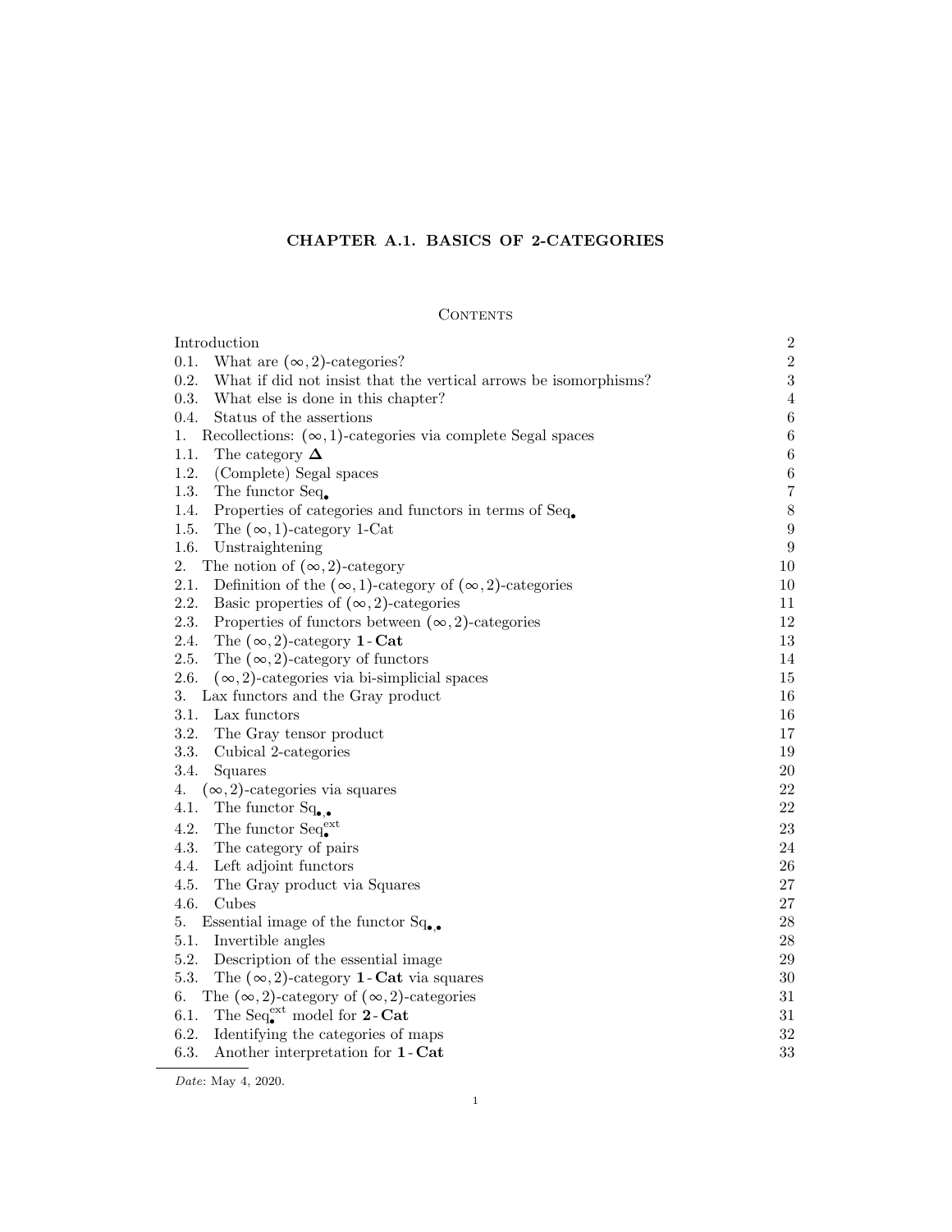# CHAPTER A.1. BASICS OF 2-CATEGORIES

## Contents

| | |
|---|---|
| Introduction | 2 |
| 0.1. What are $(\infty, 2)$-categories? | 2 |
| 0.2. What if did not insist that the vertical arrows be isomorphisms? | 3 |
| 0.3. What else is done in this chapter? | 4 |
| 0.4. Status of the assertions | 6 |
| 1. Recollections: $(\infty, 1)$-categories via complete Segal spaces | 6 |
| 1.1. The category $\mathbf{\Delta}$ | 6 |
| 1.2. (Complete) Segal spaces | 6 |
| 1.3. The functor $\mathrm{Seq}_\bullet$ | 7 |
| 1.4. Properties of categories and functors in terms of $\mathrm{Seq}_\bullet$ | 8 |
| 1.5. The $(\infty, 1)$-category 1-Cat | 9 |
| 1.6. Unstraightening | 9 |
| 2. The notion of $(\infty, 2)$-category | 10 |
| 2.1. Definition of the $(\infty, 1)$-category of $(\infty, 2)$-categories | 10 |
| 2.2. Basic properties of $(\infty, 2)$-categories | 11 |
| 2.3. Properties of functors between $(\infty, 2)$-categories | 12 |
| 2.4. The $(\infty, 2)$-category $\mathbf{1}\text{-}\mathbf{Cat}$ | 13 |
| 2.5. The $(\infty, 2)$-category of functors | 14 |
| 2.6. $(\infty, 2)$-categories via bi-simplicial spaces | 15 |
| 3. Lax functors and the Gray product | 16 |
| 3.1. Lax functors | 16 |
| 3.2. The Gray tensor product | 17 |
| 3.3. Cubical 2-categories | 19 |
| 3.4. Squares | 20 |
| 4. $(\infty, 2)$-categories via squares | 22 |
| 4.1. The functor $\mathrm{Sq}_{\bullet,\bullet}$ | 22 |
| 4.2. The functor $\mathrm{Seq}_\bullet^{\mathrm{ext}}$ | 23 |
| 4.3. The category of pairs | 24 |
| 4.4. Left adjoint functors | 26 |
| 4.5. The Gray product via Squares | 27 |
| 4.6. Cubes | 27 |
| 5. Essential image of the functor $\mathrm{Sq}_{\bullet,\bullet}$ | 28 |
| 5.1. Invertible angles | 28 |
| 5.2. Description of the essential image | 29 |
| 5.3. The $(\infty, 2)$-category $\mathbf{1}\text{-}\mathbf{Cat}$ via squares | 30 |
| 6. The $(\infty, 2)$-category of $(\infty, 2)$-categories | 31 |
| 6.1. The $\mathrm{Seq}_\bullet^{\mathrm{ext}}$ model for $\mathbf{2}\text{-}\mathbf{Cat}$ | 31 |
| 6.2. Identifying the categories of maps | 32 |
| 6.3. Another interpretation for $\mathbf{1}\text{-}\mathbf{Cat}$ | 33 |

*Date*: May 4, 2020.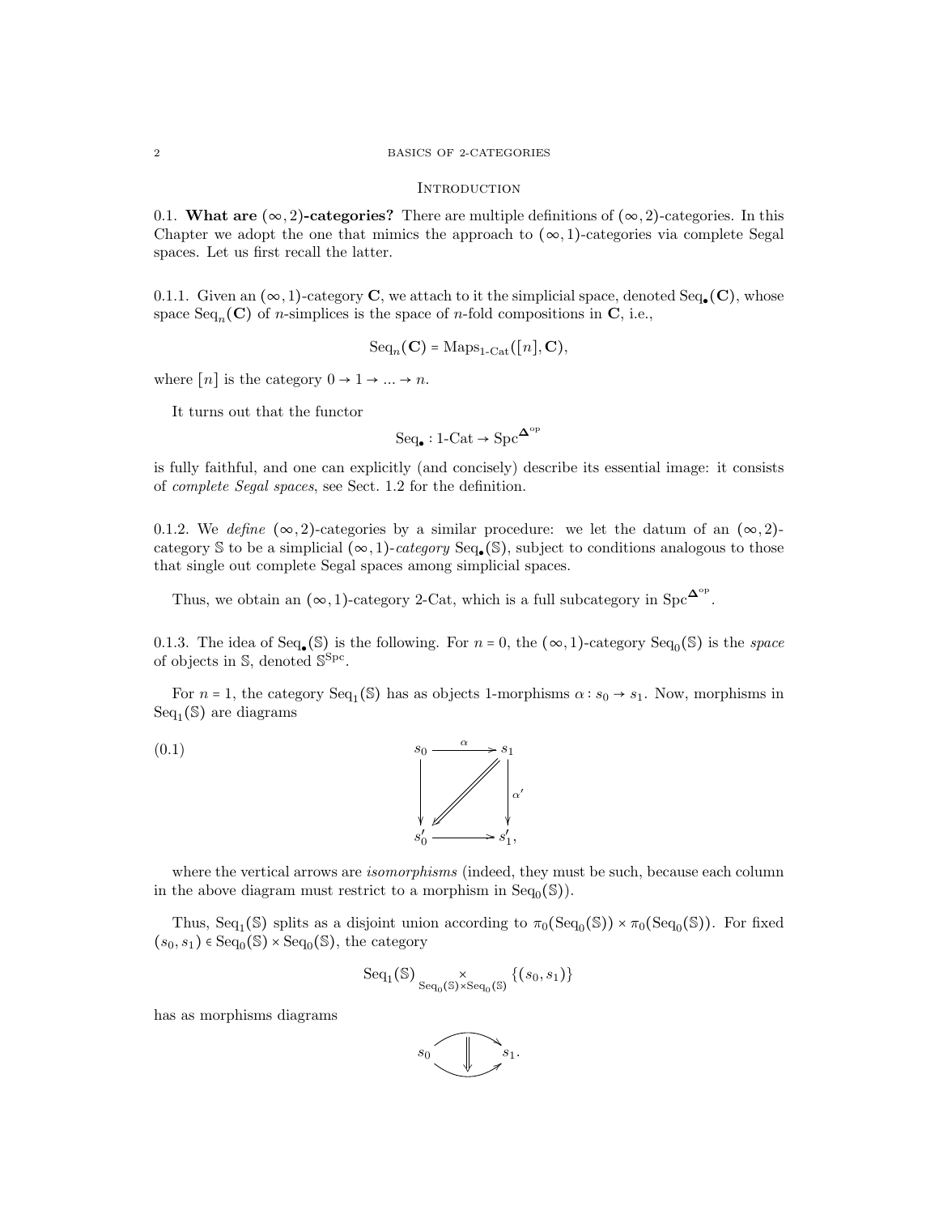# Introduction

0.1. **What are $(\infty,2)$-categories?** There are multiple definitions of $(\infty,2)$-categories. In this Chapter we adopt the one that mimics the approach to $(\infty,1)$-categories via complete Segal spaces. Let us first recall the latter.

0.1.1. Given an $(\infty,1)$-category $\mathbf{C}$, we attach to it the simplicial space, denoted $\mathrm{Seq}_\bullet(\mathbf{C})$, whose space $\mathrm{Seq}_n(\mathbf{C})$ of $n$-simplices is the space of $n$-fold compositions in $\mathbf{C}$, i.e.,

$$\mathrm{Seq}_n(\mathbf{C}) = \mathrm{Maps}_{1\text{-Cat}}([n],\mathbf{C}),$$

where $[n]$ is the category $0 \to 1 \to \ldots \to n$.

It turns out that the functor

$$\mathrm{Seq}_\bullet : 1\text{-Cat} \to \mathrm{Spc}^{\mathbf{\Delta}^{\mathrm{op}}}$$

is fully faithful, and one can explicitly (and concisely) describe its essential image: it consists of *complete Segal spaces*, see Sect. 1.2 for the definition.

0.1.2. We *define* $(\infty,2)$-categories by a similar procedure: we let the datum of an $(\infty,2)$-category $\mathbb{S}$ to be a simplicial $(\infty,1)$-*category* $\mathrm{Seq}_\bullet(\mathbb{S})$, subject to conditions analogous to those that single out complete Segal spaces among simplicial spaces.

Thus, we obtain an $(\infty,1)$-category 2-Cat, which is a full subcategory in $\mathrm{Spc}^{\mathbf{\Delta}^{\mathrm{op}}}$.

0.1.3. The idea of $\mathrm{Seq}_\bullet(\mathbb{S})$ is the following. For $n=0$, the $(\infty,1)$-category $\mathrm{Seq}_0(\mathbb{S})$ is the *space* of objects in $\mathbb{S}$, denoted $\mathbb{S}^{\mathrm{Spc}}$.

For $n=1$, the category $\mathrm{Seq}_1(\mathbb{S})$ has as objects 1-morphisms $\alpha : s_0 \to s_1$. Now, morphisms in $\mathrm{Seq}_1(\mathbb{S})$ are diagrams

$$
\begin{array}{ccc}
s_0 & \xrightarrow{\alpha} & s_1 \\
\downarrow & \swarrow\!\!\!\swarrow & \downarrow{\scriptstyle \alpha'} \\
s_0' & \longrightarrow & s_1',
\end{array}
\tag{0.1}
$$

where the vertical arrows are *isomorphisms* (indeed, they must be such, because each column in the above diagram must restrict to a morphism in $\mathrm{Seq}_0(\mathbb{S})$).

Thus, $\mathrm{Seq}_1(\mathbb{S})$ splits as a disjoint union according to $\pi_0(\mathrm{Seq}_0(\mathbb{S})) \times \pi_0(\mathrm{Seq}_0(\mathbb{S}))$. For fixed $(s_0,s_1) \in \mathrm{Seq}_0(\mathbb{S}) \times \mathrm{Seq}_0(\mathbb{S})$, the category

$$\mathrm{Seq}_1(\mathbb{S}) \underset{\mathrm{Seq}_0(\mathbb{S})\times\mathrm{Seq}_0(\mathbb{S})}{\times} \{(s_0,s_1)\}$$

has as morphisms diagrams

$$s_0 \underset{\longrightarrow}{\overset{\longrightarrow}{\Downarrow}} s_1.$$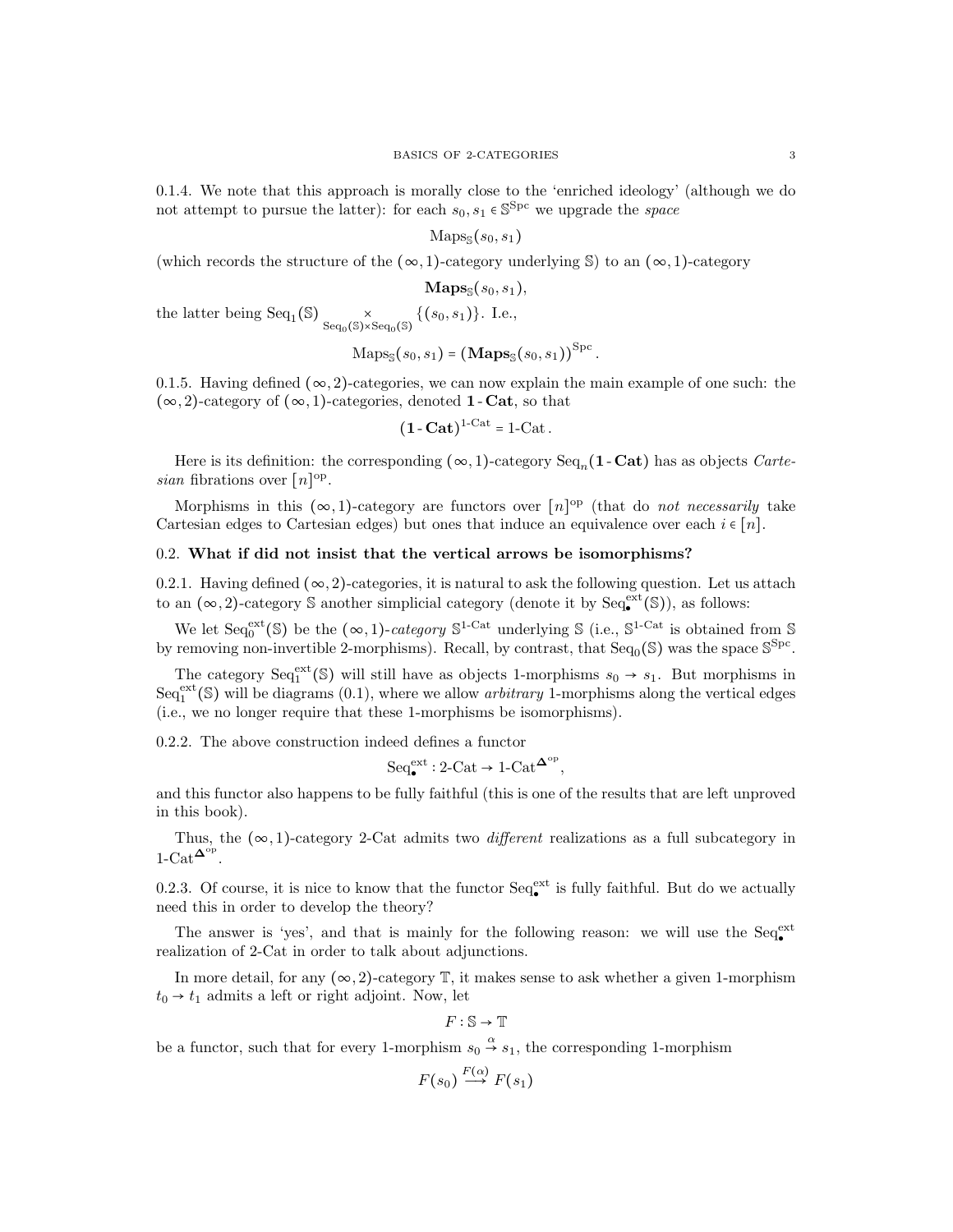0.1.4. We note that this approach is morally close to the 'enriched ideology' (although we do not attempt to pursue the latter): for each $s_0, s_1 \in \mathbb{S}^{\mathrm{Spc}}$ we upgrade the *space*

$$\mathrm{Maps}_{\mathbb{S}}(s_0, s_1)$$

(which records the structure of the $(\infty,1)$-category underlying $\mathbb{S}$) to an $(\infty,1)$-category

$$\mathbf{Maps}_{\mathbb{S}}(s_0, s_1),$$

the latter being $\mathrm{Seq}_1(\mathbb{S}) \underset{\mathrm{Seq}_0(\mathbb{S})\times\mathrm{Seq}_0(\mathbb{S})}{\times} \{(s_0, s_1)\}$. I.e.,

$$\mathrm{Maps}_{\mathbb{S}}(s_0, s_1) = (\mathbf{Maps}_{\mathbb{S}}(s_0, s_1))^{\mathrm{Spc}}.$$

0.1.5. Having defined $(\infty,2)$-categories, we can now explain the main example of one such: the $(\infty,2)$-category of $(\infty,1)$-categories, denoted $\mathbf{1\text{-}Cat}$, so that

$$(\mathbf{1\text{-}Cat})^{1\text{-}\mathrm{Cat}} = 1\text{-}\mathrm{Cat}.$$

Here is its definition: the corresponding $(\infty,1)$-category $\mathrm{Seq}_n(\mathbf{1\text{-}Cat})$ has as objects *Cartesian* fibrations over $[n]^{\mathrm{op}}$.

Morphisms in this $(\infty,1)$-category are functors over $[n]^{\mathrm{op}}$ (that do *not necessarily* take Cartesian edges to Cartesian edges) but ones that induce an equivalence over each $i \in [n]$.

## 0.2. What if did not insist that the vertical arrows be isomorphisms?

0.2.1. Having defined $(\infty,2)$-categories, it is natural to ask the following question. Let us attach to an $(\infty,2)$-category $\mathbb{S}$ another simplicial category (denote it by $\mathrm{Seq}^{\mathrm{ext}}_\bullet(\mathbb{S})$), as follows:

We let $\mathrm{Seq}^{\mathrm{ext}}_0(\mathbb{S})$ be the $(\infty,1)$-*category* $\mathbb{S}^{1\text{-}\mathrm{Cat}}$ underlying $\mathbb{S}$ (i.e., $\mathbb{S}^{1\text{-}\mathrm{Cat}}$ is obtained from $\mathbb{S}$ by removing non-invertible 2-morphisms). Recall, by contrast, that $\mathrm{Seq}_0(\mathbb{S})$ was the space $\mathbb{S}^{\mathrm{Spc}}$.

The category $\mathrm{Seq}^{\mathrm{ext}}_1(\mathbb{S})$ will still have as objects 1-morphisms $s_0 \to s_1$. But morphisms in $\mathrm{Seq}^{\mathrm{ext}}_1(\mathbb{S})$ will be diagrams (0.1), where we allow *arbitrary* 1-morphisms along the vertical edges (i.e., we no longer require that these 1-morphisms be isomorphisms).

0.2.2. The above construction indeed defines a functor

$$\mathrm{Seq}^{\mathrm{ext}}_\bullet : 2\text{-}\mathrm{Cat} \to 1\text{-}\mathrm{Cat}^{\mathbf{\Delta}^{\mathrm{op}}},$$

and this functor also happens to be fully faithful (this is one of the results that are left unproved in this book).

Thus, the $(\infty,1)$-category 2-Cat admits two *different* realizations as a full subcategory in $1\text{-}\mathrm{Cat}^{\mathbf{\Delta}^{\mathrm{op}}}$.

0.2.3. Of course, it is nice to know that the functor $\mathrm{Seq}^{\mathrm{ext}}_\bullet$ is fully faithful. But do we actually need this in order to develop the theory?

The answer is 'yes', and that is mainly for the following reason: we will use the $\mathrm{Seq}^{\mathrm{ext}}_\bullet$ realization of 2-Cat in order to talk about adjunctions.

In more detail, for any $(\infty,2)$-category $\mathbb{T}$, it makes sense to ask whether a given 1-morphism $t_0 \to t_1$ admits a left or right adjoint. Now, let

$$F : \mathbb{S} \to \mathbb{T}$$

be a functor, such that for every 1-morphism $s_0 \overset{\alpha}{\to} s_1$, the corresponding 1-morphism

$$F(s_0) \xrightarrow{F(\alpha)} F(s_1)$$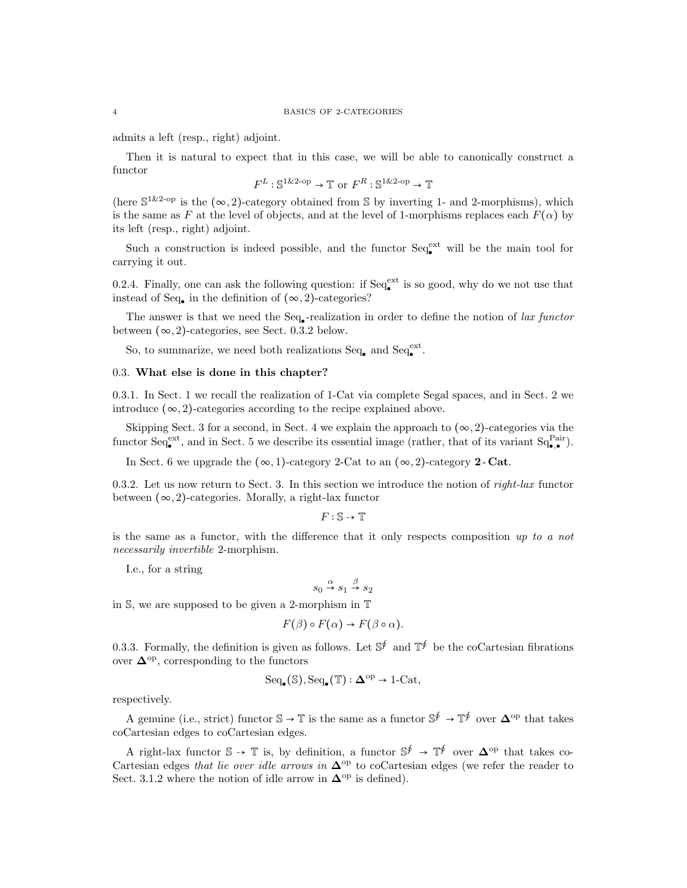admits a left (resp., right) adjoint.

Then it is natural to expect that in this case, we will be able to canonically construct a functor

$$F^L : \mathbb{S}^{1\&2\text{-op}} \to \mathbb{T} \text{ or } F^R : \mathbb{S}^{1\&2\text{-op}} \to \mathbb{T}$$

(here $\mathbb{S}^{1\&2\text{-op}}$ is the $(\infty,2)$-category obtained from $\mathbb{S}$ by inverting 1- and 2-morphisms), which is the same as $F$ at the level of objects, and at the level of 1-morphisms replaces each $F(\alpha)$ by its left (resp., right) adjoint.

Such a construction is indeed possible, and the functor $\text{Seq}^{\text{ext}}_\bullet$ will be the main tool for carrying it out.

0.2.4. Finally, one can ask the following question: if $\text{Seq}^{\text{ext}}_\bullet$ is so good, why do we not use that instead of $\text{Seq}_\bullet$ in the definition of $(\infty,2)$-categories?

The answer is that we need the $\text{Seq}_\bullet$-realization in order to define the notion of *lax functor* between $(\infty,2)$-categories, see Sect. 0.3.2 below.

So, to summarize, we need both realizations $\text{Seq}_\bullet$ and $\text{Seq}^{\text{ext}}_\bullet$.

## 0.3. What else is done in this chapter?

0.3.1. In Sect. 1 we recall the realization of 1-Cat via complete Segal spaces, and in Sect. 2 we introduce $(\infty,2)$-categories according to the recipe explained above.

Skipping Sect. 3 for a second, in Sect. 4 we explain the approach to $(\infty,2)$-categories via the functor $\text{Seq}^{\text{ext}}_\bullet$, and in Sect. 5 we describe its essential image (rather, that of its variant $\text{Sq}^{\text{Pair}}_{\bullet,\bullet}$).

In Sect. 6 we upgrade the $(\infty,1)$-category 2-Cat to an $(\infty,2)$-category **2-Cat**.

0.3.2. Let us now return to Sect. 3. In this section we introduce the notion of *right-lax* functor between $(\infty,2)$-categories. Morally, a right-lax functor

$$F : \mathbb{S} \dashrightarrow \mathbb{T}$$

is the same as a functor, with the difference that it only respects composition *up to a not necessarily invertible* 2-morphism.

I.e., for a string

$$s_0 \overset{\alpha}{\to} s_1 \overset{\beta}{\to} s_2$$

in $\mathbb{S}$, we are supposed to be given a 2-morphism in $\mathbb{T}$

$$F(\beta) \circ F(\alpha) \to F(\beta \circ \alpha).$$

0.3.3. Formally, the definition is given as follows. Let $\mathbb{S}^{\oint}$ and $\mathbb{T}^{\oint}$ be the coCartesian fibrations over $\mathbf{\Delta}^{\text{op}}$, corresponding to the functors

$$\text{Seq}_\bullet(\mathbb{S}), \text{Seq}_\bullet(\mathbb{T}) : \mathbf{\Delta}^{\text{op}} \to \text{1-Cat},$$

respectively.

A genuine (i.e., strict) functor $\mathbb{S} \to \mathbb{T}$ is the same as a functor $\mathbb{S}^{\oint} \to \mathbb{T}^{\oint}$ over $\mathbf{\Delta}^{\text{op}}$ that takes coCartesian edges to coCartesian edges.

A right-lax functor $\mathbb{S} \dashrightarrow \mathbb{T}$ is, by definition, a functor $\mathbb{S}^{\oint} \to \mathbb{T}^{\oint}$ over $\mathbf{\Delta}^{\text{op}}$ that takes coCartesian edges *that lie over idle arrows in* $\mathbf{\Delta}^{\text{op}}$ to coCartesian edges (we refer the reader to Sect. 3.1.2 where the notion of idle arrow in $\mathbf{\Delta}^{\text{op}}$ is defined).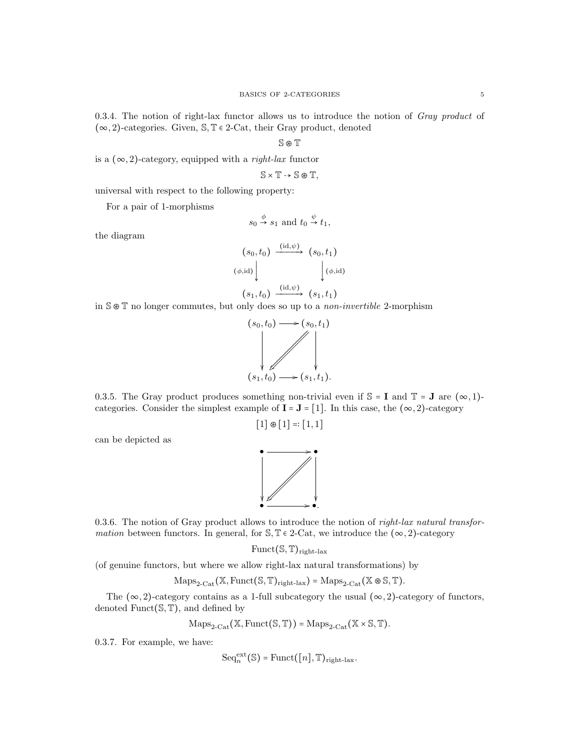0.3.4. The notion of right-lax functor allows us to introduce the notion of *Gray product* of $(\infty,2)$-categories. Given, $\mathbb{S},\mathbb{T}\in$ 2-Cat, their Gray product, denoted

$$\mathbb{S}\circledast\mathbb{T}$$

is a $(\infty,2)$-category, equipped with a *right-lax* functor

$$\mathbb{S}\times\mathbb{T}\dashrightarrow\mathbb{S}\circledast\mathbb{T},$$

universal with respect to the following property:

For a pair of 1-morphisms

$$s_0\overset{\phi}{\to}s_1 \text{ and } t_0\overset{\psi}{\to}t_1,$$

the diagram

$$\begin{array}{ccc} (s_0,t_0) & \xrightarrow{(\mathrm{id},\psi)} & (s_0,t_1) \\ {\scriptstyle(\phi,\mathrm{id})}\downarrow & & \downarrow{\scriptstyle(\phi,\mathrm{id})} \\ (s_1,t_0) & \xrightarrow{(\mathrm{id},\psi)} & (s_1,t_1) \end{array}$$

in $\mathbb{S}\circledast\mathbb{T}$ no longer commutes, but only does so up to a *non-invertible* 2-morphism

$$\begin{array}{ccc} (s_0,t_0) & \longrightarrow & (s_0,t_1) \\ \downarrow & \swarrow\!\!\!\!\!\!\Leftarrow & \downarrow \\ (s_1,t_0) & \longrightarrow & (s_1,t_1). \end{array}$$

0.3.5. The Gray product produces something non-trivial even if $\mathbb{S}=\mathbf{I}$ and $\mathbb{T}=\mathbf{J}$ are $(\infty,1)$-categories. Consider the simplest example of $\mathbf{I}=\mathbf{J}=[1]$. In this case, the $(\infty,2)$-category

$$[1]\circledast[1]=:[1,1]$$

can be depicted as

$$\begin{array}{ccc} \bullet & \longrightarrow & \bullet \\ \downarrow & \swarrow\!\!\!\!\!\!\Leftarrow & \downarrow \\ \bullet & \longrightarrow & \bullet. \end{array}$$

0.3.6. The notion of Gray product allows to introduce the notion of *right-lax natural transformation* between functors. In general, for $\mathbb{S},\mathbb{T}\in$ 2-Cat, we introduce the $(\infty,2)$-category

$$\mathrm{Funct}(\mathbb{S},\mathbb{T})_{\text{right-lax}}$$

(of genuine functors, but where we allow right-lax natural transformations) by

$$\mathrm{Maps}_{\text{2-Cat}}(\mathbb{X},\mathrm{Funct}(\mathbb{S},\mathbb{T})_{\text{right-lax}})=\mathrm{Maps}_{\text{2-Cat}}(\mathbb{X}\circledast\mathbb{S},\mathbb{T}).$$

The $(\infty,2)$-category contains as a 1-full subcategory the usual $(\infty,2)$-category of functors, denoted $\mathrm{Funct}(\mathbb{S},\mathbb{T})$, and defined by

$$\mathrm{Maps}_{\text{2-Cat}}(\mathbb{X},\mathrm{Funct}(\mathbb{S},\mathbb{T}))=\mathrm{Maps}_{\text{2-Cat}}(\mathbb{X}\times\mathbb{S},\mathbb{T}).$$

0.3.7. For example, we have:

$$\mathrm{Seq}_n^{\mathrm{ext}}(\mathbb{S})=\mathrm{Funct}([n],\mathbb{T})_{\text{right-lax}}.$$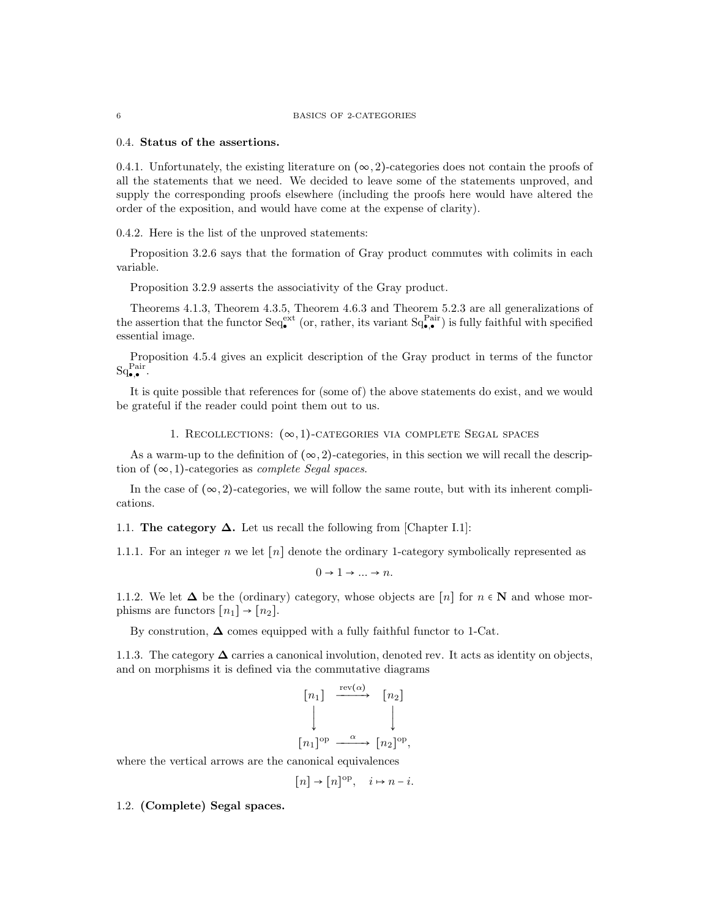### 0.4. **Status of the assertions.**

0.4.1. Unfortunately, the existing literature on $(\infty, 2)$-categories does not contain the proofs of all the statements that we need. We decided to leave some of the statements unproved, and supply the corresponding proofs elsewhere (including the proofs here would have altered the order of the exposition, and would have come at the expense of clarity).

0.4.2. Here is the list of the unproved statements:

Proposition 3.2.6 says that the formation of Gray product commutes with colimits in each variable.

Proposition 3.2.9 asserts the associativity of the Gray product.

Theorems 4.1.3, Theorem 4.3.5, Theorem 4.6.3 and Theorem 5.2.3 are all generalizations of the assertion that the functor $\mathrm{Seq}^{\mathrm{ext}}_\bullet$ (or, rather, its variant $\mathrm{Sq}^{\mathrm{Pair}}_{\bullet,\bullet}$) is fully faithful with specified essential image.

Proposition 4.5.4 gives an explicit description of the Gray product in terms of the functor $\mathrm{Sq}^{\mathrm{Pair}}_{\bullet,\bullet}$.

It is quite possible that references for (some of) the above statements do exist, and we would be grateful if the reader could point them out to us.

## 1. Recollections: $(\infty, 1)$-categories via complete Segal spaces

As a warm-up to the definition of $(\infty, 2)$-categories, in this section we will recall the description of $(\infty, 1)$-categories as *complete Segal spaces*.

In the case of $(\infty, 2)$-categories, we will follow the same route, but with its inherent complications.

### 1.1. **The category $\mathbf{\Delta}$.** Let us recall the following from [Chapter I.1]:

1.1.1. For an integer $n$ we let $[n]$ denote the ordinary 1-category symbolically represented as

$$0 \to 1 \to \ldots \to n.$$

1.1.2. We let $\mathbf{\Delta}$ be the (ordinary) category, whose objects are $[n]$ for $n \in \mathbf{N}$ and whose morphisms are functors $[n_1] \to [n_2]$.

By constrution, $\mathbf{\Delta}$ comes equipped with a fully faithful functor to 1-Cat.

1.1.3. The category $\mathbf{\Delta}$ carries a canonical involution, denoted rev. It acts as identity on objects, and on morphisms it is defined via the commutative diagrams

$$\begin{array}{ccc} [n_1] & \xrightarrow{\mathrm{rev}(\alpha)} & [n_2] \\ \big\downarrow & & \big\downarrow \\ [n_1]^{\mathrm{op}} & \xrightarrow{\alpha} & [n_2]^{\mathrm{op}}, \end{array}$$

where the vertical arrows are the canonical equivalences

$$[n] \to [n]^{\mathrm{op}}, \quad i \mapsto n - i.$$

### 1.2. **(Complete) Segal spaces.**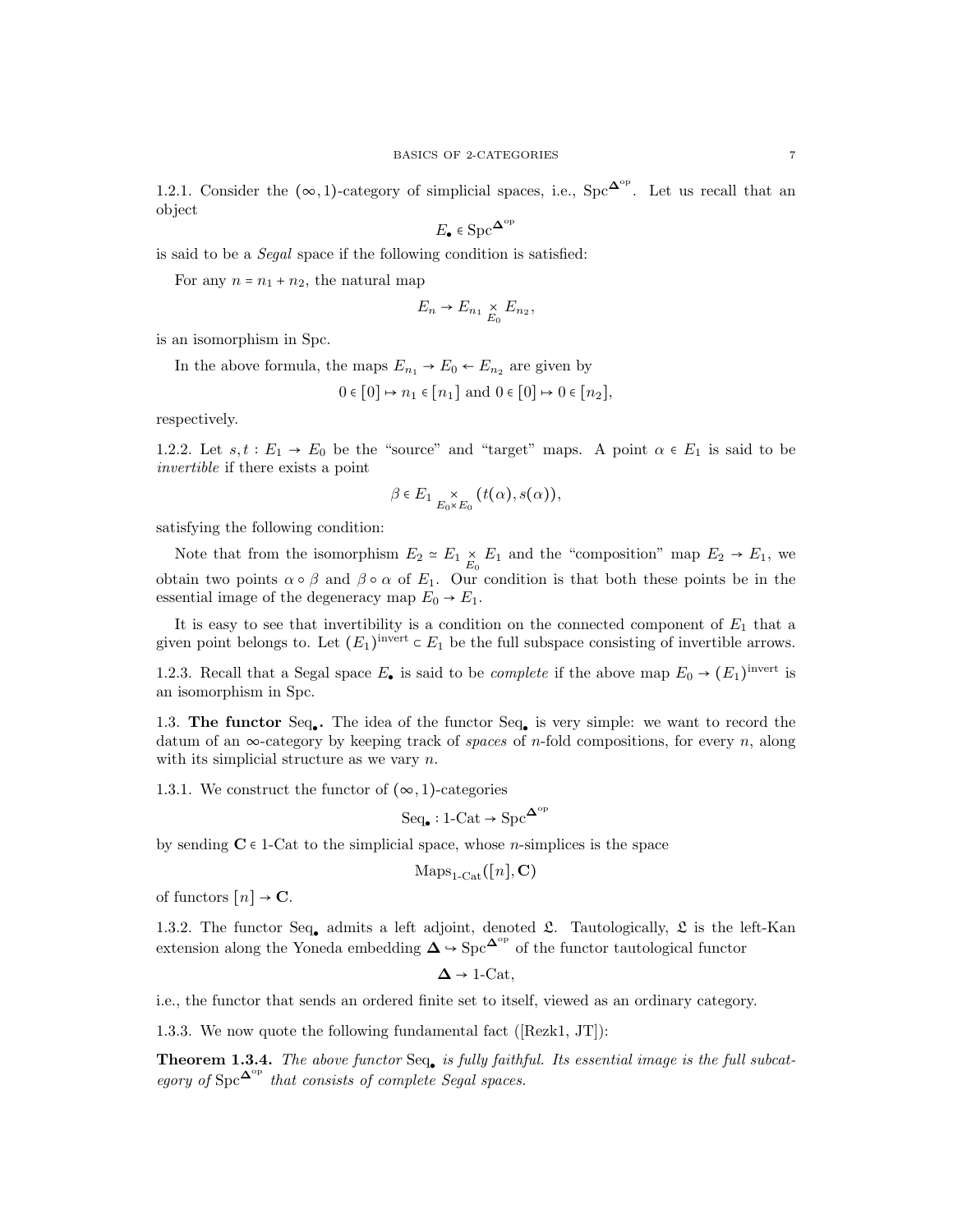1.2.1. Consider the $(\infty,1)$-category of simplicial spaces, i.e., $\mathrm{Spc}^{\mathbf{\Delta}^{\mathrm{op}}}$. Let us recall that an object

$$E_\bullet \in \mathrm{Spc}^{\mathbf{\Delta}^{\mathrm{op}}}$$

is said to be a *Segal* space if the following condition is satisfied:

For any $n = n_1 + n_2$, the natural map

$$E_n \to E_{n_1} \underset{E_0}{\times} E_{n_2},$$

is an isomorphism in Spc.

In the above formula, the maps $E_{n_1} \to E_0 \leftarrow E_{n_2}$ are given by

$$0 \in [0] \mapsto n_1 \in [n_1] \text{ and } 0 \in [0] \mapsto 0 \in [n_2],$$

respectively.

1.2.2. Let $s, t : E_1 \to E_0$ be the "source" and "target" maps. A point $\alpha \in E_1$ is said to be *invertible* if there exists a point

$$\beta \in E_1 \underset{E_0 \times E_0}{\times} (t(\alpha), s(\alpha)),$$

satisfying the following condition:

Note that from the isomorphism $E_2 \simeq E_1 \underset{E_0}{\times} E_1$ and the "composition" map $E_2 \to E_1$, we obtain two points $\alpha \circ \beta$ and $\beta \circ \alpha$ of $E_1$. Our condition is that both these points be in the essential image of the degeneracy map $E_0 \to E_1$.

It is easy to see that invertibility is a condition on the connected component of $E_1$ that a given point belongs to. Let $(E_1)^{\mathrm{invert}} \subset E_1$ be the full subspace consisting of invertible arrows.

1.2.3. Recall that a Segal space $E_\bullet$ is said to be *complete* if the above map $E_0 \to (E_1)^{\mathrm{invert}}$ is an isomorphism in Spc.

## 1.3. The functor $\mathrm{Seq}_\bullet$.

The idea of the functor $\mathrm{Seq}_\bullet$ is very simple: we want to record the datum of an $\infty$-category by keeping track of *spaces* of $n$-fold compositions, for every $n$, along with its simplicial structure as we vary $n$.

1.3.1. We construct the functor of $(\infty,1)$-categories

$$\mathrm{Seq}_\bullet : 1\text{-Cat} \to \mathrm{Spc}^{\mathbf{\Delta}^{\mathrm{op}}}$$

by sending $\mathbf{C} \in 1\text{-Cat}$ to the simplicial space, whose $n$-simplices is the space

$$\mathrm{Maps}_{1\text{-Cat}}([n], \mathbf{C})$$

of functors $[n] \to \mathbf{C}$.

1.3.2. The functor $\mathrm{Seq}_\bullet$ admits a left adjoint, denoted $\mathfrak{L}$. Tautologically, $\mathfrak{L}$ is the left-Kan extension along the Yoneda embedding $\mathbf{\Delta} \hookrightarrow \mathrm{Spc}^{\mathbf{\Delta}^{\mathrm{op}}}$ of the functor tautological functor

$$\mathbf{\Delta} \to 1\text{-Cat},$$

i.e., the functor that sends an ordered finite set to itself, viewed as an ordinary category.

1.3.3. We now quote the following fundamental fact ([Rezk1, JT]):

**Theorem 1.3.4.** *The above functor $\mathrm{Seq}_\bullet$ is fully faithful. Its essential image is the full subcategory of $\mathrm{Spc}^{\mathbf{\Delta}^{\mathrm{op}}}$ that consists of complete Segal spaces.*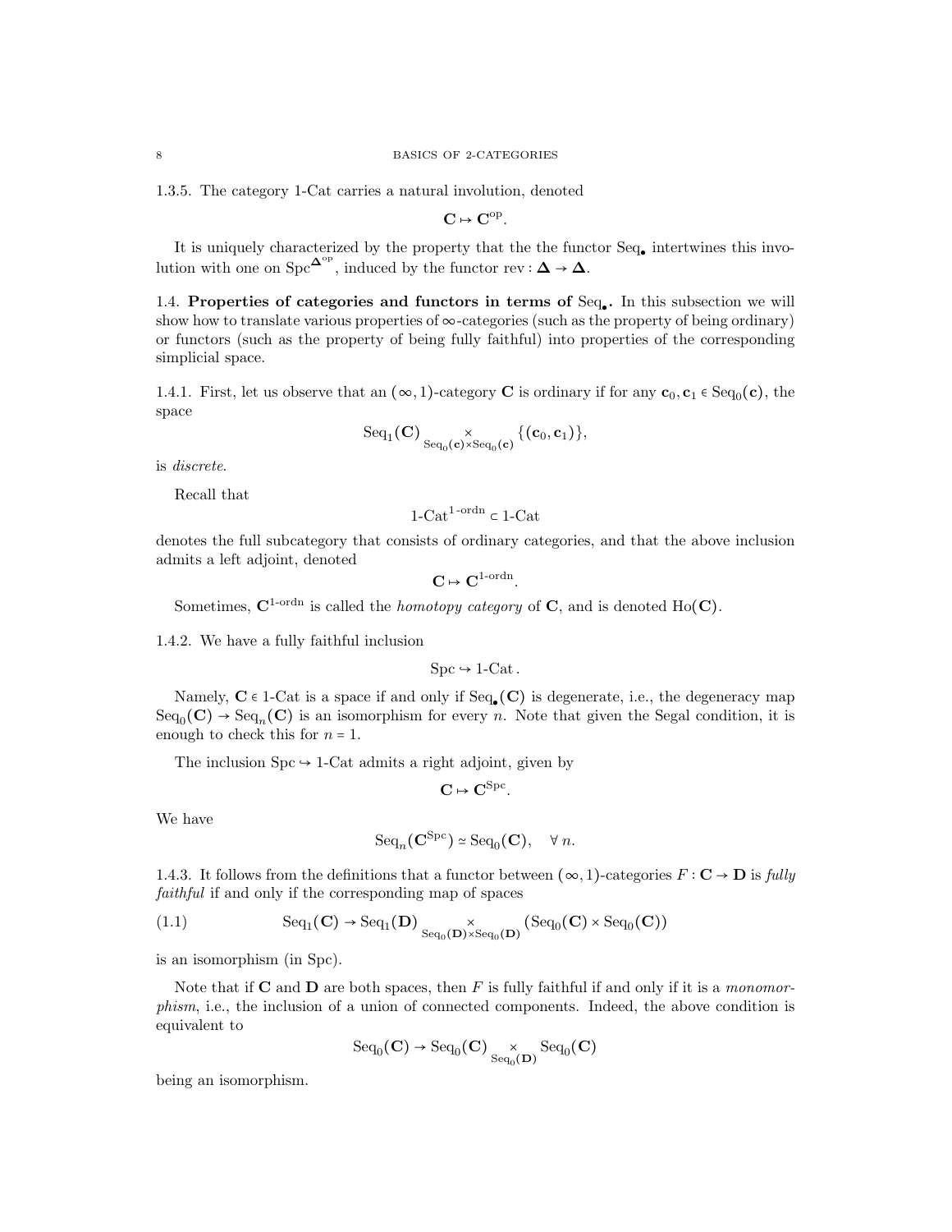1.3.5. The category 1-Cat carries a natural involution, denoted

$$\mathbf{C} \mapsto \mathbf{C}^{\mathrm{op}}.$$

It is uniquely characterized by the property that the the functor $\mathrm{Seq}_\bullet$ intertwines this involution with one on $\mathrm{Spc}^{\mathbf{\Delta}^{\mathrm{op}}}$, induced by the functor $\mathrm{rev} : \mathbf{\Delta} \to \mathbf{\Delta}$.

1.4. **Properties of categories and functors in terms of $\mathrm{Seq}_\bullet$.** In this subsection we will show how to translate various properties of $\infty$-categories (such as the property of being ordinary) or functors (such as the property of being fully faithful) into properties of the corresponding simplicial space.

1.4.1. First, let us observe that an $(\infty,1)$-category $\mathbf{C}$ is ordinary if for any $\mathbf{c}_0, \mathbf{c}_1 \in \mathrm{Seq}_0(\mathbf{c})$, the space

$$\mathrm{Seq}_1(\mathbf{C}) \underset{\mathrm{Seq}_0(\mathbf{c}) \times \mathrm{Seq}_0(\mathbf{c})}{\times} \{(\mathbf{c}_0, \mathbf{c}_1)\},$$

is *discrete*.

Recall that

$$1\text{-}\mathrm{Cat}^{1\text{-ordn}} \subset 1\text{-}\mathrm{Cat}$$

denotes the full subcategory that consists of ordinary categories, and that the above inclusion admits a left adjoint, denoted

$$\mathbf{C} \mapsto \mathbf{C}^{1\text{-ordn}}.$$

Sometimes, $\mathbf{C}^{1\text{-ordn}}$ is called the *homotopy category* of $\mathbf{C}$, and is denoted $\mathrm{Ho}(\mathbf{C})$.

1.4.2. We have a fully faithful inclusion

$$\mathrm{Spc} \hookrightarrow 1\text{-}\mathrm{Cat}.$$

Namely, $\mathbf{C} \in 1\text{-}\mathrm{Cat}$ is a space if and only if $\mathrm{Seq}_\bullet(\mathbf{C})$ is degenerate, i.e., the degeneracy map $\mathrm{Seq}_0(\mathbf{C}) \to \mathrm{Seq}_n(\mathbf{C})$ is an isomorphism for every $n$. Note that given the Segal condition, it is enough to check this for $n = 1$.

The inclusion $\mathrm{Spc} \hookrightarrow 1\text{-}\mathrm{Cat}$ admits a right adjoint, given by

$$\mathbf{C} \mapsto \mathbf{C}^{\mathrm{Spc}}.$$

We have

$$\mathrm{Seq}_n(\mathbf{C}^{\mathrm{Spc}}) \simeq \mathrm{Seq}_0(\mathbf{C}), \quad \forall\, n.$$

1.4.3. It follows from the definitions that a functor between $(\infty,1)$-categories $F : \mathbf{C} \to \mathbf{D}$ is *fully faithful* if and only if the corresponding map of spaces

$$\mathrm{Seq}_1(\mathbf{C}) \to \mathrm{Seq}_1(\mathbf{D}) \underset{\mathrm{Seq}_0(\mathbf{D}) \times \mathrm{Seq}_0(\mathbf{D})}{\times} (\mathrm{Seq}_0(\mathbf{C}) \times \mathrm{Seq}_0(\mathbf{C})) \tag{1.1}$$

is an isomorphism (in Spc).

Note that if $\mathbf{C}$ and $\mathbf{D}$ are both spaces, then $F$ is fully faithful if and only if it is a *monomorphism*, i.e., the inclusion of a union of connected components. Indeed, the above condition is equivalent to

$$\mathrm{Seq}_0(\mathbf{C}) \to \mathrm{Seq}_0(\mathbf{C}) \underset{\mathrm{Seq}_0(\mathbf{D})}{\times} \mathrm{Seq}_0(\mathbf{C})$$

being an isomorphism.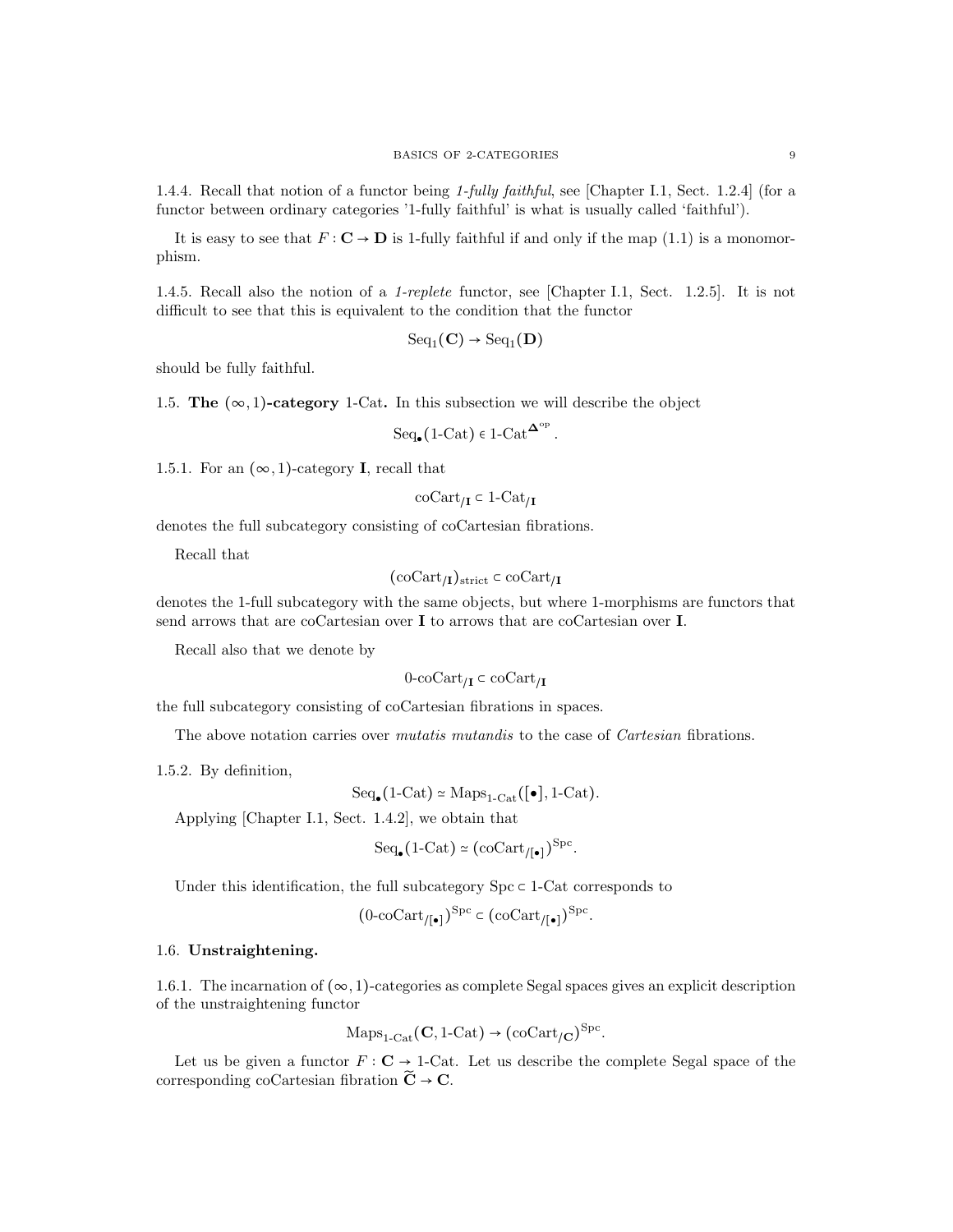1.4.4. Recall that notion of a functor being *1-fully faithful*, see [Chapter I.1, Sect. 1.2.4] (for a functor between ordinary categories '1-fully faithful' is what is usually called 'faithful').

It is easy to see that $F : \mathbf{C} \to \mathbf{D}$ is 1-fully faithful if and only if the map (1.1) is a monomorphism.

1.4.5. Recall also the notion of a *1-replete* functor, see [Chapter I.1, Sect. 1.2.5]. It is not difficult to see that this is equivalent to the condition that the functor

$$\mathrm{Seq}_1(\mathbf{C}) \to \mathrm{Seq}_1(\mathbf{D})$$

should be fully faithful.

1.5. **The $(\infty,1)$-category** 1-Cat**.** In this subsection we will describe the object

$$\mathrm{Seq}_\bullet(\text{1-Cat}) \in \text{1-Cat}^{\mathbf{\Delta}^{\mathrm{op}}}.$$

1.5.1. For an $(\infty,1)$-category $\mathbf{I}$, recall that

$$\mathrm{coCart}_{/\mathbf{I}} \subset \text{1-Cat}_{/\mathbf{I}}$$

denotes the full subcategory consisting of coCartesian fibrations.

Recall that

$$(\mathrm{coCart}_{/\mathbf{I}})_{\mathrm{strict}} \subset \mathrm{coCart}_{/\mathbf{I}}$$

denotes the 1-full subcategory with the same objects, but where 1-morphisms are functors that send arrows that are coCartesian over $\mathbf{I}$ to arrows that are coCartesian over $\mathbf{I}$.

Recall also that we denote by

$$\text{0-coCart}_{/\mathbf{I}} \subset \mathrm{coCart}_{/\mathbf{I}}$$

the full subcategory consisting of coCartesian fibrations in spaces.

The above notation carries over *mutatis mutandis* to the case of *Cartesian* fibrations.

1.5.2. By definition,

$$\mathrm{Seq}_\bullet(\text{1-Cat}) \simeq \mathrm{Maps}_{\text{1-Cat}}([\bullet], \text{1-Cat}).$$

Applying [Chapter I.1, Sect. 1.4.2], we obtain that

$$\mathrm{Seq}_\bullet(\text{1-Cat}) \simeq (\mathrm{coCart}_{/[\bullet]})^{\mathrm{Spc}}.$$

Under this identification, the full subcategory $\mathrm{Spc} \subset \text{1-Cat}$ corresponds to

$$(\text{0-coCart}_{/[\bullet]})^{\mathrm{Spc}} \subset (\mathrm{coCart}_{/[\bullet]})^{\mathrm{Spc}}.$$

1.6. **Unstraightening.**

1.6.1. The incarnation of $(\infty,1)$-categories as complete Segal spaces gives an explicit description of the unstraightening functor

$$\mathrm{Maps}_{\text{1-Cat}}(\mathbf{C}, \text{1-Cat}) \to (\mathrm{coCart}_{/\mathbf{C}})^{\mathrm{Spc}}.$$

Let us be given a functor $F : \mathbf{C} \to \text{1-Cat}$. Let us describe the complete Segal space of the corresponding coCartesian fibration $\widetilde{\mathbf{C}} \to \mathbf{C}$.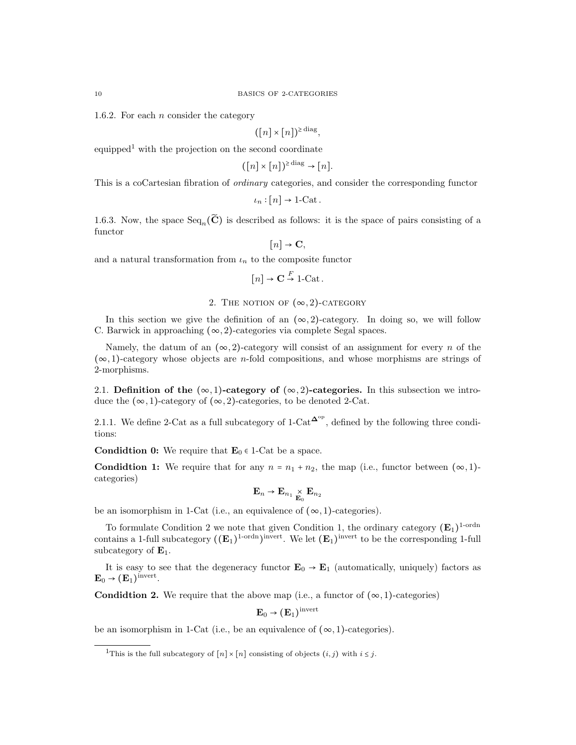1.6.2. For each $n$ consider the category

$$([n] \times [n])^{\geq \mathrm{diag}},$$

equipped[1] with the projection on the second coordinate

$$([n] \times [n])^{\geq \mathrm{diag}} \to [n].$$

This is a coCartesian fibration of *ordinary* categories, and consider the corresponding functor

$$\iota_n : [n] \to \text{1-Cat}.$$

1.6.3. Now, the space $\mathrm{Seq}_n(\widetilde{\mathbf{C}})$ is described as follows: it is the space of pairs consisting of a functor

$$[n] \to \mathbf{C},$$

and a natural transformation from $\iota_n$ to the composite functor

$$[n] \to \mathbf{C} \overset{F}{\to} \text{1-Cat}.$$

## 2. The notion of $(\infty, 2)$-category

In this section we give the definition of an $(\infty, 2)$-category. In doing so, we will follow C. Barwick in approaching $(\infty, 2)$-categories via complete Segal spaces.

Namely, the datum of an $(\infty, 2)$-category will consist of an assignment for every $n$ of the $(\infty, 1)$-category whose objects are $n$-fold compositions, and whose morphisms are strings of 2-morphisms.

### 2.1. Definition of the $(\infty, 1)$-category of $(\infty, 2)$-categories.

In this subsection we introduce the $(\infty, 1)$-category of $(\infty, 2)$-categories, to be denoted 2-Cat.

2.1.1. We define 2-Cat as a full subcategory of $\text{1-Cat}^{\mathbf{\Delta}^{\mathrm{op}}}$, defined by the following three conditions:

**Condidtion 0:** We require that $\mathbf{E}_0 \in$ 1-Cat be a space.

**Condidtion 1:** We require that for any $n = n_1 + n_2$, the map (i.e., functor between $(\infty, 1)$-categories)

$$\mathbf{E}_n \to \mathbf{E}_{n_1} \underset{\mathbf{E}_0}{\times} \mathbf{E}_{n_2}$$

be an isomorphism in 1-Cat (i.e., an equivalence of $(\infty, 1)$-categories).

To formulate Condition 2 we note that given Condition 1, the ordinary category $(\mathbf{E}_1)^{\text{1-ordn}}$ contains a 1-full subcategory $((\mathbf{E}_1)^{\text{1-ordn}})^{\mathrm{invert}}$. We let $(\mathbf{E}_1)^{\mathrm{invert}}$ to be the corresponding 1-full subcategory of $\mathbf{E}_1$.

It is easy to see that the degeneracy functor $\mathbf{E}_0 \to \mathbf{E}_1$ (automatically, uniquely) factors as $\mathbf{E}_0 \to (\mathbf{E}_1)^{\mathrm{invert}}$.

**Condidtion 2.** We require that the above map (i.e., a functor of $(\infty, 1)$-categories)

$$\mathbf{E}_0 \to (\mathbf{E}_1)^{\mathrm{invert}}$$

be an isomorphism in 1-Cat (i.e., be an equivalence of $(\infty, 1)$-categories).

---

[1] This is the full subcategory of $[n] \times [n]$ consisting of objects $(i, j)$ with $i \leq j$.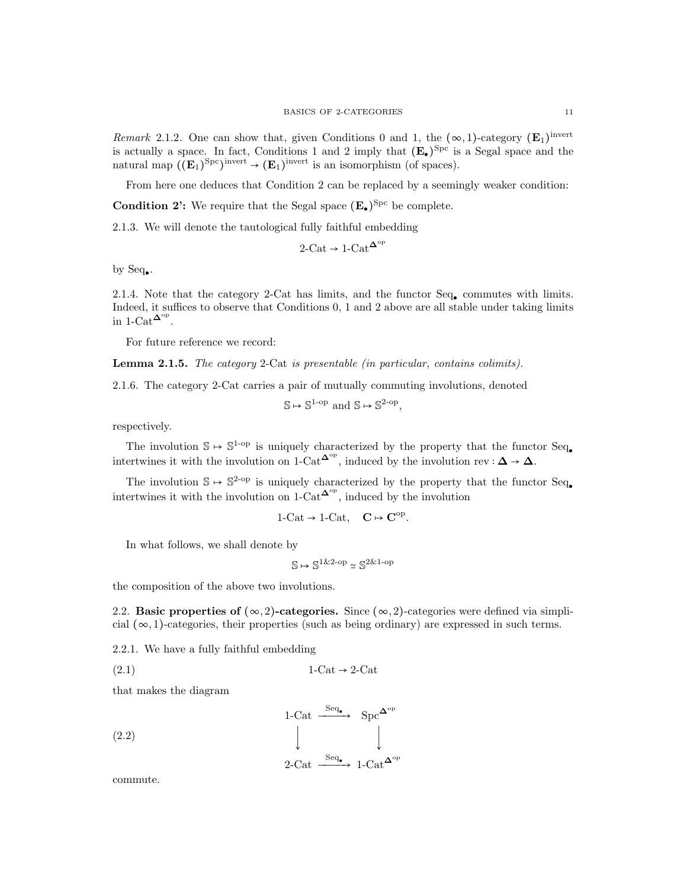*Remark* 2.1.2. One can show that, given Conditions 0 and 1, the $(\infty,1)$-category $(\mathbf{E}_1)^{\text{invert}}$ is actually a space. In fact, Conditions 1 and 2 imply that $(\mathbf{E}_\bullet)^{\text{Spc}}$ is a Segal space and the natural map $((\mathbf{E}_1)^{\text{Spc}})^{\text{invert}} \to (\mathbf{E}_1)^{\text{invert}}$ is an isomorphism (of spaces).

From here one deduces that Condition 2 can be replaced by a seemingly weaker condition:

**Condition 2':** We require that the Segal space $(\mathbf{E}_\bullet)^{\text{Spc}}$ be complete.

2.1.3. We will denote the tautological fully faithful embedding

$$\text{2-Cat} \to \text{1-Cat}^{\mathbf{\Delta}^{\text{op}}}$$

by $\text{Seq}_\bullet$.

2.1.4. Note that the category 2-Cat has limits, and the functor $\text{Seq}_\bullet$ commutes with limits. Indeed, it suffices to observe that Conditions 0, 1 and 2 above are all stable under taking limits in $\text{1-Cat}^{\mathbf{\Delta}^{\text{op}}}$.

For future reference we record:

**Lemma 2.1.5.** *The category* 2-Cat *is presentable (in particular, contains colimits).*

2.1.6. The category 2-Cat carries a pair of mutually commuting involutions, denoted

$$\mathbb{S} \mapsto \mathbb{S}^{\text{1-op}} \text{ and } \mathbb{S} \mapsto \mathbb{S}^{\text{2-op}},$$

respectively.

The involution $\mathbb{S} \mapsto \mathbb{S}^{\text{1-op}}$ is uniquely characterized by the property that the functor $\text{Seq}_\bullet$ intertwines it with the involution on $\text{1-Cat}^{\mathbf{\Delta}^{\text{op}}}$, induced by the involution $\text{rev} : \mathbf{\Delta} \to \mathbf{\Delta}$.

The involution $\mathbb{S} \mapsto \mathbb{S}^{\text{2-op}}$ is uniquely characterized by the property that the functor $\text{Seq}_\bullet$ intertwines it with the involution on $\text{1-Cat}^{\mathbf{\Delta}^{\text{op}}}$, induced by the involution

$$\text{1-Cat} \to \text{1-Cat}, \quad \mathbf{C} \mapsto \mathbf{C}^{\text{op}}.$$

In what follows, we shall denote by

$$\mathbb{S} \mapsto \mathbb{S}^{\text{1\&2-op}} \simeq \mathbb{S}^{\text{2\&1-op}}$$

the composition of the above two involutions.

## 2.2. Basic properties of $(\infty,2)$-categories.

Since $(\infty,2)$-categories were defined via simplicial $(\infty,1)$-categories, their properties (such as being ordinary) are expressed in such terms.

2.2.1. We have a fully faithful embedding

$$\text{1-Cat} \to \text{2-Cat} \tag{2.1}$$

that makes the diagram

$$\begin{array}{ccc} \text{1-Cat} & \xrightarrow{\text{Seq}_\bullet} & \text{Spc}^{\mathbf{\Delta}^{\text{op}}} \\ \downarrow & & \downarrow \\ \text{2-Cat} & \xrightarrow{\text{Seq}_\bullet} & \text{1-Cat}^{\mathbf{\Delta}^{\text{op}}} \end{array} \tag{2.2}$$

commute.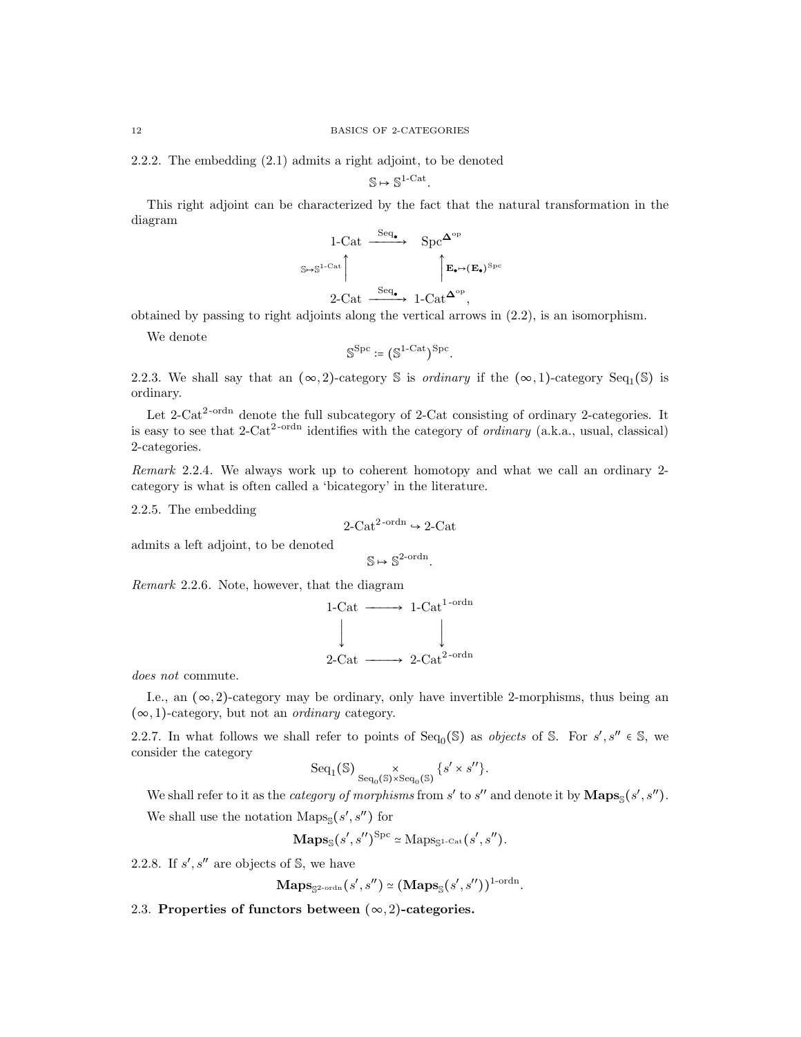2.2.2. The embedding (2.1) admits a right adjoint, to be denoted

$$\mathbb{S} \mapsto \mathbb{S}^{\text{1-Cat}}.$$

This right adjoint can be characterized by the fact that the natural transformation in the diagram

$$\begin{array}{ccc} \text{1-Cat} & \xrightarrow{\text{Seq}_\bullet} & \text{Spc}^{\mathbf{\Delta}^{\text{op}}} \\ {\scriptstyle \mathbb{S}\mapsto\mathbb{S}^{\text{1-Cat}}}\uparrow & & \uparrow{\scriptstyle \mathbf{E}_\bullet\mapsto(\mathbf{E}_\bullet)^{\text{Spc}}} \\ \text{2-Cat} & \xrightarrow{\text{Seq}_\bullet} & \text{1-Cat}^{\mathbf{\Delta}^{\text{op}}}, \end{array}$$

obtained by passing to right adjoints along the vertical arrows in (2.2), is an isomorphism.

We denote

$$\mathbb{S}^{\text{Spc}} := (\mathbb{S}^{\text{1-Cat}})^{\text{Spc}}.$$

2.2.3. We shall say that an $(\infty, 2)$-category $\mathbb{S}$ is *ordinary* if the $(\infty, 1)$-category $\text{Seq}_1(\mathbb{S})$ is ordinary.

Let $\text{2-Cat}^{\text{2-ordn}}$ denote the full subcategory of 2-Cat consisting of ordinary 2-categories. It is easy to see that $\text{2-Cat}^{\text{2-ordn}}$ identifies with the category of *ordinary* (a.k.a., usual, classical) 2-categories.

*Remark* 2.2.4. We always work up to coherent homotopy and what we call an ordinary 2-category is what is often called a 'bicategory' in the literature.

2.2.5. The embedding

$$\text{2-Cat}^{\text{2-ordn}} \hookrightarrow \text{2-Cat}$$

admits a left adjoint, to be denoted

$$\mathbb{S} \mapsto \mathbb{S}^{\text{2-ordn}}.$$

*Remark* 2.2.6. Note, however, that the diagram

$$\begin{array}{ccc} \text{1-Cat} & \longrightarrow & \text{1-Cat}^{\text{1-ordn}} \\ \downarrow & & \downarrow \\ \text{2-Cat} & \longrightarrow & \text{2-Cat}^{\text{2-ordn}} \end{array}$$

*does not* commute.

I.e., an $(\infty, 2)$-category may be ordinary, only have invertible 2-morphisms, thus being an $(\infty, 1)$-category, but not an *ordinary* category.

2.2.7. In what follows we shall refer to points of $\text{Seq}_0(\mathbb{S})$ as *objects* of $\mathbb{S}$. For $s', s'' \in \mathbb{S}$, we consider the category

$$\text{Seq}_1(\mathbb{S}) \underset{\text{Seq}_0(\mathbb{S})\times\text{Seq}_0(\mathbb{S})}{\times} \{s' \times s''\}.$$

We shall refer to it as the *category of morphisms* from $s'$ to $s''$ and denote it by $\mathbf{Maps}_{\mathbb{S}}(s', s'')$.

We shall use the notation $\text{Maps}_{\mathbb{S}}(s', s'')$ for

$$\mathbf{Maps}_{\mathbb{S}}(s', s'')^{\text{Spc}} \simeq \text{Maps}_{\mathbb{S}^{\text{1-Cat}}}(s', s'').$$

2.2.8. If $s', s''$ are objects of $\mathbb{S}$, we have

$$\mathbf{Maps}_{\mathbb{S}^{\text{2-ordn}}}(s', s'') \simeq (\mathbf{Maps}_{\mathbb{S}}(s', s''))^{\text{1-ordn}}.$$

## 2.3. **Properties of functors between $(\infty, 2)$-categories.**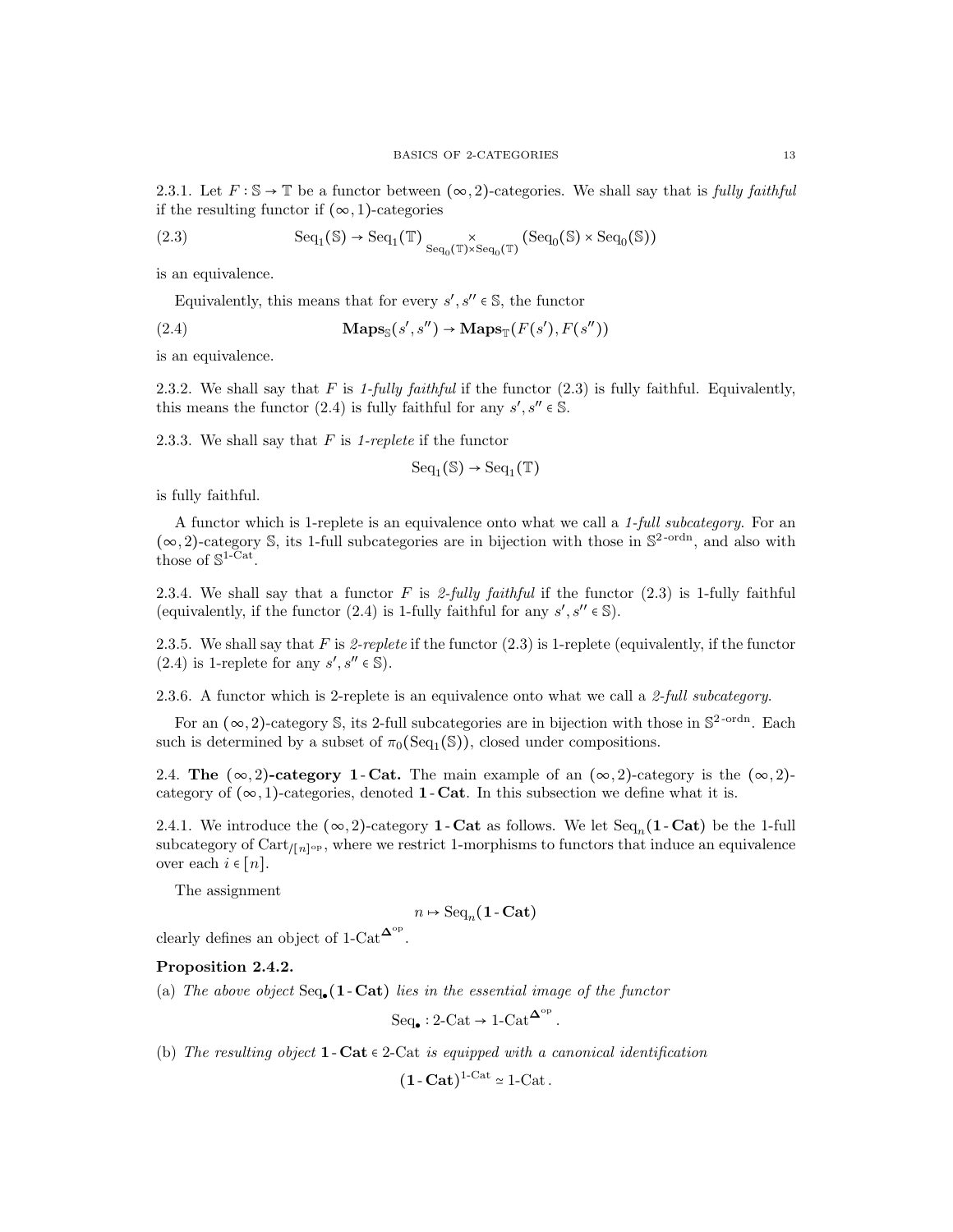2.3.1. Let $F : \mathbb{S} \to \mathbb{T}$ be a functor between $(\infty, 2)$-categories. We shall say that is *fully faithful* if the resulting functor if $(\infty, 1)$-categories

$$\operatorname{Seq}_1(\mathbb{S}) \to \operatorname{Seq}_1(\mathbb{T}) \underset{\operatorname{Seq}_0(\mathbb{T})\times\operatorname{Seq}_0(\mathbb{T})}{\times} (\operatorname{Seq}_0(\mathbb{S}) \times \operatorname{Seq}_0(\mathbb{S})) \tag{2.3}$$

is an equivalence.

Equivalently, this means that for every $s', s'' \in \mathbb{S}$, the functor

$$\mathbf{Maps}_{\mathbb{S}}(s', s'') \to \mathbf{Maps}_{\mathbb{T}}(F(s'), F(s'')) \tag{2.4}$$

is an equivalence.

2.3.2. We shall say that $F$ is *1-fully faithful* if the functor (2.3) is fully faithful. Equivalently, this means the functor (2.4) is fully faithful for any $s', s'' \in \mathbb{S}$.

2.3.3. We shall say that $F$ is *1-replete* if the functor

$$\operatorname{Seq}_1(\mathbb{S}) \to \operatorname{Seq}_1(\mathbb{T})$$

is fully faithful.

A functor which is 1-replete is an equivalence onto what we call a *1-full subcategory*. For an $(\infty, 2)$-category $\mathbb{S}$, its 1-full subcategories are in bijection with those in $\mathbb{S}^{2\text{-ordn}}$, and also with those of $\mathbb{S}^{1\text{-Cat}}$.

2.3.4. We shall say that a functor $F$ is *2-fully faithful* if the functor (2.3) is 1-fully faithful (equivalently, if the functor (2.4) is 1-fully faithful for any $s', s'' \in \mathbb{S}$).

2.3.5. We shall say that $F$ is *2-replete* if the functor (2.3) is 1-replete (equivalently, if the functor (2.4) is 1-replete for any $s', s'' \in \mathbb{S}$).

2.3.6. A functor which is 2-replete is an equivalence onto what we call a *2-full subcategory*.

For an $(\infty, 2)$-category $\mathbb{S}$, its 2-full subcategories are in bijection with those in $\mathbb{S}^{2\text{-ordn}}$. Each such is determined by a subset of $\pi_0(\operatorname{Seq}_1(\mathbb{S}))$, closed under compositions.

2.4. **The $(\infty, 2)$-category $\mathbf{1\text{-}Cat}$.** The main example of an $(\infty, 2)$-category is the $(\infty, 2)$-category of $(\infty, 1)$-categories, denoted $\mathbf{1\text{-}Cat}$. In this subsection we define what it is.

2.4.1. We introduce the $(\infty, 2)$-category $\mathbf{1\text{-}Cat}$ as follows. We let $\operatorname{Seq}_n(\mathbf{1\text{-}Cat})$ be the 1-full subcategory of $\operatorname{Cart}_{/[n]^{\mathrm{op}}}$, where we restrict 1-morphisms to functors that induce an equivalence over each $i \in [n]$.

The assignment

$$n \mapsto \operatorname{Seq}_n(\mathbf{1\text{-}Cat})$$

clearly defines an object of $\text{1-Cat}^{\mathbf{\Delta}^{\mathrm{op}}}$.

**Proposition 2.4.2.**

(a) *The above object* $\operatorname{Seq}_\bullet(\mathbf{1\text{-}Cat})$ *lies in the essential image of the functor*

$$\operatorname{Seq}_\bullet : \text{2-Cat} \to \text{1-Cat}^{\mathbf{\Delta}^{\mathrm{op}}}.$$

(b) *The resulting object* $\mathbf{1\text{-}Cat} \in \text{2-Cat}$ *is equipped with a canonical identification*

$$(\mathbf{1\text{-}Cat})^{\text{1-Cat}} \simeq \text{1-Cat}.$$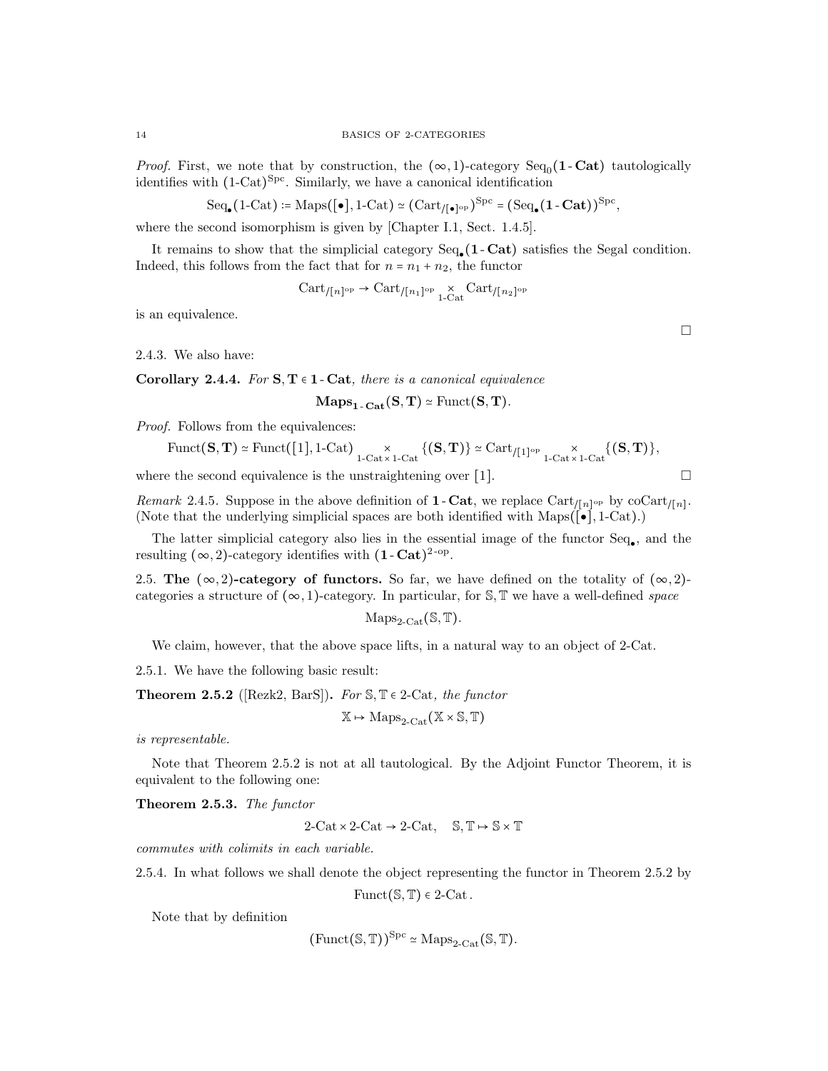*Proof.* First, we note that by construction, the $(\infty,1)$-category $\mathrm{Seq}_0(\mathbf{1\text{-}Cat})$ tautologically identifies with $(1\text{-Cat})^{\mathrm{Spc}}$. Similarly, we have a canonical identification

$$\mathrm{Seq}_\bullet(1\text{-Cat}) := \mathrm{Maps}([\bullet], 1\text{-Cat}) \simeq (\mathrm{Cart}_{/[\bullet]^{\mathrm{op}}})^{\mathrm{Spc}} = (\mathrm{Seq}_\bullet(\mathbf{1\text{-}Cat}))^{\mathrm{Spc}},$$

where the second isomorphism is given by [Chapter I.1, Sect. 1.4.5].

It remains to show that the simplicial category $\mathrm{Seq}_\bullet(\mathbf{1\text{-}Cat})$ satisfies the Segal condition. Indeed, this follows from the fact that for $n = n_1 + n_2$, the functor

$$\mathrm{Cart}_{/[n]^{\mathrm{op}}} \to \mathrm{Cart}_{/[n_1]^{\mathrm{op}}} \underset{1\text{-Cat}}{\times} \mathrm{Cart}_{/[n_2]^{\mathrm{op}}}$$

is an equivalence.

□

2.4.3. We also have:

**Corollary 2.4.4.** *For $\mathbf{S}, \mathbf{T} \in \mathbf{1\text{-}Cat}$, there is a canonical equivalence*

$$\mathbf{Maps_{1\text{-}Cat}}(\mathbf{S}, \mathbf{T}) \simeq \mathrm{Funct}(\mathbf{S}, \mathbf{T}).$$

*Proof.* Follows from the equivalences:

$$\mathrm{Funct}(\mathbf{S}, \mathbf{T}) \simeq \mathrm{Funct}([1], 1\text{-Cat}) \underset{1\text{-Cat} \times 1\text{-Cat}}{\times} \{(\mathbf{S}, \mathbf{T})\} \simeq \mathrm{Cart}_{/[1]^{\mathrm{op}}} \underset{1\text{-Cat} \times 1\text{-Cat}}{\times} \{(\mathbf{S}, \mathbf{T})\},$$

where the second equivalence is the unstraightening over $[1]$. □

*Remark* 2.4.5. Suppose in the above definition of $\mathbf{1\text{-}Cat}$, we replace $\mathrm{Cart}_{/[n]^{\mathrm{op}}}$ by $\mathrm{coCart}_{/[n]}$. (Note that the underlying simplicial spaces are both identified with $\mathrm{Maps}([\bullet], 1\text{-Cat})$.)

The latter simplicial category also lies in the essential image of the functor $\mathrm{Seq}_\bullet$, and the resulting $(\infty,2)$-category identifies with $(\mathbf{1\text{-}Cat})^{2\text{-op}}$.

2.5. **The $(\infty,2)$-category of functors.** So far, we have defined on the totality of $(\infty,2)$-categories a structure of $(\infty,1)$-category. In particular, for $\mathbb{S}, \mathbb{T}$ we have a well-defined *space*

$$\mathrm{Maps}_{2\text{-Cat}}(\mathbb{S}, \mathbb{T}).$$

We claim, however, that the above space lifts, in a natural way to an object of 2-Cat.

2.5.1. We have the following basic result:

**Theorem 2.5.2** ([Rezk2, BarS])**.** *For $\mathbb{S}, \mathbb{T} \in$ 2-Cat, the functor*

$$\mathbb{X} \mapsto \mathrm{Maps}_{2\text{-Cat}}(\mathbb{X} \times \mathbb{S}, \mathbb{T})$$

*is representable.*

Note that Theorem 2.5.2 is not at all tautological. By the Adjoint Functor Theorem, it is equivalent to the following one:

**Theorem 2.5.3.** *The functor*

$$2\text{-Cat} \times 2\text{-Cat} \to 2\text{-Cat}, \quad \mathbb{S}, \mathbb{T} \mapsto \mathbb{S} \times \mathbb{T}$$

*commutes with colimits in each variable.*

2.5.4. In what follows we shall denote the object representing the functor in Theorem 2.5.2 by

$$\mathrm{Funct}(\mathbb{S}, \mathbb{T}) \in 2\text{-Cat}.$$

Note that by definition

$$(\mathrm{Funct}(\mathbb{S}, \mathbb{T}))^{\mathrm{Spc}} \simeq \mathrm{Maps}_{2\text{-Cat}}(\mathbb{S}, \mathbb{T}).$$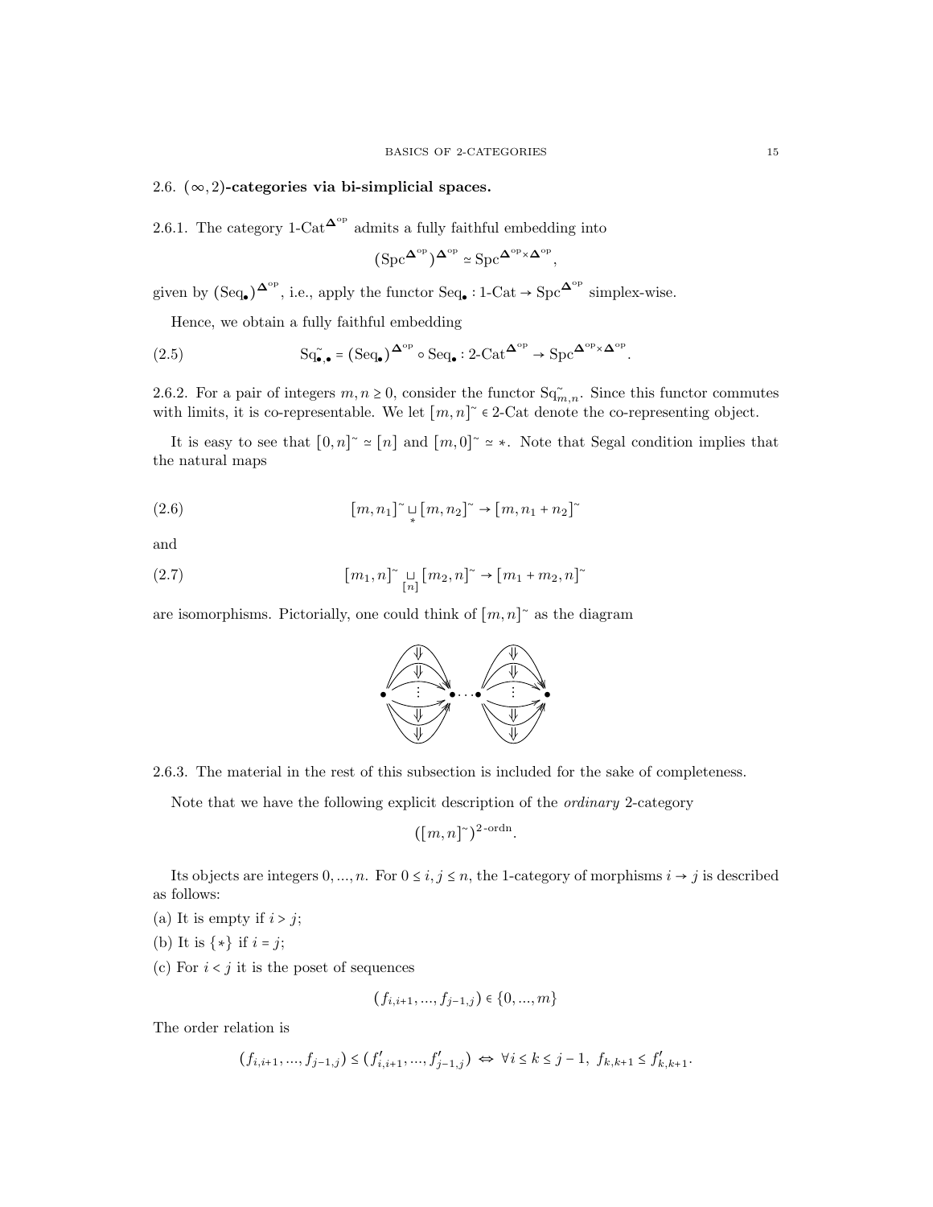## 2.6. $(\infty, 2)$-categories via bi-simplicial spaces.

2.6.1. The category $1\text{-Cat}^{\mathbf{\Delta}^{\text{op}}}$ admits a fully faithful embedding into

$$(\text{Spc}^{\mathbf{\Delta}^{\text{op}}})^{\mathbf{\Delta}^{\text{op}}} \simeq \text{Spc}^{\mathbf{\Delta}^{\text{op}} \times \mathbf{\Delta}^{\text{op}}},$$

given by $(\text{Seq}_\bullet)^{\mathbf{\Delta}^{\text{op}}}$, i.e., apply the functor $\text{Seq}_\bullet : 1\text{-Cat} \to \text{Spc}^{\mathbf{\Delta}^{\text{op}}}$ simplex-wise.

Hence, we obtain a fully faithful embedding

$$\text{Sq}^{\sim}_{\bullet,\bullet} = (\text{Seq}_\bullet)^{\mathbf{\Delta}^{\text{op}}} \circ \text{Seq}_\bullet : 2\text{-Cat}^{\mathbf{\Delta}^{\text{op}}} \to \text{Spc}^{\mathbf{\Delta}^{\text{op}} \times \mathbf{\Delta}^{\text{op}}}. \tag{2.5}$$

2.6.2. For a pair of integers $m, n \geq 0$, consider the functor $\text{Sq}^{\sim}_{m,n}$. Since this functor commutes with limits, it is co-representable. We let $[m,n]^{\sim} \in 2\text{-Cat}$ denote the co-representing object.

It is easy to see that $[0,n]^{\sim} \simeq [n]$ and $[m,0]^{\sim} \simeq *$. Note that Segal condition implies that the natural maps

$$[m, n_1]^{\sim} \underset{*}{\sqcup} [m, n_2]^{\sim} \to [m, n_1 + n_2]^{\sim} \tag{2.6}$$

and

$$[m_1, n]^{\sim} \underset{[n]}{\sqcup} [m_2, n]^{\sim} \to [m_1 + m_2, n]^{\sim} \tag{2.7}$$

are isomorphisms. Pictorially, one could think of $[m,n]^{\sim}$ as the diagram

2.6.3. The material in the rest of this subsection is included for the sake of completeness.

Note that we have the following explicit description of the *ordinary* 2-category

$$([m,n]^{\sim})^{2\text{-ordn}}.$$

Its objects are integers $0, ..., n$. For $0 \leq i, j \leq n$, the 1-category of morphisms $i \to j$ is described as follows:

(a) It is empty if $i > j$;

(b) It is $\{*\}$ if $i = j$;

(c) For $i < j$ it is the poset of sequences

$$(f_{i,i+1}, ..., f_{j-1,j}) \in \{0, ..., m\}$$

The order relation is

$$(f_{i,i+1}, ..., f_{j-1,j}) \leq (f'_{i,i+1}, ..., f'_{j-1,j}) \Leftrightarrow \forall i \leq k \leq j-1,\ f_{k,k+1} \leq f'_{k,k+1}.$$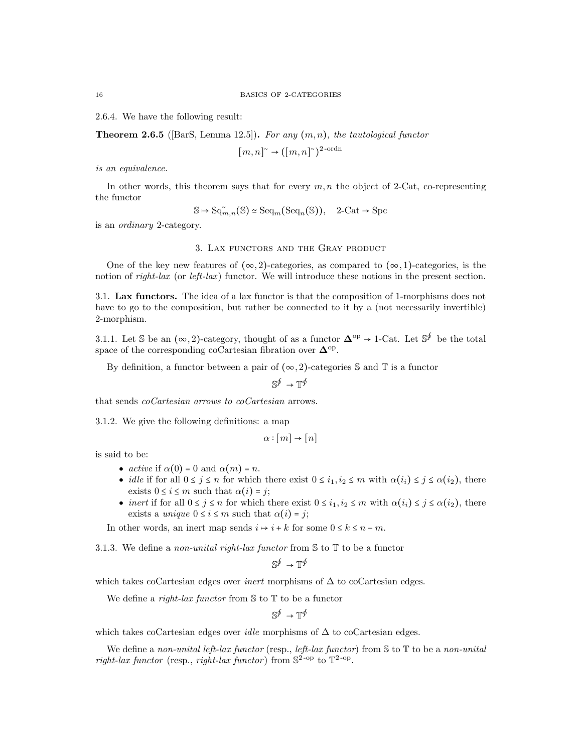2.6.4. We have the following result:

**Theorem 2.6.5** ([BarS, Lemma 12.5])**.** *For any $(m,n)$, the tautological functor*

$$[m,n]^{\sim} \to ([m,n]^{\sim})^{2\text{-ordn}}$$

*is an equivalence.*

In other words, this theorem says that for every $m,n$ the object of 2-Cat, co-representing the functor

$$\mathbb{S} \mapsto \mathrm{Sq}^{\sim}_{m,n}(\mathbb{S}) \simeq \mathrm{Seq}_m(\mathrm{Seq}_n(\mathbb{S})), \quad 2\text{-Cat} \to \mathrm{Spc}$$

is an *ordinary* 2-category.

## 3. Lax functors and the Gray product

One of the key new features of $(\infty,2)$-categories, as compared to $(\infty,1)$-categories, is the notion of *right-lax* (or *left-lax*) functor. We will introduce these notions in the present section.

### 3.1. Lax functors.

The idea of a lax functor is that the composition of 1-morphisms does not have to go to the composition, but rather be connected to it by a (not necessarily invertible) 2-morphism.

3.1.1. Let $\mathbb{S}$ be an $(\infty,2)$-category, thought of as a functor $\mathbf{\Delta}^{\mathrm{op}} \to 1\text{-Cat}$. Let $\mathbb{S}^{\oint}$ be the total space of the corresponding coCartesian fibration over $\mathbf{\Delta}^{\mathrm{op}}$.

By definition, a functor between a pair of $(\infty,2)$-categories $\mathbb{S}$ and $\mathbb{T}$ is a functor

$$\mathbb{S}^{\oint} \to \mathbb{T}^{\oint}$$

that sends *coCartesian arrows to coCartesian* arrows.

3.1.2. We give the following definitions: a map

$$\alpha : [m] \to [n]$$

is said to be:

- *active* if $\alpha(0) = 0$ and $\alpha(m) = n$.
- *idle* if for all $0 \leq j \leq n$ for which there exist $0 \leq i_1, i_2 \leq m$ with $\alpha(i_i) \leq j \leq \alpha(i_2)$, there exists $0 \leq i \leq m$ such that $\alpha(i) = j$;
- *inert* if for all $0 \leq j \leq n$ for which there exist $0 \leq i_1, i_2 \leq m$ with $\alpha(i_i) \leq j \leq \alpha(i_2)$, there exists a *unique* $0 \leq i \leq m$ such that $\alpha(i) = j$;

In other words, an inert map sends $i \mapsto i + k$ for some $0 \leq k \leq n - m$.

3.1.3. We define a *non-unital right-lax functor* from $\mathbb{S}$ to $\mathbb{T}$ to be a functor

$$\mathbb{S}^{\oint} \to \mathbb{T}^{\oint}$$

which takes coCartesian edges over *inert* morphisms of $\Delta$ to coCartesian edges.

We define a *right-lax functor* from $\mathbb{S}$ to $\mathbb{T}$ to be a functor

$$\mathbb{S}^{\oint} \to \mathbb{T}^{\oint}$$

which takes coCartesian edges over *idle* morphisms of $\Delta$ to coCartesian edges.

We define a *non-unital left-lax functor* (resp., *left-lax functor*) from $\mathbb{S}$ to $\mathbb{T}$ to be a *non-unital right-lax functor* (resp., *right-lax functor*) from $\mathbb{S}^{2\text{-op}}$ to $\mathbb{T}^{2\text{-op}}$.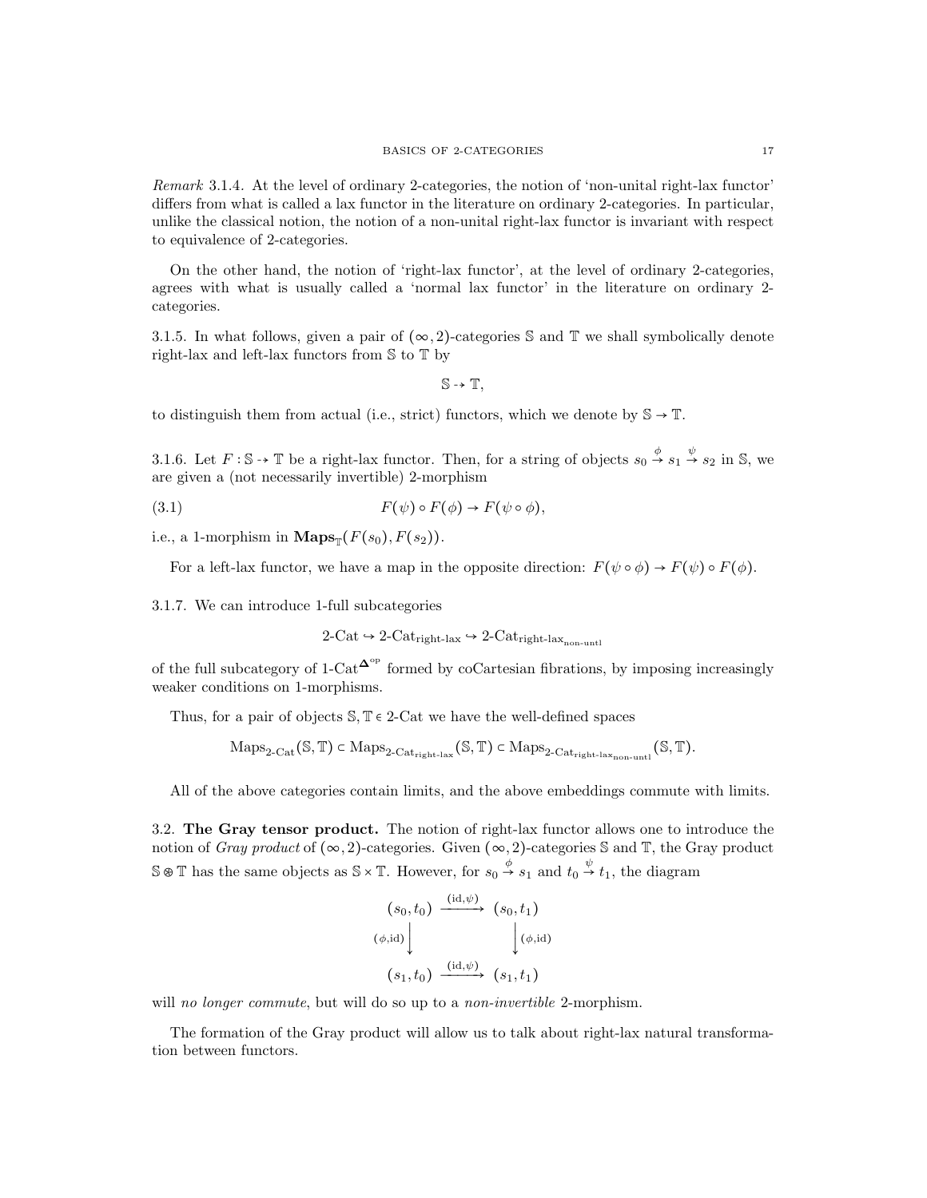*Remark* 3.1.4. At the level of ordinary 2-categories, the notion of 'non-unital right-lax functor' differs from what is called a lax functor in the literature on ordinary 2-categories. In particular, unlike the classical notion, the notion of a non-unital right-lax functor is invariant with respect to equivalence of 2-categories.

On the other hand, the notion of 'right-lax functor', at the level of ordinary 2-categories, agrees with what is usually called a 'normal lax functor' in the literature on ordinary 2-categories.

3.1.5. In what follows, given a pair of $(\infty,2)$-categories $\mathbb{S}$ and $\mathbb{T}$ we shall symbolically denote right-lax and left-lax functors from $\mathbb{S}$ to $\mathbb{T}$ by

$$\mathbb{S} \dashrightarrow \mathbb{T},$$

to distinguish them from actual (i.e., strict) functors, which we denote by $\mathbb{S} \to \mathbb{T}$.

3.1.6. Let $F : \mathbb{S} \dashrightarrow \mathbb{T}$ be a right-lax functor. Then, for a string of objects $s_0 \overset{\phi}{\to} s_1 \overset{\psi}{\to} s_2$ in $\mathbb{S}$, we are given a (not necessarily invertible) 2-morphism

$$F(\psi) \circ F(\phi) \to F(\psi \circ \phi), \tag{3.1}$$

i.e., a 1-morphism in $\mathbf{Maps}_{\mathbb{T}}(F(s_0), F(s_2))$.

For a left-lax functor, we have a map in the opposite direction: $F(\psi \circ \phi) \to F(\psi) \circ F(\phi)$.

3.1.7. We can introduce 1-full subcategories

$$\text{2-Cat} \hookrightarrow \text{2-Cat}_{\text{right-lax}} \hookrightarrow \text{2-Cat}_{\text{right-lax}_{\text{non-untl}}}$$

of the full subcategory of $\text{1-Cat}^{\mathbf{\Delta}^{\text{op}}}$ formed by coCartesian fibrations, by imposing increasingly weaker conditions on 1-morphisms.

Thus, for a pair of objects $\mathbb{S}, \mathbb{T} \in \text{2-Cat}$ we have the well-defined spaces

$$\text{Maps}_{\text{2-Cat}}(\mathbb{S}, \mathbb{T}) \subset \text{Maps}_{\text{2-Cat}_{\text{right-lax}}}(\mathbb{S}, \mathbb{T}) \subset \text{Maps}_{\text{2-Cat}_{\text{right-lax}_{\text{non-untl}}}}(\mathbb{S}, \mathbb{T}).$$

All of the above categories contain limits, and the above embeddings commute with limits.

## 3.2. The Gray tensor product.

The notion of right-lax functor allows one to introduce the notion of *Gray product* of $(\infty,2)$-categories. Given $(\infty,2)$-categories $\mathbb{S}$ and $\mathbb{T}$, the Gray product $\mathbb{S} \circledast \mathbb{T}$ has the same objects as $\mathbb{S} \times \mathbb{T}$. However, for $s_0 \overset{\phi}{\to} s_1$ and $t_0 \overset{\psi}{\to} t_1$, the diagram

$$\begin{array}{ccc} (s_0, t_0) & \xrightarrow{(\text{id}, \psi)} & (s_0, t_1) \\ {\scriptstyle (\phi, \text{id})}\downarrow & & \downarrow{\scriptstyle (\phi, \text{id})} \\ (s_1, t_0) & \xrightarrow{(\text{id}, \psi)} & (s_1, t_1) \end{array}$$

will *no longer commute*, but will do so up to a *non-invertible* 2-morphism.

The formation of the Gray product will allow us to talk about right-lax natural transformation between functors.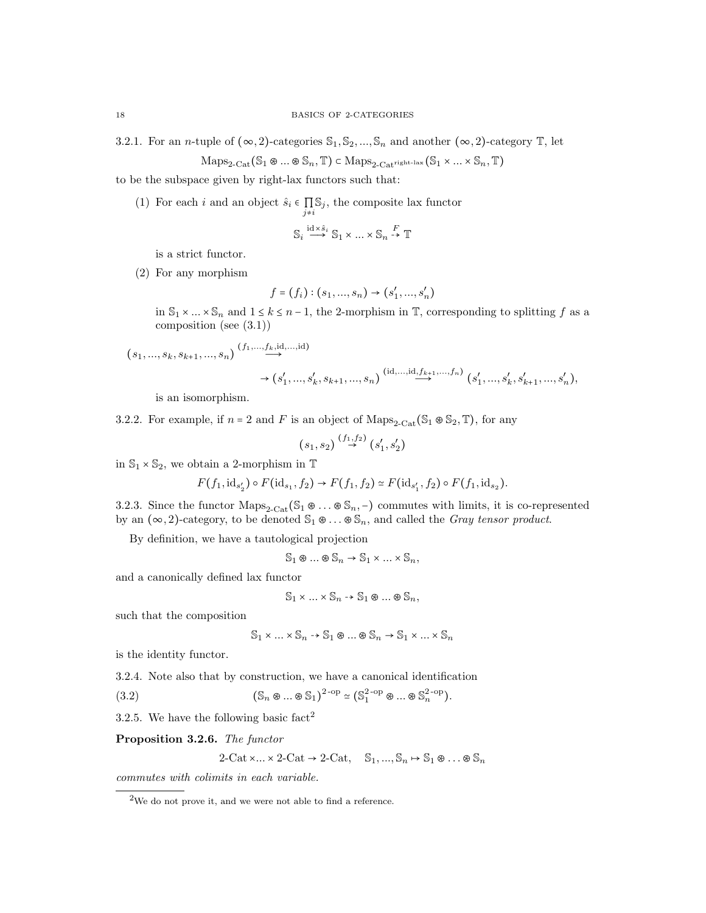3.2.1. For an $n$-tuple of $(\infty,2)$-categories $\mathbb{S}_1, \mathbb{S}_2, ..., \mathbb{S}_n$ and another $(\infty,2)$-category $\mathbb{T}$, let

$$\mathrm{Maps}_{2\text{-Cat}}(\mathbb{S}_1 \circledast ... \circledast \mathbb{S}_n, \mathbb{T}) \subset \mathrm{Maps}_{2\text{-Cat}^{\text{right-lax}}}(\mathbb{S}_1 \times ... \times \mathbb{S}_n, \mathbb{T})$$

to be the subspace given by right-lax functors such that:

(1) For each $i$ and an object $\hat{s}_i \in \prod\limits_{j \neq i} \mathbb{S}_j$, the composite lax functor

$$\mathbb{S}_i \overset{\mathrm{id}\times \hat{s}_i}{\longrightarrow} \mathbb{S}_1 \times ... \times \mathbb{S}_n \overset{F}{\dashrightarrow} \mathbb{T}$$

is a strict functor.

(2) For any morphism

$$f = (f_i) : (s_1, ..., s_n) \to (s_1', ..., s_n')$$

in $\mathbb{S}_1 \times ... \times \mathbb{S}_n$ and $1 \leq k \leq n-1$, the 2-morphism in $\mathbb{T}$, corresponding to splitting $f$ as a composition (see (3.1))

$$(s_1, ..., s_k, s_{k+1}, ..., s_n) \overset{(f_1,...,f_k,\mathrm{id},...,\mathrm{id})}{\longrightarrow}$$
$$\to (s_1', ..., s_k', s_{k+1}, ..., s_n) \overset{(\mathrm{id},...,\mathrm{id},f_{k+1},...,f_n)}{\longrightarrow} (s_1', ..., s_k', s_{k+1}', ..., s_n'),$$

is an isomorphism.

3.2.2. For example, if $n = 2$ and $F$ is an object of $\mathrm{Maps}_{2\text{-Cat}}(\mathbb{S}_1 \circledast \mathbb{S}_2, \mathbb{T})$, for any

$$(s_1, s_2) \overset{(f_1,f_2)}{\to} (s_1', s_2')$$

in $\mathbb{S}_1 \times \mathbb{S}_2$, we obtain a 2-morphism in $\mathbb{T}$

$$F(f_1, \mathrm{id}_{s_2'}) \circ F(\mathrm{id}_{s_1}, f_2) \to F(f_1, f_2) \simeq F(\mathrm{id}_{s_1'}, f_2) \circ F(f_1, \mathrm{id}_{s_2}).$$

3.2.3. Since the functor $\mathrm{Maps}_{2\text{-Cat}}(\mathbb{S}_1 \circledast \ldots \circledast \mathbb{S}_n, -)$ commutes with limits, it is co-represented by an $(\infty,2)$-category, to be denoted $\mathbb{S}_1 \circledast \ldots \circledast \mathbb{S}_n$, and called the *Gray tensor product*.

By definition, we have a tautological projection

$$\mathbb{S}_1 \circledast ... \circledast \mathbb{S}_n \to \mathbb{S}_1 \times ... \times \mathbb{S}_n,$$

and a canonically defined lax functor

$$\mathbb{S}_1 \times ... \times \mathbb{S}_n \dashrightarrow \mathbb{S}_1 \circledast ... \circledast \mathbb{S}_n,$$

such that the composition

$$\mathbb{S}_1 \times ... \times \mathbb{S}_n \dashrightarrow \mathbb{S}_1 \circledast ... \circledast \mathbb{S}_n \to \mathbb{S}_1 \times ... \times \mathbb{S}_n$$

is the identity functor.

3.2.4. Note also that by construction, we have a canonical identification

$$(\mathbb{S}_n \circledast ... \circledast \mathbb{S}_1)^{2\text{-op}} \simeq (\mathbb{S}_1^{2\text{-op}} \circledast ... \circledast \mathbb{S}_n^{2\text{-op}}). \tag{3.2}$$

3.2.5. We have the following basic fact[2]

**Proposition 3.2.6.** *The functor*

$$2\text{-Cat} \times ... \times 2\text{-Cat} \to 2\text{-Cat}, \quad \mathbb{S}_1, ..., \mathbb{S}_n \mapsto \mathbb{S}_1 \circledast \ldots \circledast \mathbb{S}_n$$

*commutes with colimits in each variable.*

---

[2] We do not prove it, and we were not able to find a reference.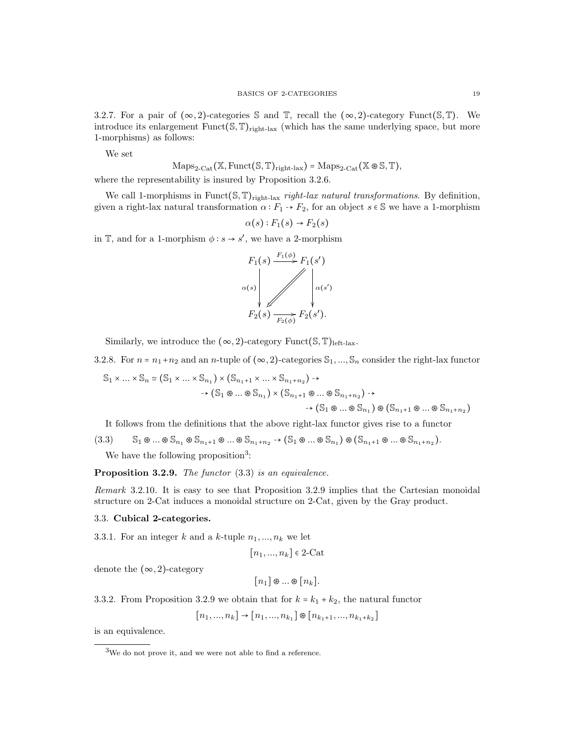3.2.7. For a pair of $(\infty,2)$-categories $\mathbb{S}$ and $\mathbb{T}$, recall the $(\infty,2)$-category $\mathrm{Funct}(\mathbb{S},\mathbb{T})$. We introduce its enlargement $\mathrm{Funct}(\mathbb{S},\mathbb{T})_{\text{right-lax}}$ (which has the same underlying space, but more 1-morphisms) as follows:

We set

$$\mathrm{Maps}_{2\text{-Cat}}(\mathbb{X}, \mathrm{Funct}(\mathbb{S},\mathbb{T})_{\text{right-lax}}) = \mathrm{Maps}_{2\text{-Cat}}(\mathbb{X}\circledast\mathbb{S},\mathbb{T}),$$

where the representability is insured by Proposition 3.2.6.

We call 1-morphisms in $\mathrm{Funct}(\mathbb{S},\mathbb{T})_{\text{right-lax}}$ *right-lax natural transformations*. By definition, given a right-lax natural transformation $\alpha : F_1 \dashrightarrow F_2$, for an object $s\in\mathbb{S}$ we have a 1-morphism

$$\alpha(s) : F_1(s)\to F_2(s)$$

in $\mathbb{T}$, and for a 1-morphism $\phi : s\to s'$, we have a 2-morphism

$$\begin{array}{ccc} F_1(s) & \xrightarrow{F_1(\phi)} & F_1(s') \\ {\scriptstyle\alpha(s)}\downarrow & \swarrow & \downarrow{\scriptstyle\alpha(s')} \\ F_2(s) & \xrightarrow[F_2(\phi)]{} & F_2(s'). \end{array}$$

Similarly, we introduce the $(\infty,2)$-category $\mathrm{Funct}(\mathbb{S},\mathbb{T})_{\text{left-lax}}$.

3.2.8. For $n=n_1+n_2$ and an $n$-tuple of $(\infty,2)$-categories $\mathbb{S}_1,...,\mathbb{S}_n$ consider the right-lax functor

$$\begin{aligned}\mathbb{S}_1\times...\times\mathbb{S}_n \simeq (\mathbb{S}_1\times...\times\mathbb{S}_{n_1})\times(\mathbb{S}_{n_1+1}\times...\times\mathbb{S}_{n_1+n_2}) &\dashrightarrow \\ \dashrightarrow (\mathbb{S}_1\circledast...\circledast\mathbb{S}_{n_1})\times(\mathbb{S}_{n_1+1}\circledast...\circledast\mathbb{S}_{n_1+n_2}) &\dashrightarrow \\ \dashrightarrow (\mathbb{S}_1\circledast...\circledast\mathbb{S}_{n_1})\circledast(\mathbb{S}_{n_1+1}\circledast...\circledast\mathbb{S}_{n_1+n_2})&\end{aligned}$$

It follows from the definitions that the above right-lax functor gives rise to a functor

$$\mathbb{S}_1\circledast...\circledast\mathbb{S}_{n_1}\circledast\mathbb{S}_{n_1+1}\circledast...\circledast\mathbb{S}_{n_1+n_2}\dashrightarrow(\mathbb{S}_1\circledast...\circledast\mathbb{S}_{n_1})\circledast(\mathbb{S}_{n_1+1}\circledast...\circledast\mathbb{S}_{n_1+n_2}). \tag{3.3}$$

We have the following proposition[3]:

**Proposition 3.2.9.** *The functor* (3.3) *is an equivalence.*

*Remark* 3.2.10. It is easy to see that Proposition 3.2.9 implies that the Cartesian monoidal structure on 2-Cat induces a monoidal structure on 2-Cat, given by the Gray product.

### 3.3. Cubical 2-categories.

3.3.1. For an integer $k$ and a $k$-tuple $n_1,...,n_k$ we let

$$[n_1,...,n_k]\in 2\text{-Cat}$$

denote the $(\infty,2)$-category

$$[n_1]\circledast...\circledast[n_k].$$

3.3.2. From Proposition 3.2.9 we obtain that for $k=k_1+k_2$, the natural functor

$$[n_1,...,n_k]\to[n_1,...,n_{k_1}]\circledast[n_{k_1+1},...,n_{k_1+k_2}]$$

is an equivalence.

[3]We do not prove it, and we were not able to find a reference.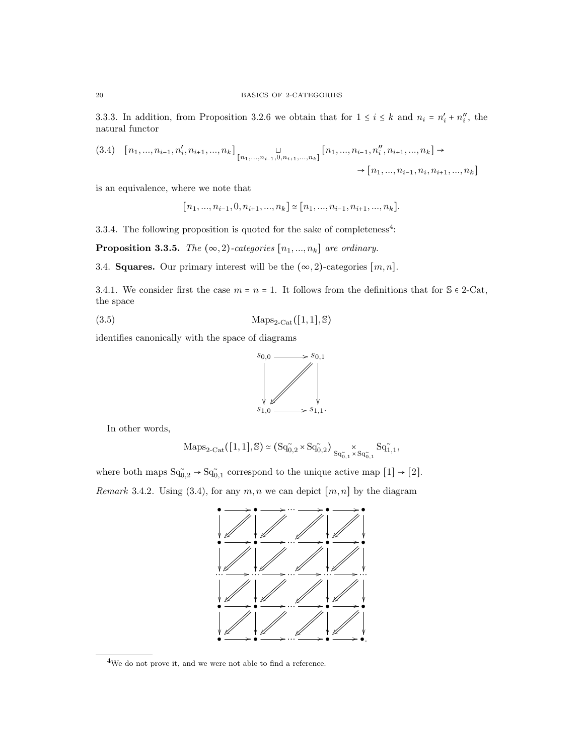3.3.3. In addition, from Proposition 3.2.6 we obtain that for $1 \leq i \leq k$ and $n_i = n_i' + n_i''$, the natural functor

$$
(3.4) \quad [n_1, ..., n_{i-1}, n_i', n_{i+1}, ..., n_k] \underset{[n_1,...,n_{i-1},0,n_{i+1},...,n_k]}{\sqcup} [n_1, ..., n_{i-1}, n_i'', n_{i+1}, ..., n_k] \to \\ \to [n_1, ..., n_{i-1}, n_i, n_{i+1}, ..., n_k]
$$

is an equivalence, where we note that

$$
[n_1, ..., n_{i-1}, 0, n_{i+1}, ..., n_k] \simeq [n_1, ..., n_{i-1}, n_{i+1}, ..., n_k].
$$

3.3.4. The following proposition is quoted for the sake of completeness[4]:

**Proposition 3.3.5.** *The $(\infty, 2)$-categories $[n_1, ..., n_k]$ are ordinary.*

## 3.4. Squares.

Our primary interest will be the $(\infty, 2)$-categories $[m, n]$.

3.4.1. We consider first the case $m = n = 1$. It follows from the definitions that for $\mathbb{S} \in$ 2-Cat, the space

$$
\text{Maps}_{\text{2-Cat}}([1,1], \mathbb{S}) \tag{3.5}
$$

identifies canonically with the space of diagrams

$$
\begin{array}{ccc}
s_{0,0} & \longrightarrow & s_{0,1} \\
\downarrow & \swArrow & \downarrow \\
s_{1,0} & \longrightarrow & s_{1,1}.
\end{array}
$$

In other words,

$$
\text{Maps}_{\text{2-Cat}}([1,1], \mathbb{S}) \simeq (\text{Sq}^{\sim}_{0,2} \times \text{Sq}^{\sim}_{0,2}) \underset{\text{Sq}^{\sim}_{0,1} \times \text{Sq}^{\sim}_{0,1}}{\times} \text{Sq}^{\sim}_{1,1},
$$

where both maps $\text{Sq}^{\sim}_{0,2} \to \text{Sq}^{\sim}_{0,1}$ correspond to the unique active map $[1] \to [2]$.

*Remark* 3.4.2. Using (3.4), for any $m, n$ we can depict $[m, n]$ by the diagram

$$
\begin{array}{ccccccccc}
\bullet & \to & \bullet & \to & \cdots & \to & \bullet & \to & \bullet \\
\downarrow & \swArrow & \downarrow & \swArrow & & \swArrow & \downarrow & \swArrow & \downarrow \\
\bullet & \to & \bullet & \to & \cdots & \to & \bullet & \to & \bullet \\
\downarrow & \swArrow & \downarrow & \swArrow & & \swArrow & \downarrow & \swArrow & \downarrow \\
\cdots & \to & \cdots & \to & \cdots & \to & \cdots & \to & \cdots \\
\downarrow & \swArrow & \downarrow & \swArrow & & \swArrow & \downarrow & \swArrow & \downarrow \\
\bullet & \to & \bullet & \to & \cdots & \to & \bullet & \to & \bullet \\
\downarrow & \swArrow & \downarrow & \swArrow & & \swArrow & \downarrow & \swArrow & \downarrow \\
\bullet & \to & \bullet & \to & \cdots & \to & \bullet & \to & \bullet.
\end{array}
$$

---

[4] We do not prove it, and we were not able to find a reference.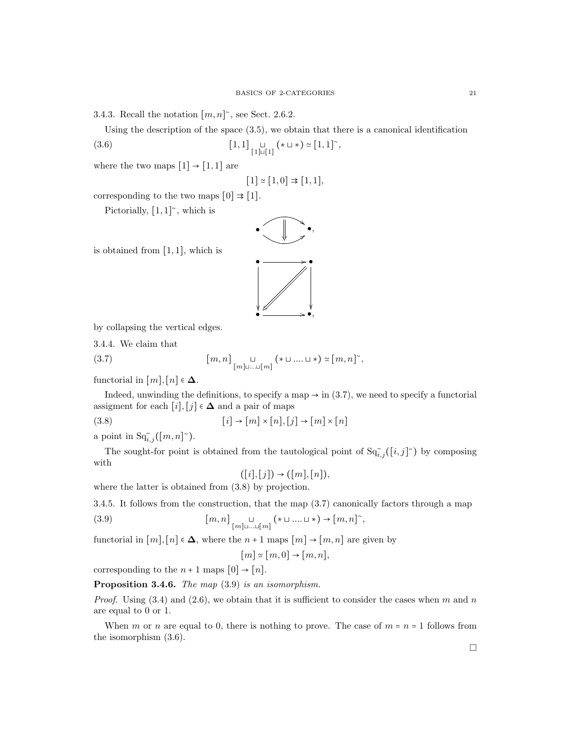3.4.3. Recall the notation $[m,n]^{\tilde{}}$, see Sect. 2.6.2.

Using the description of the space (3.5), we obtain that there is a canonical identification

$$[1,1] \underset{[1]\sqcup[1]}{\sqcup} (* \sqcup *) \simeq [1,1]^{\tilde{}}, \tag{3.6}$$

where the two maps $[1] \to [1,1]$ are

$$[1] \simeq [1,0] \rightrightarrows [1,1],$$

corresponding to the two maps $[0] \rightrightarrows [1]$.

Pictorially, $[1,1]^{\tilde{}}$, which is

$$\bullet \overset{\longrightarrow}{\underset{\longrightarrow}{\Downarrow}} \bullet,$$

is obtained from $[1,1]$, which is

$$\begin{array}{ccc} \bullet & \longrightarrow & \bullet \\ \downarrow & \swarrow\!\!\!\swarrow & \downarrow \\ \bullet & \longrightarrow & \bullet, \end{array}$$

by collapsing the vertical edges.

3.4.4. We claim that

$$[m,n] \underset{[m]\sqcup\ldots\sqcup[m]}{\sqcup} (* \sqcup .... \sqcup *) \simeq [m,n]^{\tilde{}}, \tag{3.7}$$

functorial in $[m],[n] \in \mathbf{\Delta}$.

Indeed, unwinding the definitions, to specify a map $\to$ in (3.7), we need to specify a functorial assigment for each $[i],[j] \in \mathbf{\Delta}$ and a pair of maps

$$[i] \to [m] \times [n], [j] \to [m] \times [n] \tag{3.8}$$

a point in $\mathrm{Sq}^{\tilde{}}_{i,j}([m,n]^{\tilde{}})$.

The sought-for point is obtained from the tautological point of $\mathrm{Sq}^{\tilde{}}_{i,j}([i,j]^{\tilde{}})$ by composing with

$$([i],[j]) \to ([m],[n]),$$

where the latter is obtained from (3.8) by projection.

3.4.5. It follows from the construction, that the map (3.7) canonically factors through a map

$$[m,n] \underset{[m]\sqcup\ldots\sqcup[m]}{\sqcup} (* \sqcup .... \sqcup *) \to [m,n]^{\tilde{}}, \tag{3.9}$$

functorial in $[m],[n] \in \mathbf{\Delta}$, where the $n+1$ maps $[m] \to [m,n]$ are given by

$$[m] \simeq [m,0] \to [m,n],$$

corresponding to the $n+1$ maps $[0] \to [n]$.

**Proposition 3.4.6.** *The map* (3.9) *is an isomorphism.*

*Proof.* Using (3.4) and (2.6), we obtain that it is sufficient to consider the cases when $m$ and $n$ are equal to 0 or 1.

When $m$ or $n$ are equal to 0, there is nothing to prove. The case of $m = n = 1$ follows from the isomorphism (3.6).

□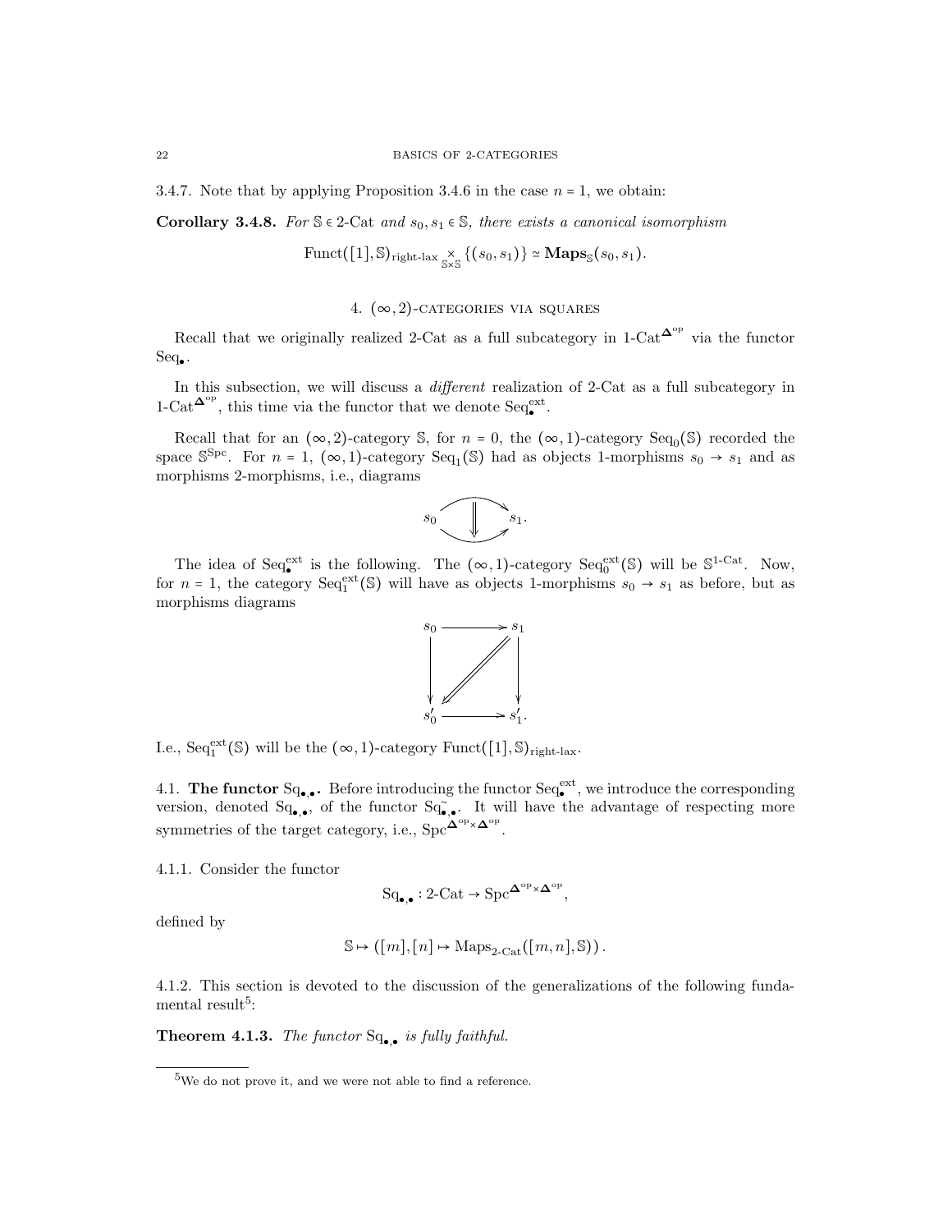3.4.7. Note that by applying Proposition 3.4.6 in the case $n = 1$, we obtain:

**Corollary 3.4.8.** *For $\mathbb{S} \in$ 2-Cat and $s_0, s_1 \in \mathbb{S}$, there exists a canonical isomorphism*

$$\operatorname{Funct}([1], \mathbb{S})_{\text{right-lax}} \underset{\mathbb{S}\times\mathbb{S}}{\times} \{(s_0, s_1)\} \simeq \mathbf{Maps}_{\mathbb{S}}(s_0, s_1).$$

## 4. $(\infty, 2)$-categories via squares

Recall that we originally realized 2-Cat as a full subcategory in $1\text{-Cat}^{\mathbf{\Delta}^{\text{op}}}$ via the functor $\operatorname{Seq}_\bullet$.

In this subsection, we will discuss a *different* realization of 2-Cat as a full subcategory in $1\text{-Cat}^{\mathbf{\Delta}^{\text{op}}}$, this time via the functor that we denote $\operatorname{Seq}^{\text{ext}}_\bullet$.

Recall that for an $(\infty, 2)$-category $\mathbb{S}$, for $n = 0$, the $(\infty, 1)$-category $\operatorname{Seq}_0(\mathbb{S})$ recorded the space $\mathbb{S}^{\text{Spc}}$. For $n = 1$, $(\infty, 1)$-category $\operatorname{Seq}_1(\mathbb{S})$ had as objects 1-morphisms $s_0 \to s_1$ and as morphisms 2-morphisms, i.e., diagrams

$$s_0 \underset{\Downarrow}{\overset{\longrightarrow}{\longrightarrow}} s_1.$$

The idea of $\operatorname{Seq}^{\text{ext}}_\bullet$ is the following. The $(\infty, 1)$-category $\operatorname{Seq}^{\text{ext}}_0(\mathbb{S})$ will be $\mathbb{S}^{1\text{-Cat}}$. Now, for $n = 1$, the category $\operatorname{Seq}^{\text{ext}}_1(\mathbb{S})$ will have as objects 1-morphisms $s_0 \to s_1$ as before, but as morphisms diagrams

$$\begin{array}{ccc} s_0 & \longrightarrow & s_1 \\ \downarrow & \swarrow & \downarrow \\ s_0' & \longrightarrow & s_1'. \end{array}$$

I.e., $\operatorname{Seq}^{\text{ext}}_1(\mathbb{S})$ will be the $(\infty, 1)$-category $\operatorname{Funct}([1], \mathbb{S})_{\text{right-lax}}$.

### 4.1. The functor $\operatorname{Sq}_{\bullet,\bullet}$.

Before introducing the functor $\operatorname{Seq}^{\text{ext}}_\bullet$, we introduce the corresponding version, denoted $\operatorname{Sq}_{\bullet,\bullet}$, of the functor $\operatorname{Sq}^{\sim}_{\bullet,\bullet}$. It will have the advantage of respecting more symmetries of the target category, i.e., $\operatorname{Spc}^{\mathbf{\Delta}^{\text{op}}\times\mathbf{\Delta}^{\text{op}}}$.

4.1.1. Consider the functor

$$\operatorname{Sq}_{\bullet,\bullet} : \text{2-Cat} \to \operatorname{Spc}^{\mathbf{\Delta}^{\text{op}}\times\mathbf{\Delta}^{\text{op}}},$$

defined by

$$\mathbb{S} \mapsto ([m], [n] \mapsto \operatorname{Maps}_{\text{2-Cat}}([m, n], \mathbb{S})).$$

4.1.2. This section is devoted to the discussion of the generalizations of the following fundamental result[5]:

**Theorem 4.1.3.** *The functor $\operatorname{Sq}_{\bullet,\bullet}$ is fully faithful.*

[5] We do not prove it, and we were not able to find a reference.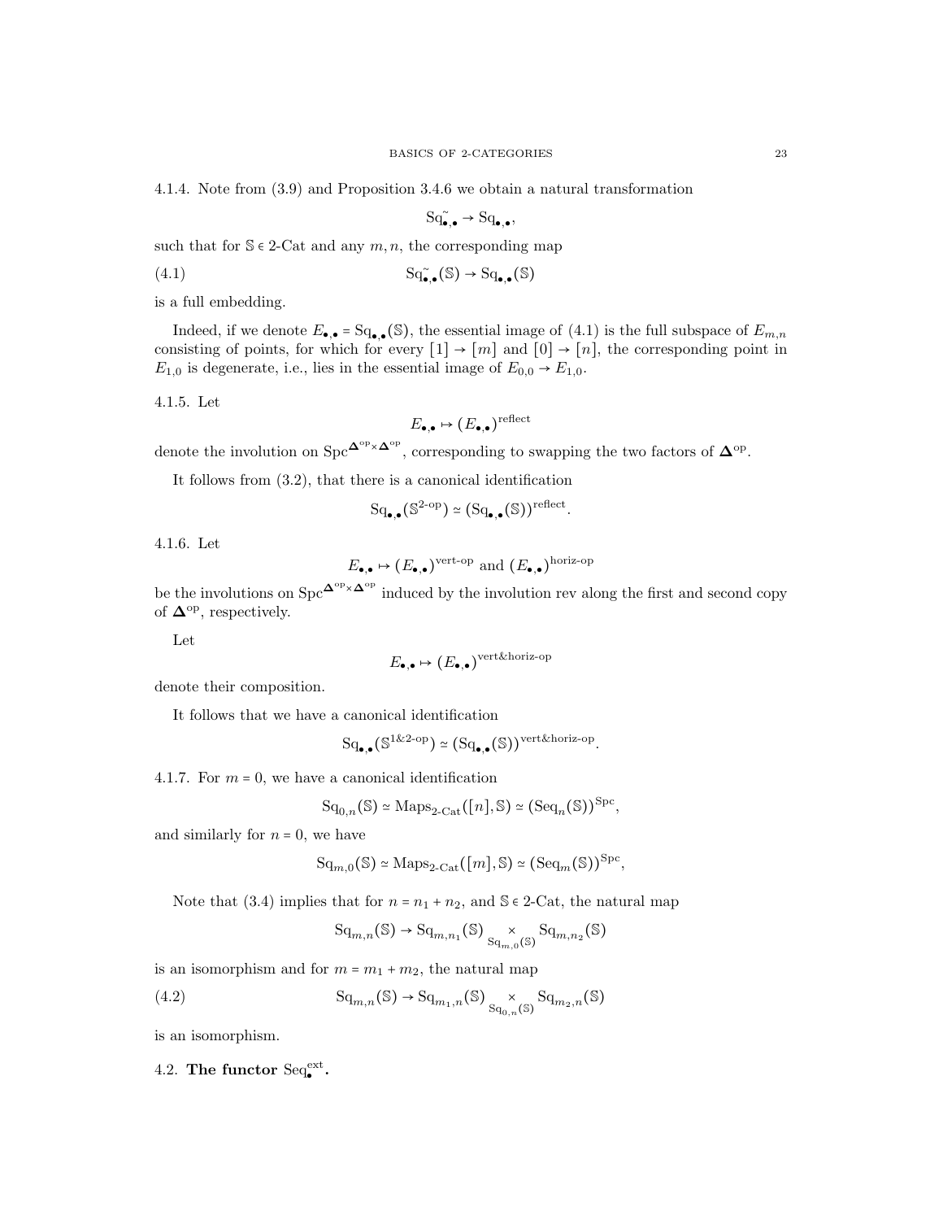4.1.4. Note from (3.9) and Proposition 3.4.6 we obtain a natural transformation

$$\mathrm{Sq}^{\sim}_{\bullet,\bullet} \to \mathrm{Sq}_{\bullet,\bullet},$$

such that for $\mathbb{S} \in$ 2-Cat and any $m, n$, the corresponding map

$$\mathrm{Sq}^{\sim}_{\bullet,\bullet}(\mathbb{S}) \to \mathrm{Sq}_{\bullet,\bullet}(\mathbb{S}) \tag{4.1}$$

is a full embedding.

Indeed, if we denote $E_{\bullet,\bullet} = \mathrm{Sq}_{\bullet,\bullet}(\mathbb{S})$, the essential image of (4.1) is the full subspace of $E_{m,n}$ consisting of points, for which for every $[1] \to [m]$ and $[0] \to [n]$, the corresponding point in $E_{1,0}$ is degenerate, i.e., lies in the essential image of $E_{0,0} \to E_{1,0}$.

4.1.5. Let

$$E_{\bullet,\bullet} \mapsto (E_{\bullet,\bullet})^{\mathrm{reflect}}$$

denote the involution on $\mathrm{Spc}^{\mathbf{\Delta}^{\mathrm{op}} \times \mathbf{\Delta}^{\mathrm{op}}}$, corresponding to swapping the two factors of $\mathbf{\Delta}^{\mathrm{op}}$.

It follows from (3.2), that there is a canonical identification

$$\mathrm{Sq}_{\bullet,\bullet}(\mathbb{S}^{2\text{-op}}) \simeq (\mathrm{Sq}_{\bullet,\bullet}(\mathbb{S}))^{\mathrm{reflect}}.$$

4.1.6. Let

$$E_{\bullet,\bullet} \mapsto (E_{\bullet,\bullet})^{\text{vert-op}} \text{ and } (E_{\bullet,\bullet})^{\text{horiz-op}}$$

be the involutions on $\mathrm{Spc}^{\mathbf{\Delta}^{\mathrm{op}} \times \mathbf{\Delta}^{\mathrm{op}}}$ induced by the involution rev along the first and second copy of $\mathbf{\Delta}^{\mathrm{op}}$, respectively.

Let

$$E_{\bullet,\bullet} \mapsto (E_{\bullet,\bullet})^{\text{vert\&horiz-op}}$$

denote their composition.

It follows that we have a canonical identification

$$\mathrm{Sq}_{\bullet,\bullet}(\mathbb{S}^{1\&2\text{-op}}) \simeq (\mathrm{Sq}_{\bullet,\bullet}(\mathbb{S}))^{\text{vert\&horiz-op}}.$$

4.1.7. For $m = 0$, we have a canonical identification

$$\mathrm{Sq}_{0,n}(\mathbb{S}) \simeq \mathrm{Maps}_{2\text{-Cat}}([n], \mathbb{S}) \simeq (\mathrm{Seq}_n(\mathbb{S}))^{\mathrm{Spc}},$$

and similarly for $n = 0$, we have

$$\mathrm{Sq}_{m,0}(\mathbb{S}) \simeq \mathrm{Maps}_{2\text{-Cat}}([m], \mathbb{S}) \simeq (\mathrm{Seq}_m(\mathbb{S}))^{\mathrm{Spc}},$$

Note that (3.4) implies that for $n = n_1 + n_2$, and $\mathbb{S} \in$ 2-Cat, the natural map

$$\mathrm{Sq}_{m,n}(\mathbb{S}) \to \mathrm{Sq}_{m,n_1}(\mathbb{S}) \underset{\mathrm{Sq}_{m,0}(\mathbb{S})}{\times} \mathrm{Sq}_{m,n_2}(\mathbb{S})$$

is an isomorphism and for $m = m_1 + m_2$, the natural map

$$\mathrm{Sq}_{m,n}(\mathbb{S}) \to \mathrm{Sq}_{m_1,n}(\mathbb{S}) \underset{\mathrm{Sq}_{0,n}(\mathbb{S})}{\times} \mathrm{Sq}_{m_2,n}(\mathbb{S}) \tag{4.2}$$

is an isomorphism.

## 4.2. The functor $\mathrm{Seq}^{\mathrm{ext}}_{\bullet}$.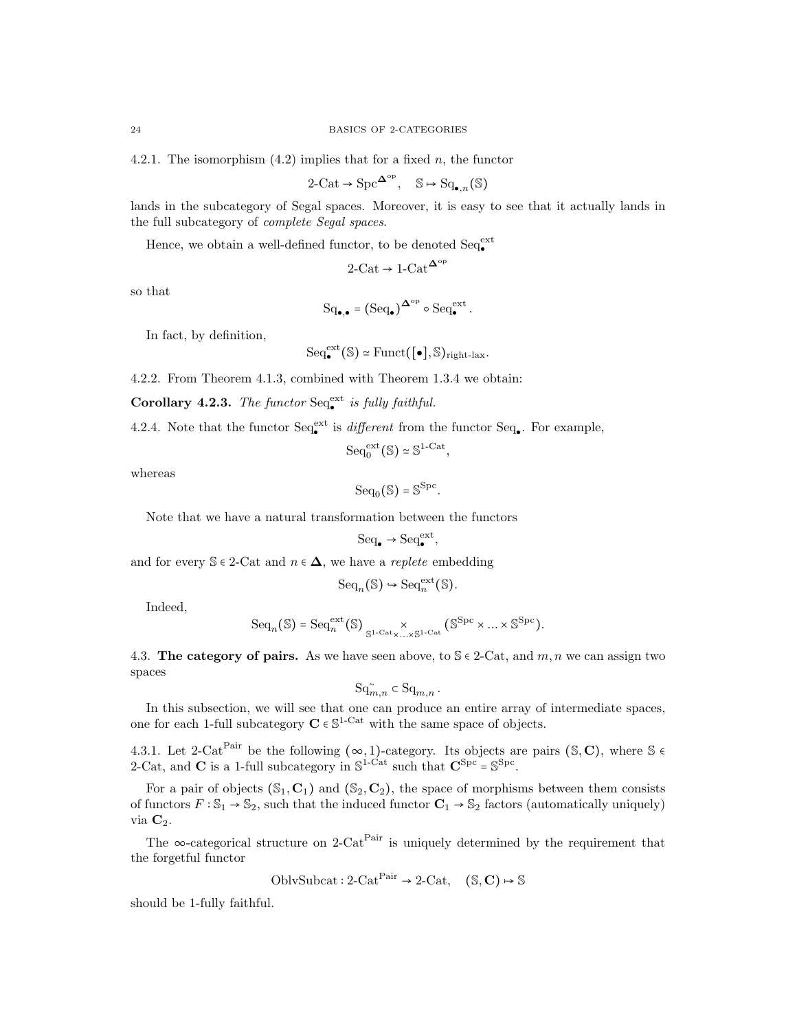4.2.1. The isomorphism (4.2) implies that for a fixed $n$, the functor

$$\text{2-Cat} \to \text{Spc}^{\mathbf{\Delta}^{\text{op}}}, \quad \mathbb{S} \mapsto \text{Sq}_{\bullet,n}(\mathbb{S})$$

lands in the subcategory of Segal spaces. Moreover, it is easy to see that it actually lands in the full subcategory of *complete Segal spaces*.

Hence, we obtain a well-defined functor, to be denoted $\text{Seq}^{\text{ext}}_\bullet$

$$\text{2-Cat} \to \text{1-Cat}^{\mathbf{\Delta}^{\text{op}}}$$

so that

$$\text{Sq}_{\bullet,\bullet} = (\text{Seq}_\bullet)^{\mathbf{\Delta}^{\text{op}}} \circ \text{Seq}^{\text{ext}}_\bullet .$$

In fact, by definition,

$$\text{Seq}^{\text{ext}}_\bullet(\mathbb{S}) \simeq \text{Funct}([\bullet], \mathbb{S})_{\text{right-lax}}.$$

4.2.2. From Theorem 4.1.3, combined with Theorem 1.3.4 we obtain:

**Corollary 4.2.3.** *The functor* $\text{Seq}^{\text{ext}}_\bullet$ *is fully faithful.*

4.2.4. Note that the functor $\text{Seq}^{\text{ext}}_\bullet$ is *different* from the functor $\text{Seq}_\bullet$. For example,

$$\text{Seq}^{\text{ext}}_0(\mathbb{S}) \simeq \mathbb{S}^{\text{1-Cat}},$$

whereas

$$\text{Seq}_0(\mathbb{S}) = \mathbb{S}^{\text{Spc}}.$$

Note that we have a natural transformation between the functors

$$\text{Seq}_\bullet \to \text{Seq}^{\text{ext}}_\bullet,$$

and for every $\mathbb{S} \in \text{2-Cat}$ and $n \in \mathbf{\Delta}$, we have a *replete* embedding

$$\text{Seq}_n(\mathbb{S}) \hookrightarrow \text{Seq}^{\text{ext}}_n(\mathbb{S}).$$

Indeed,

$$\text{Seq}_n(\mathbb{S}) = \text{Seq}^{\text{ext}}_n(\mathbb{S}) \underset{\mathbb{S}^{\text{1-Cat}} \times \ldots \times \mathbb{S}^{\text{1-Cat}}}{\times} (\mathbb{S}^{\text{Spc}} \times \ldots \times \mathbb{S}^{\text{Spc}}).$$

4.3. **The category of pairs.** As we have seen above, to $\mathbb{S} \in \text{2-Cat}$, and $m, n$ we can assign two spaces

$$\text{Sq}^{\sim}_{m,n} \subset \text{Sq}_{m,n} .$$

In this subsection, we will see that one can produce an entire array of intermediate spaces, one for each 1-full subcategory $\mathbf{C} \in \mathbb{S}^{\text{1-Cat}}$ with the same space of objects.

4.3.1. Let $\text{2-Cat}^{\text{Pair}}$ be the following $(\infty, 1)$-category. Its objects are pairs $(\mathbb{S}, \mathbf{C})$, where $\mathbb{S} \in \text{2-Cat}$, and $\mathbf{C}$ is a 1-full subcategory in $\mathbb{S}^{\text{1-Cat}}$ such that $\mathbf{C}^{\text{Spc}} = \mathbb{S}^{\text{Spc}}$.

For a pair of objects $(\mathbb{S}_1, \mathbf{C}_1)$ and $(\mathbb{S}_2, \mathbf{C}_2)$, the space of morphisms between them consists of functors $F : \mathbb{S}_1 \to \mathbb{S}_2$, such that the induced functor $\mathbf{C}_1 \to \mathbb{S}_2$ factors (automatically uniquely) via $\mathbf{C}_2$.

The $\infty$-categorical structure on $\text{2-Cat}^{\text{Pair}}$ is uniquely determined by the requirement that the forgetful functor

$$\text{OblvSubcat} : \text{2-Cat}^{\text{Pair}} \to \text{2-Cat}, \quad (\mathbb{S}, \mathbf{C}) \mapsto \mathbb{S}$$

should be 1-fully faithful.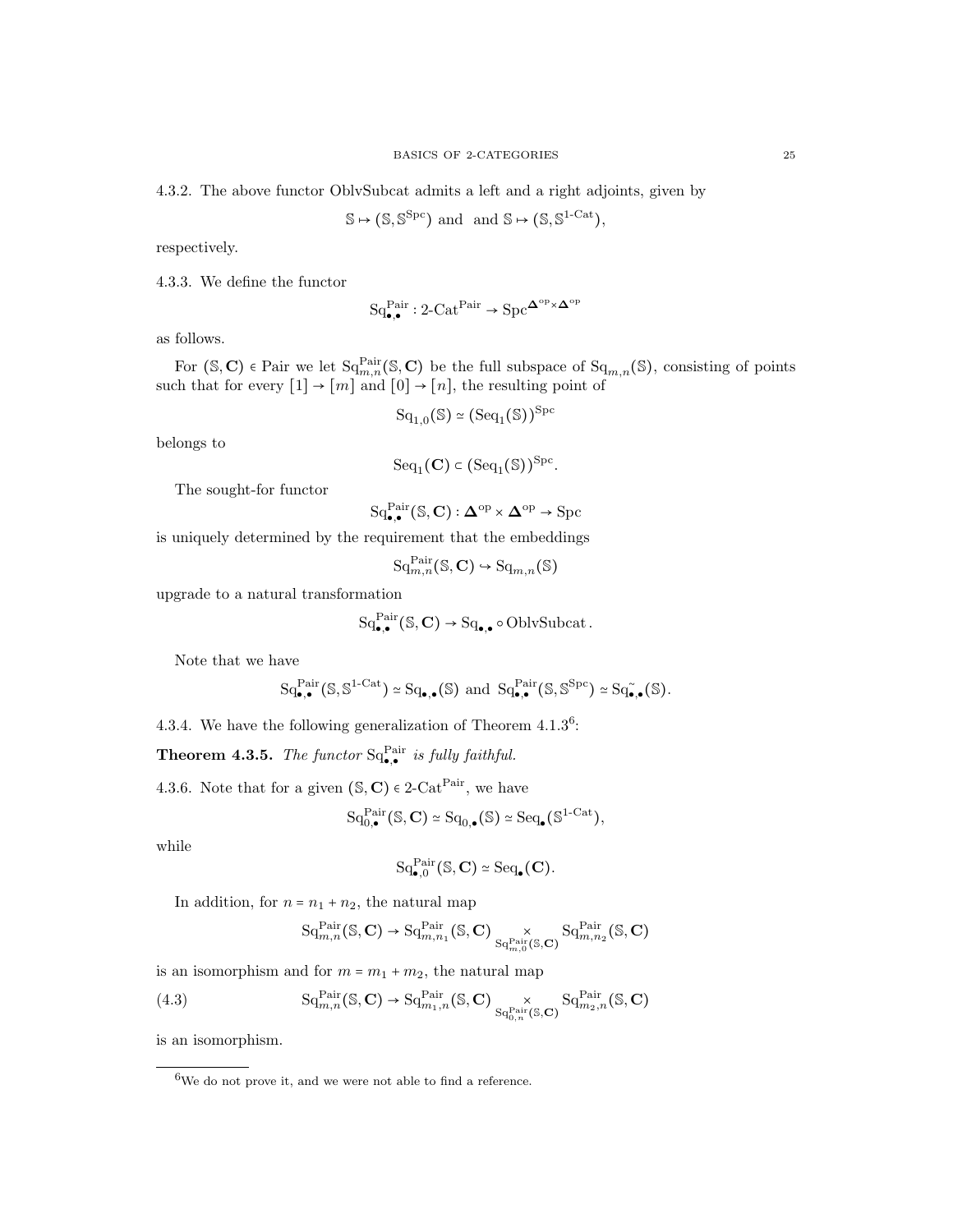4.3.2. The above functor OblvSubcat admits a left and a right adjoints, given by

$$\mathbb{S} \mapsto (\mathbb{S}, \mathbb{S}^{\mathrm{Spc}}) \text{ and } \text{ and } \mathbb{S} \mapsto (\mathbb{S}, \mathbb{S}^{1\text{-Cat}}),$$

respectively.

4.3.3. We define the functor

$$\mathrm{Sq}^{\mathrm{Pair}}_{\bullet,\bullet} : 2\text{-Cat}^{\mathrm{Pair}} \to \mathrm{Spc}^{\mathbf{\Delta}^{\mathrm{op}} \times \mathbf{\Delta}^{\mathrm{op}}}$$

as follows.

For $(\mathbb{S}, \mathbf{C}) \in \mathrm{Pair}$ we let $\mathrm{Sq}^{\mathrm{Pair}}_{m,n}(\mathbb{S}, \mathbf{C})$ be the full subspace of $\mathrm{Sq}_{m,n}(\mathbb{S})$, consisting of points such that for every $[1] \to [m]$ and $[0] \to [n]$, the resulting point of

$$\mathrm{Sq}_{1,0}(\mathbb{S}) \simeq (\mathrm{Seq}_1(\mathbb{S}))^{\mathrm{Spc}}$$

belongs to

$$\mathrm{Seq}_1(\mathbf{C}) \subset (\mathrm{Seq}_1(\mathbb{S}))^{\mathrm{Spc}}.$$

The sought-for functor

$$\mathrm{Sq}^{\mathrm{Pair}}_{\bullet,\bullet}(\mathbb{S}, \mathbf{C}) : \mathbf{\Delta}^{\mathrm{op}} \times \mathbf{\Delta}^{\mathrm{op}} \to \mathrm{Spc}$$

is uniquely determined by the requirement that the embeddings

$$\mathrm{Sq}^{\mathrm{Pair}}_{m,n}(\mathbb{S}, \mathbf{C}) \hookrightarrow \mathrm{Sq}_{m,n}(\mathbb{S})$$

upgrade to a natural transformation

$$\mathrm{Sq}^{\mathrm{Pair}}_{\bullet,\bullet}(\mathbb{S}, \mathbf{C}) \to \mathrm{Sq}_{\bullet,\bullet} \circ \mathrm{OblvSubcat}.$$

Note that we have

$$\mathrm{Sq}^{\mathrm{Pair}}_{\bullet,\bullet}(\mathbb{S}, \mathbb{S}^{1\text{-Cat}}) \simeq \mathrm{Sq}_{\bullet,\bullet}(\mathbb{S}) \text{ and } \mathrm{Sq}^{\mathrm{Pair}}_{\bullet,\bullet}(\mathbb{S}, \mathbb{S}^{\mathrm{Spc}}) \simeq \mathrm{Sq}^{\sim}_{\bullet,\bullet}(\mathbb{S}).$$

4.3.4. We have the following generalization of Theorem 4.1.3[6]:

**Theorem 4.3.5.** *The functor $\mathrm{Sq}^{\mathrm{Pair}}_{\bullet,\bullet}$ is fully faithful.*

4.3.6. Note that for a given $(\mathbb{S}, \mathbf{C}) \in 2\text{-Cat}^{\mathrm{Pair}}$, we have

$$\mathrm{Sq}^{\mathrm{Pair}}_{0,\bullet}(\mathbb{S}, \mathbf{C}) \simeq \mathrm{Sq}_{0,\bullet}(\mathbb{S}) \simeq \mathrm{Seq}_\bullet(\mathbb{S}^{1\text{-Cat}}),$$

while

$$\mathrm{Sq}^{\mathrm{Pair}}_{\bullet,0}(\mathbb{S}, \mathbf{C}) \simeq \mathrm{Seq}_\bullet(\mathbf{C}).$$

In addition, for $n = n_1 + n_2$, the natural map

$$\mathrm{Sq}^{\mathrm{Pair}}_{m,n}(\mathbb{S}, \mathbf{C}) \to \mathrm{Sq}^{\mathrm{Pair}}_{m,n_1}(\mathbb{S}, \mathbf{C}) \underset{\mathrm{Sq}^{\mathrm{Pair}}_{m,0}(\mathbb{S}, \mathbf{C})}{\times} \mathrm{Sq}^{\mathrm{Pair}}_{m,n_2}(\mathbb{S}, \mathbf{C})$$

is an isomorphism and for $m = m_1 + m_2$, the natural map

$$\mathrm{Sq}^{\mathrm{Pair}}_{m,n}(\mathbb{S}, \mathbf{C}) \to \mathrm{Sq}^{\mathrm{Pair}}_{m_1,n}(\mathbb{S}, \mathbf{C}) \underset{\mathrm{Sq}^{\mathrm{Pair}}_{0,n}(\mathbb{S}, \mathbf{C})}{\times} \mathrm{Sq}^{\mathrm{Pair}}_{m_2,n}(\mathbb{S}, \mathbf{C}) \tag{4.3}$$

is an isomorphism.

---

[6] We do not prove it, and we were not able to find a reference.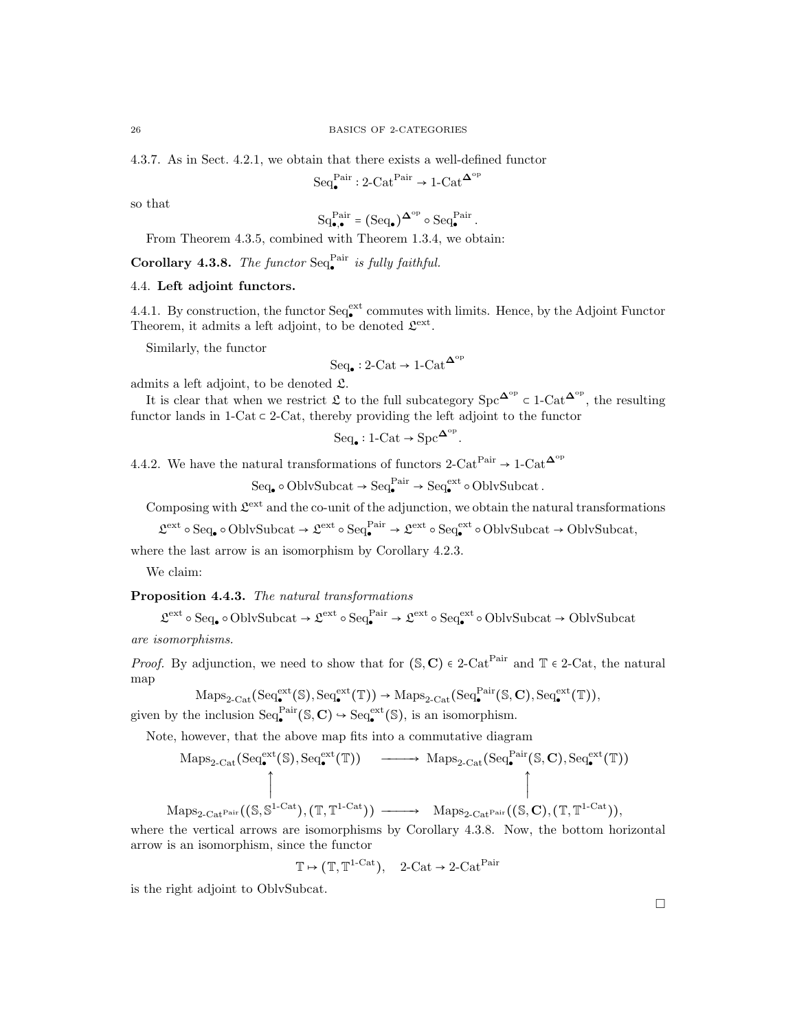4.3.7. As in Sect. 4.2.1, we obtain that there exists a well-defined functor

$$\mathrm{Seq}^{\mathrm{Pair}}_\bullet : 2\text{-}\mathrm{Cat}^{\mathrm{Pair}} \to 1\text{-}\mathrm{Cat}^{\mathbf{\Delta}^{\mathrm{op}}}$$

so that

$$\mathrm{Sq}^{\mathrm{Pair}}_{\bullet,\bullet} = (\mathrm{Seq}_\bullet)^{\mathbf{\Delta}^{\mathrm{op}}} \circ \mathrm{Seq}^{\mathrm{Pair}}_\bullet .$$

From Theorem 4.3.5, combined with Theorem 1.3.4, we obtain:

**Corollary 4.3.8.** *The functor* $\mathrm{Seq}^{\mathrm{Pair}}_\bullet$ *is fully faithful.*

## 4.4. Left adjoint functors.

4.4.1. By construction, the functor $\mathrm{Seq}^{\mathrm{ext}}_\bullet$ commutes with limits. Hence, by the Adjoint Functor Theorem, it admits a left adjoint, to be denoted $\mathfrak{L}^{\mathrm{ext}}$.

Similarly, the functor

$$\mathrm{Seq}_\bullet : 2\text{-}\mathrm{Cat} \to 1\text{-}\mathrm{Cat}^{\mathbf{\Delta}^{\mathrm{op}}}$$

admits a left adjoint, to be denoted $\mathfrak{L}$.

It is clear that when we restrict $\mathfrak{L}$ to the full subcategory $\mathrm{Spc}^{\mathbf{\Delta}^{\mathrm{op}}} \subset 1\text{-}\mathrm{Cat}^{\mathbf{\Delta}^{\mathrm{op}}}$, the resulting functor lands in $1\text{-}\mathrm{Cat} \subset 2\text{-}\mathrm{Cat}$, thereby providing the left adjoint to the functor

$$\mathrm{Seq}_\bullet : 1\text{-}\mathrm{Cat} \to \mathrm{Spc}^{\mathbf{\Delta}^{\mathrm{op}}}.$$

4.4.2. We have the natural transformations of functors $2\text{-}\mathrm{Cat}^{\mathrm{Pair}} \to 1\text{-}\mathrm{Cat}^{\mathbf{\Delta}^{\mathrm{op}}}$

$$\mathrm{Seq}_\bullet \circ \mathrm{OblvSubcat} \to \mathrm{Seq}^{\mathrm{Pair}}_\bullet \to \mathrm{Seq}^{\mathrm{ext}}_\bullet \circ \mathrm{OblvSubcat}\,.$$

Composing with $\mathfrak{L}^{\mathrm{ext}}$ and the co-unit of the adjunction, we obtain the natural transformations

$$\mathfrak{L}^{\mathrm{ext}} \circ \mathrm{Seq}_\bullet \circ \mathrm{OblvSubcat} \to \mathfrak{L}^{\mathrm{ext}} \circ \mathrm{Seq}^{\mathrm{Pair}}_\bullet \to \mathfrak{L}^{\mathrm{ext}} \circ \mathrm{Seq}^{\mathrm{ext}}_\bullet \circ \mathrm{OblvSubcat} \to \mathrm{OblvSubcat},$$

where the last arrow is an isomorphism by Corollary 4.2.3.

We claim:

**Proposition 4.4.3.** *The natural transformations*

$$\mathfrak{L}^{\mathrm{ext}} \circ \mathrm{Seq}_\bullet \circ \mathrm{OblvSubcat} \to \mathfrak{L}^{\mathrm{ext}} \circ \mathrm{Seq}^{\mathrm{Pair}}_\bullet \to \mathfrak{L}^{\mathrm{ext}} \circ \mathrm{Seq}^{\mathrm{ext}}_\bullet \circ \mathrm{OblvSubcat} \to \mathrm{OblvSubcat}$$

*are isomorphisms.*

*Proof.* By adjunction, we need to show that for $(\mathbb{S}, \mathbf{C}) \in 2\text{-}\mathrm{Cat}^{\mathrm{Pair}}$ and $\mathbb{T} \in 2\text{-}\mathrm{Cat}$, the natural map

$$\mathrm{Maps}_{2\text{-}\mathrm{Cat}}(\mathrm{Seq}^{\mathrm{ext}}_\bullet(\mathbb{S}), \mathrm{Seq}^{\mathrm{ext}}_\bullet(\mathbb{T})) \to \mathrm{Maps}_{2\text{-}\mathrm{Cat}}(\mathrm{Seq}^{\mathrm{Pair}}_\bullet(\mathbb{S}, \mathbf{C}), \mathrm{Seq}^{\mathrm{ext}}_\bullet(\mathbb{T})),$$

given by the inclusion $\mathrm{Seq}^{\mathrm{Pair}}_\bullet(\mathbb{S}, \mathbf{C}) \hookrightarrow \mathrm{Seq}^{\mathrm{ext}}_\bullet(\mathbb{S})$, is an isomorphism.

Note, however, that the above map fits into a commutative diagram

$$\begin{array}{ccc}
\mathrm{Maps}_{2\text{-}\mathrm{Cat}}(\mathrm{Seq}^{\mathrm{ext}}_\bullet(\mathbb{S}), \mathrm{Seq}^{\mathrm{ext}}_\bullet(\mathbb{T})) & \longrightarrow & \mathrm{Maps}_{2\text{-}\mathrm{Cat}}(\mathrm{Seq}^{\mathrm{Pair}}_\bullet(\mathbb{S}, \mathbf{C}), \mathrm{Seq}^{\mathrm{ext}}_\bullet(\mathbb{T})) \\
\uparrow & & \uparrow \\
\mathrm{Maps}_{2\text{-}\mathrm{Cat}^{\mathrm{Pair}}}((\mathbb{S}, \mathbb{S}^{1\text{-}\mathrm{Cat}}), (\mathbb{T}, \mathbb{T}^{1\text{-}\mathrm{Cat}})) & \longrightarrow & \mathrm{Maps}_{2\text{-}\mathrm{Cat}^{\mathrm{Pair}}}((\mathbb{S}, \mathbf{C}), (\mathbb{T}, \mathbb{T}^{1\text{-}\mathrm{Cat}})),
\end{array}$$

where the vertical arrows are isomorphisms by Corollary 4.3.8. Now, the bottom horizontal arrow is an isomorphism, since the functor

$$\mathbb{T} \mapsto (\mathbb{T}, \mathbb{T}^{1\text{-}\mathrm{Cat}}), \quad 2\text{-}\mathrm{Cat} \to 2\text{-}\mathrm{Cat}^{\mathrm{Pair}}$$

is the right adjoint to OblvSubcat.

□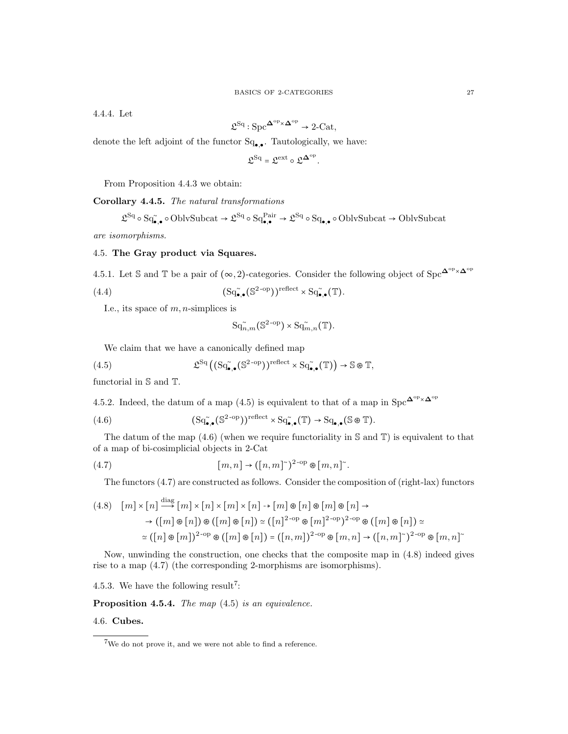4.4.4. Let

$$\mathfrak{L}^{\mathrm{Sq}} : \mathrm{Spc}^{\mathbf{\Delta}^{\mathrm{op}} \times \mathbf{\Delta}^{\mathrm{op}}} \to 2\text{-Cat},$$

denote the left adjoint of the functor $\mathrm{Sq}_{\bullet,\bullet}$. Tautologically, we have:

$$\mathfrak{L}^{\mathrm{Sq}} = \mathfrak{L}^{\mathrm{ext}} \circ \mathfrak{L}^{\mathbf{\Delta}^{\mathrm{op}}}.$$

From Proposition 4.4.3 we obtain:

**Corollary 4.4.5.** *The natural transformations*

$$\mathfrak{L}^{\mathrm{Sq}} \circ \mathrm{Sq}^{\sim}_{\bullet,\bullet} \circ \mathrm{OblvSubcat} \to \mathfrak{L}^{\mathrm{Sq}} \circ \mathrm{Sq}^{\mathrm{Pair}}_{\bullet,\bullet} \to \mathfrak{L}^{\mathrm{Sq}} \circ \mathrm{Sq}_{\bullet,\bullet} \circ \mathrm{OblvSubcat} \to \mathrm{OblvSubcat}$$

*are isomorphisms.*

## 4.5. The Gray product via Squares.

4.5.1. Let $\mathbb{S}$ and $\mathbb{T}$ be a pair of $(\infty,2)$-categories. Consider the following object of $\mathrm{Spc}^{\mathbf{\Delta}^{\mathrm{op}} \times \mathbf{\Delta}^{\mathrm{op}}}$

$$(\mathrm{Sq}^{\sim}_{\bullet,\bullet}(\mathbb{S}^{2\text{-op}}))^{\mathrm{reflect}} \times \mathrm{Sq}^{\sim}_{\bullet,\bullet}(\mathbb{T}). \tag{4.4}$$

I.e., its space of $m,n$-simplices is

$$\mathrm{Sq}^{\sim}_{n,m}(\mathbb{S}^{2\text{-op}}) \times \mathrm{Sq}^{\sim}_{m,n}(\mathbb{T}).$$

We claim that we have a canonically defined map

$$\mathfrak{L}^{\mathrm{Sq}}\big((\mathrm{Sq}^{\sim}_{\bullet,\bullet}(\mathbb{S}^{2\text{-op}}))^{\mathrm{reflect}} \times \mathrm{Sq}^{\sim}_{\bullet,\bullet}(\mathbb{T})\big) \to \mathbb{S} \circledast \mathbb{T}, \tag{4.5}$$

functorial in $\mathbb{S}$ and $\mathbb{T}$.

4.5.2. Indeed, the datum of a map (4.5) is equivalent to that of a map in $\mathrm{Spc}^{\mathbf{\Delta}^{\mathrm{op}} \times \mathbf{\Delta}^{\mathrm{op}}}$

$$(\mathrm{Sq}^{\sim}_{\bullet,\bullet}(\mathbb{S}^{2\text{-op}}))^{\mathrm{reflect}} \times \mathrm{Sq}^{\sim}_{\bullet,\bullet}(\mathbb{T}) \to \mathrm{Sq}_{\bullet,\bullet}(\mathbb{S} \circledast \mathbb{T}). \tag{4.6}$$

The datum of the map (4.6) (when we require functoriality in $\mathbb{S}$ and $\mathbb{T}$) is equivalent to that of a map of bi-cosimplicial objects in 2-Cat

$$[m,n] \to ([n,m]^{\sim})^{2\text{-op}} \circledast [m,n]^{\sim}. \tag{4.7}$$

The functors (4.7) are constructed as follows. Consider the composition of (right-lax) functors

$$\begin{aligned}
(4.8)\quad [m] \times [n] \xrightarrow{\mathrm{diag}} [m] \times [n] \times [m] \times [n] \dashrightarrow [m] \circledast [n] \circledast [m] \circledast [n] \to \\
\to ([m] \circledast [n]) \circledast ([m] \circledast [n]) \simeq ([n]^{2\text{-op}} \circledast [m]^{2\text{-op}})^{2\text{-op}} \circledast ([m] \circledast [n]) \simeq \\
\simeq ([n] \circledast [m])^{2\text{-op}} \circledast ([m] \circledast [n]) = ([n,m])^{2\text{-op}} \circledast [m,n] \to ([n,m]^{\sim})^{2\text{-op}} \circledast [m,n]^{\sim}
\end{aligned}$$

Now, unwinding the construction, one checks that the composite map in (4.8) indeed gives rise to a map (4.7) (the corresponding 2-morphisms are isomorphisms).

4.5.3. We have the following result[7]:

**Proposition 4.5.4.** *The map (4.5) is an equivalence.*

## 4.6. Cubes.

[7] We do not prove it, and we were not able to find a reference.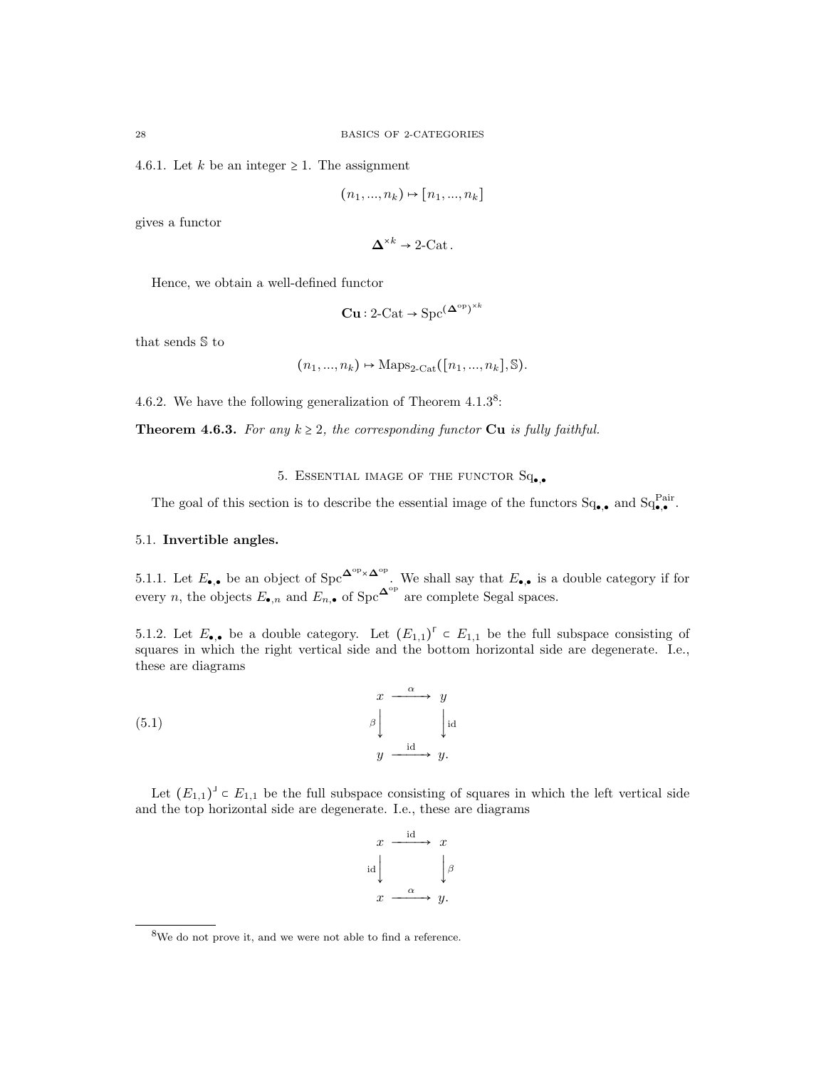4.6.1. Let $k$ be an integer $\geq 1$. The assignment

$$(n_1, ..., n_k) \mapsto [n_1, ..., n_k]$$

gives a functor

$$\mathbf{\Delta}^{\times k} \to \text{2-Cat}\,.$$

Hence, we obtain a well-defined functor

$$\mathbf{Cu} : \text{2-Cat} \to \text{Spc}^{(\mathbf{\Delta}^{\text{op}})^{\times k}}$$

that sends $\mathbb{S}$ to

$$(n_1, ..., n_k) \mapsto \text{Maps}_{\text{2-Cat}}([n_1, ..., n_k], \mathbb{S}).$$

4.6.2. We have the following generalization of Theorem 4.1.3[8]:

**Theorem 4.6.3.** *For any $k \geq 2$, the corresponding functor* $\mathbf{Cu}$ *is fully faithful.*

## 5. Essential image of the functor $\text{Sq}_{\bullet,\bullet}$

The goal of this section is to describe the essential image of the functors $\text{Sq}_{\bullet,\bullet}$ and $\text{Sq}^{\text{Pair}}_{\bullet,\bullet}$.

### 5.1. Invertible angles.

5.1.1. Let $E_{\bullet,\bullet}$ be an object of $\text{Spc}^{\mathbf{\Delta}^{\text{op}} \times \mathbf{\Delta}^{\text{op}}}$. We shall say that $E_{\bullet,\bullet}$ is a double category if for every $n$, the objects $E_{\bullet,n}$ and $E_{n,\bullet}$ of $\text{Spc}^{\mathbf{\Delta}^{\text{op}}}$ are complete Segal spaces.

5.1.2. Let $E_{\bullet,\bullet}$ be a double category. Let $(E_{1,1})^{\ulcorner} \subset E_{1,1}$ be the full subspace consisting of squares in which the right vertical side and the bottom horizontal side are degenerate. I.e., these are diagrams

$$\begin{array}{ccc} x & \xrightarrow{\alpha} & y \\ {\scriptstyle\beta}\big\downarrow & & \big\downarrow{\scriptstyle\text{id}} \\ y & \xrightarrow{\text{id}} & y. \end{array} \tag{5.1}$$

Let $(E_{1,1})^{\lrcorner} \subset E_{1,1}$ be the full subspace consisting of squares in which the left vertical side and the top horizontal side are degenerate. I.e., these are diagrams

$$\begin{array}{ccc} x & \xrightarrow{\text{id}} & x \\ {\scriptstyle\text{id}}\big\downarrow & & \big\downarrow{\scriptstyle\beta} \\ x & \xrightarrow{\alpha} & y. \end{array}$$

---

[8] We do not prove it, and we were not able to find a reference.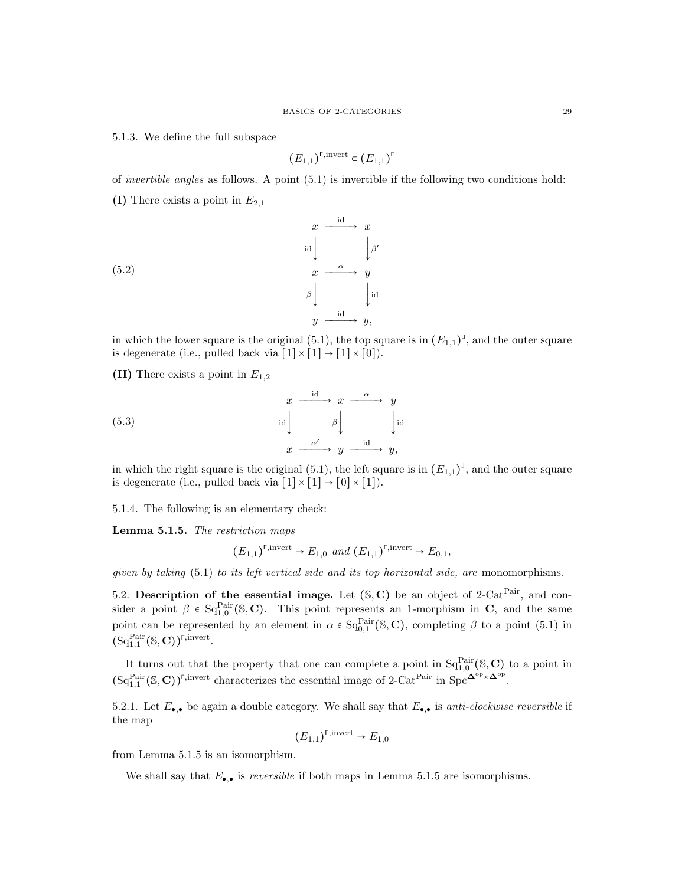5.1.3. We define the full subspace

$$(E_{1,1})^{\ulcorner,\text{invert}} \subset (E_{1,1})^{\ulcorner}$$

of *invertible angles* as follows. A point (5.1) is invertible if the following two conditions hold:

**(I)** There exists a point in $E_{2,1}$

$$\begin{array}{ccc} x & \xrightarrow{\text{id}} & x \\ {\scriptstyle \text{id}}\downarrow & & \downarrow{\scriptstyle \beta'} \\ x & \xrightarrow{\alpha} & y \\ {\scriptstyle \beta}\downarrow & & \downarrow{\scriptstyle \text{id}} \\ y & \xrightarrow{\text{id}} & y, \end{array} \tag{5.2}$$

in which the lower square is the original (5.1), the top square is in $(E_{1,1})^{\lrcorner}$, and the outer square is degenerate (i.e., pulled back via $[1] \times [1] \to [1] \times [0]$).

**(II)** There exists a point in $E_{1,2}$

$$\begin{array}{ccccc} x & \xrightarrow{\text{id}} & x & \xrightarrow{\alpha} & y \\ {\scriptstyle \text{id}}\downarrow & & {\scriptstyle \beta}\downarrow & & \downarrow{\scriptstyle \text{id}} \\ x & \xrightarrow{\alpha'} & y & \xrightarrow{\text{id}} & y, \end{array} \tag{5.3}$$

in which the right square is the original (5.1), the left square is in $(E_{1,1})^{\lrcorner}$, and the outer square is degenerate (i.e., pulled back via $[1] \times [1] \to [0] \times [1]$).

5.1.4. The following is an elementary check:

**Lemma 5.1.5.** *The restriction maps*

$$(E_{1,1})^{\ulcorner,\text{invert}} \to E_{1,0} \text{ and } (E_{1,1})^{\ulcorner,\text{invert}} \to E_{0,1},$$

*given by taking* (5.1) *to its left vertical side and its top horizontal side, are* monomorphisms.

5.2. **Description of the essential image.** Let $(\mathbb{S}, \mathbf{C})$ be an object of $2\text{-Cat}^{\text{Pair}}$, and consider a point $\beta \in \text{Sq}^{\text{Pair}}_{1,0}(\mathbb{S}, \mathbf{C})$. This point represents an 1-morphism in $\mathbf{C}$, and the same point can be represented by an element in $\alpha \in \text{Sq}^{\text{Pair}}_{0,1}(\mathbb{S}, \mathbf{C})$, completing $\beta$ to a point (5.1) in $(\text{Sq}^{\text{Pair}}_{1,1}(\mathbb{S}, \mathbf{C}))^{\ulcorner,\text{invert}}$.

It turns out that the property that one can complete a point in $\text{Sq}^{\text{Pair}}_{1,0}(\mathbb{S}, \mathbf{C})$ to a point in $(\text{Sq}^{\text{Pair}}_{1,1}(\mathbb{S}, \mathbf{C}))^{\ulcorner,\text{invert}}$ characterizes the essential image of $2\text{-Cat}^{\text{Pair}}$ in $\text{Spc}^{\mathbf{\Delta}^{\text{op}} \times \mathbf{\Delta}^{\text{op}}}$.

5.2.1. Let $E_{\bullet,\bullet}$ be again a double category. We shall say that $E_{\bullet,\bullet}$ is *anti-clockwise reversible* if the map

$$(E_{1,1})^{\ulcorner,\text{invert}} \to E_{1,0}$$

from Lemma 5.1.5 is an isomorphism.

We shall say that $E_{\bullet,\bullet}$ is *reversible* if both maps in Lemma 5.1.5 are isomorphisms.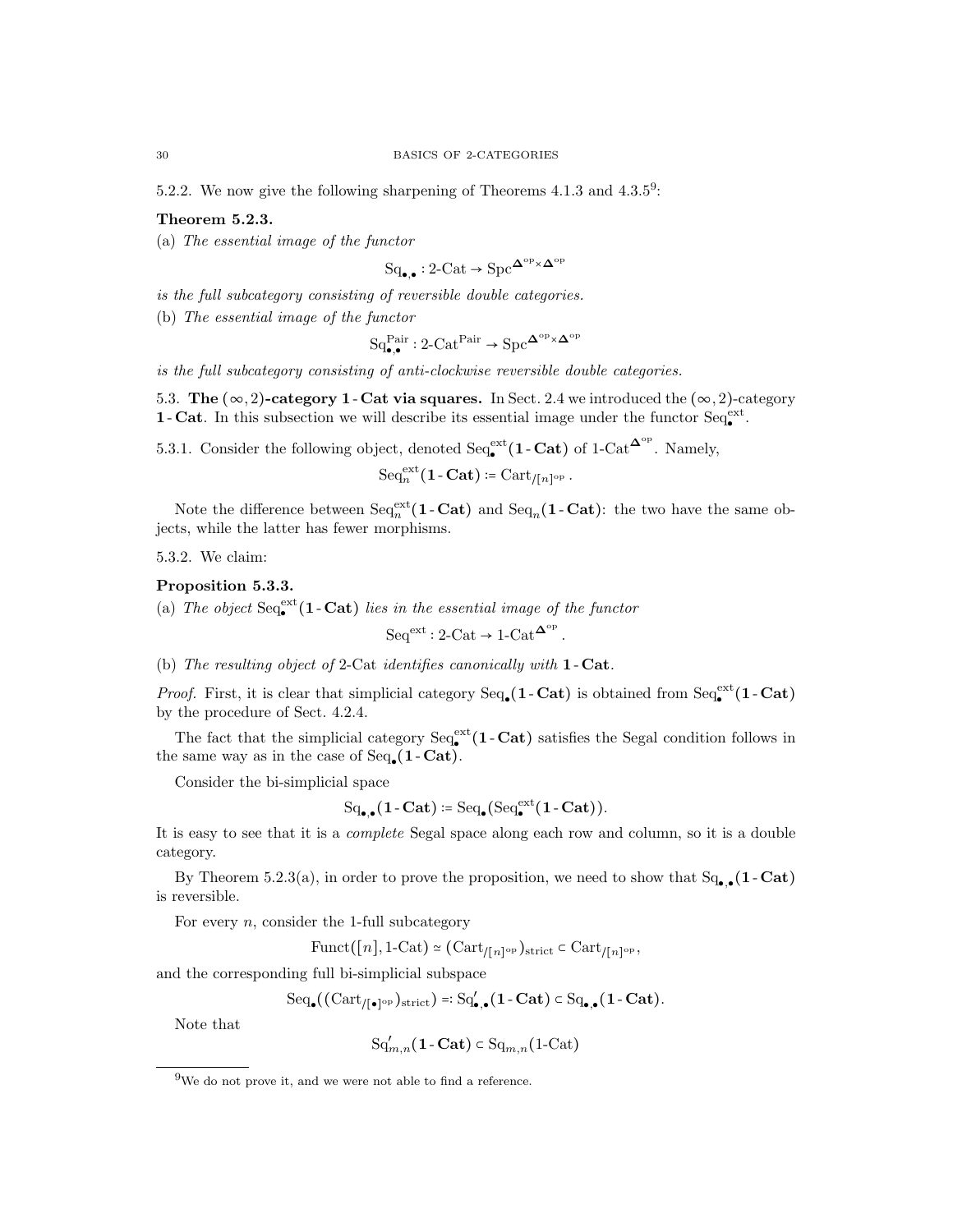5.2.2. We now give the following sharpening of Theorems 4.1.3 and 4.3.5[9]:

**Theorem 5.2.3.**

(a) *The essential image of the functor*

$$\mathrm{Sq}_{\bullet,\bullet} : \text{2-Cat} \to \mathrm{Spc}^{\mathbf{\Delta}^{\mathrm{op}} \times \mathbf{\Delta}^{\mathrm{op}}}$$

*is the full subcategory consisting of reversible double categories.*

(b) *The essential image of the functor*

$$\mathrm{Sq}^{\mathrm{Pair}}_{\bullet,\bullet} : \text{2-Cat}^{\mathrm{Pair}} \to \mathrm{Spc}^{\mathbf{\Delta}^{\mathrm{op}} \times \mathbf{\Delta}^{\mathrm{op}}}$$

*is the full subcategory consisting of anti-clockwise reversible double categories.*

5.3. **The $(\infty,2)$-category $\mathbf{1\text{-}Cat}$ via squares.** In Sect. 2.4 we introduced the $(\infty,2)$-category $\mathbf{1\text{-}Cat}$. In this subsection we will describe its essential image under the functor $\mathrm{Seq}^{\mathrm{ext}}_{\bullet}$.

5.3.1. Consider the following object, denoted $\mathrm{Seq}^{\mathrm{ext}}_{\bullet}(\mathbf{1\text{-}Cat})$ of $\text{1-Cat}^{\mathbf{\Delta}^{\mathrm{op}}}$. Namely,

$$\mathrm{Seq}^{\mathrm{ext}}_{n}(\mathbf{1\text{-}Cat}) := \mathrm{Cart}_{/[n]^{\mathrm{op}}}.$$

Note the difference between $\mathrm{Seq}^{\mathrm{ext}}_{n}(\mathbf{1\text{-}Cat})$ and $\mathrm{Seq}_{n}(\mathbf{1\text{-}Cat})$: the two have the same objects, while the latter has fewer morphisms.

5.3.2. We claim:

**Proposition 5.3.3.**

(a) *The object $\mathrm{Seq}^{\mathrm{ext}}_{\bullet}(\mathbf{1\text{-}Cat})$ lies in the essential image of the functor*

$$\mathrm{Seq}^{\mathrm{ext}} : \text{2-Cat} \to \text{1-Cat}^{\mathbf{\Delta}^{\mathrm{op}}}.$$

(b) *The resulting object of* 2-Cat *identifies canonically with* $\mathbf{1\text{-}Cat}$.

*Proof.* First, it is clear that simplicial category $\mathrm{Seq}_{\bullet}(\mathbf{1\text{-}Cat})$ is obtained from $\mathrm{Seq}^{\mathrm{ext}}_{\bullet}(\mathbf{1\text{-}Cat})$ by the procedure of Sect. 4.2.4.

The fact that the simplicial category $\mathrm{Seq}^{\mathrm{ext}}_{\bullet}(\mathbf{1\text{-}Cat})$ satisfies the Segal condition follows in the same way as in the case of $\mathrm{Seq}_{\bullet}(\mathbf{1\text{-}Cat})$.

Consider the bi-simplicial space

$$\mathrm{Sq}_{\bullet,\bullet}(\mathbf{1\text{-}Cat}) := \mathrm{Seq}_{\bullet}(\mathrm{Seq}^{\mathrm{ext}}_{\bullet}(\mathbf{1\text{-}Cat})).$$

It is easy to see that it is a *complete* Segal space along each row and column, so it is a double category.

By Theorem 5.2.3(a), in order to prove the proposition, we need to show that $\mathrm{Sq}_{\bullet,\bullet}(\mathbf{1\text{-}Cat})$ is reversible.

For every $n$, consider the 1-full subcategory

$$\mathrm{Funct}([n], \text{1-Cat}) \simeq (\mathrm{Cart}_{/[n]^{\mathrm{op}}})_{\mathrm{strict}} \subset \mathrm{Cart}_{/[n]^{\mathrm{op}}},$$

and the corresponding full bi-simplicial subspace

$$\mathrm{Seq}_{\bullet}((\mathrm{Cart}_{/[\bullet]^{\mathrm{op}}})_{\mathrm{strict}}) =: \mathrm{Sq}'_{\bullet,\bullet}(\mathbf{1\text{-}Cat}) \subset \mathrm{Sq}_{\bullet,\bullet}(\mathbf{1\text{-}Cat}).$$

Note that

$$\mathrm{Sq}'_{m,n}(\mathbf{1\text{-}Cat}) \subset \mathrm{Sq}_{m,n}(\text{1-Cat})$$

[9] We do not prove it, and we were not able to find a reference.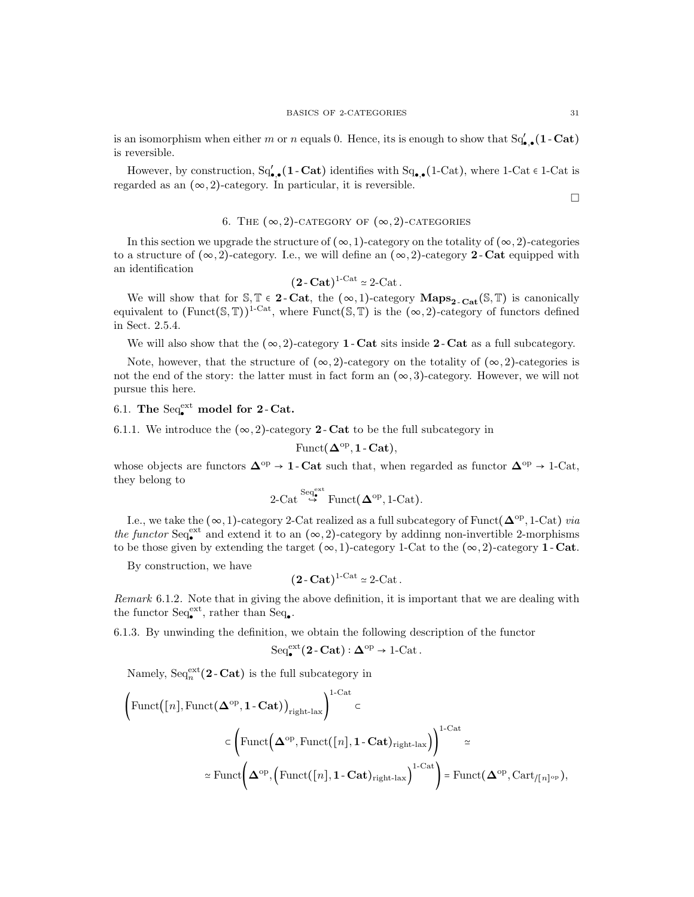is an isomorphism when either $m$ or $n$ equals 0. Hence, its is enough to show that $\mathrm{Sq}'_{\bullet,\bullet}(\mathbf{1\text{-}Cat})$ is reversible.

However, by construction, $\mathrm{Sq}'_{\bullet,\bullet}(\mathbf{1\text{-}Cat})$ identifies with $\mathrm{Sq}_{\bullet,\bullet}(\text{1-Cat})$, where $\text{1-Cat} \in \text{1-Cat}$ is regarded as an $(\infty,2)$-category. In particular, it is reversible.

$\square$

## 6. The $(\infty,2)$-category of $(\infty,2)$-categories

In this section we upgrade the structure of $(\infty,1)$-category on the totality of $(\infty,2)$-categories to a structure of $(\infty,2)$-category. I.e., we will define an $(\infty,2)$-category $\mathbf{2\text{-}Cat}$ equipped with an identification

$$(\mathbf{2\text{-}Cat})^{\text{1-Cat}} \simeq \text{2-Cat}.$$

We will show that for $\mathbb{S},\mathbb{T} \in \mathbf{2\text{-}Cat}$, the $(\infty,1)$-category $\mathbf{Maps}_{\mathbf{2\text{-}Cat}}(\mathbb{S},\mathbb{T})$ is canonically equivalent to $(\mathrm{Funct}(\mathbb{S},\mathbb{T}))^{\text{1-Cat}}$, where $\mathrm{Funct}(\mathbb{S},\mathbb{T})$ is the $(\infty,2)$-category of functors defined in Sect. 2.5.4.

We will also show that the $(\infty,2)$-category $\mathbf{1\text{-}Cat}$ sits inside $\mathbf{2\text{-}Cat}$ as a full subcategory.

Note, however, that the structure of $(\infty,2)$-category on the totality of $(\infty,2)$-categories is not the end of the story: the latter must in fact form an $(\infty,3)$-category. However, we will not pursue this here.

### 6.1. The $\mathrm{Seq}^{\mathrm{ext}}_\bullet$ model for $\mathbf{2\text{-}Cat}$.

6.1.1. We introduce the $(\infty,2)$-category $\mathbf{2\text{-}Cat}$ to be the full subcategory in

$$\mathrm{Funct}(\mathbf{\Delta}^{\mathrm{op}},\mathbf{1\text{-}Cat}),$$

whose objects are functors $\mathbf{\Delta}^{\mathrm{op}} \to \mathbf{1\text{-}Cat}$ such that, when regarded as functor $\mathbf{\Delta}^{\mathrm{op}} \to \text{1-Cat}$, they belong to

$$\text{2-Cat} \overset{\mathrm{Seq}^{\mathrm{ext}}_\bullet}{\hookrightarrow} \mathrm{Funct}(\mathbf{\Delta}^{\mathrm{op}},\text{1-Cat}).$$

I.e., we take the $(\infty,1)$-category 2-Cat realized as a full subcategory of $\mathrm{Funct}(\mathbf{\Delta}^{\mathrm{op}},\text{1-Cat})$ *via the functor* $\mathrm{Seq}^{\mathrm{ext}}_\bullet$ and extend it to an $(\infty,2)$-category by addinng non-invertible 2-morphisms to be those given by extending the target $(\infty,1)$-category 1-Cat to the $(\infty,2)$-category $\mathbf{1\text{-}Cat}$.

By construction, we have

$$(\mathbf{2\text{-}Cat})^{\text{1-Cat}} \simeq \text{2-Cat}.$$

*Remark* 6.1.2. Note that in giving the above definition, it is important that we are dealing with the functor $\mathrm{Seq}^{\mathrm{ext}}_\bullet$, rather than $\mathrm{Seq}_\bullet$.

6.1.3. By unwinding the definition, we obtain the following description of the functor

$$\mathrm{Seq}^{\mathrm{ext}}_\bullet(\mathbf{2\text{-}Cat}) : \mathbf{\Delta}^{\mathrm{op}} \to \text{1-Cat}.$$

Namely, $\mathrm{Seq}^{\mathrm{ext}}_n(\mathbf{2\text{-}Cat})$ is the full subcategory in

$$\Big(\mathrm{Funct}\big([n],\mathrm{Funct}(\mathbf{\Delta}^{\mathrm{op}},\mathbf{1\text{-}Cat})\big)_{\text{right-lax}}\Big)^{\text{1-Cat}} \subset$$

$$\subset \Big(\mathrm{Funct}\Big(\mathbf{\Delta}^{\mathrm{op}},\mathrm{Funct}([n],\mathbf{1\text{-}Cat})_{\text{right-lax}}\Big)\Big)^{\text{1-Cat}} \simeq$$

$$\simeq \mathrm{Funct}\Big(\mathbf{\Delta}^{\mathrm{op}},\Big(\mathrm{Funct}([n],\mathbf{1\text{-}Cat})_{\text{right-lax}}\Big)^{\text{1-Cat}}\Big) = \mathrm{Funct}(\mathbf{\Delta}^{\mathrm{op}},\mathrm{Cart}_{/[n]^{\mathrm{op}}}),$$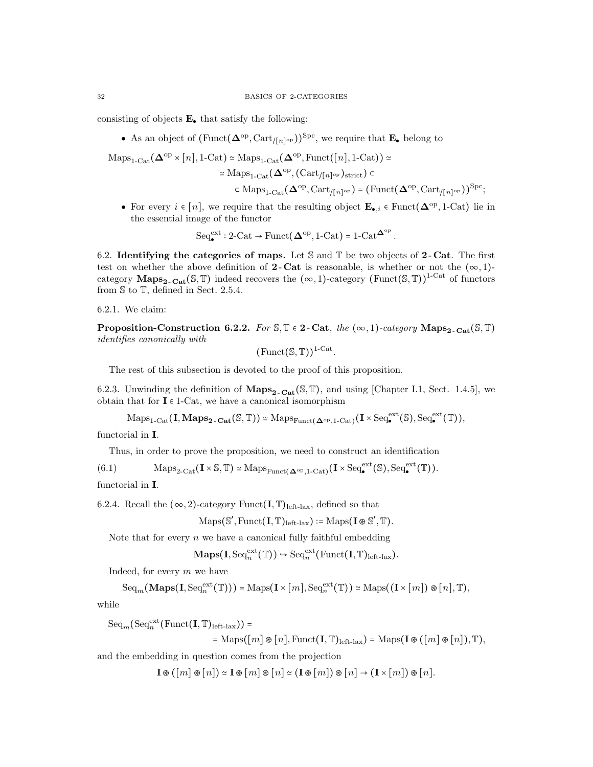consisting of objects $\mathbf{E}_\bullet$ that satisfy the following:

- As an object of $(\mathrm{Funct}(\mathbf{\Delta}^{\mathrm{op}}, \mathrm{Cart}_{/[n]^{\mathrm{op}}}))^{\mathrm{Spc}}$, we require that $\mathbf{E}_\bullet$ belong to

$$\mathrm{Maps}_{1\text{-}\mathrm{Cat}}(\mathbf{\Delta}^{\mathrm{op}} \times [n], 1\text{-}\mathrm{Cat}) \simeq \mathrm{Maps}_{1\text{-}\mathrm{Cat}}(\mathbf{\Delta}^{\mathrm{op}}, \mathrm{Funct}([n], 1\text{-}\mathrm{Cat})) \simeq$$
$$\simeq \mathrm{Maps}_{1\text{-}\mathrm{Cat}}(\mathbf{\Delta}^{\mathrm{op}}, (\mathrm{Cart}_{/[n]^{\mathrm{op}}})_{\mathrm{strict}}) \subset$$
$$\subset \mathrm{Maps}_{1\text{-}\mathrm{Cat}}(\mathbf{\Delta}^{\mathrm{op}}, \mathrm{Cart}_{/[n]^{\mathrm{op}}}) = (\mathrm{Funct}(\mathbf{\Delta}^{\mathrm{op}}, \mathrm{Cart}_{/[n]^{\mathrm{op}}}))^{\mathrm{Spc}};$$

- For every $i \in [n]$, we require that the resulting object $\mathbf{E}_{\bullet,i} \in \mathrm{Funct}(\mathbf{\Delta}^{\mathrm{op}}, 1\text{-}\mathrm{Cat})$ lie in the essential image of the functor

$$\mathrm{Seq}^{\mathrm{ext}}_\bullet : 2\text{-}\mathrm{Cat} \to \mathrm{Funct}(\mathbf{\Delta}^{\mathrm{op}}, 1\text{-}\mathrm{Cat}) = 1\text{-}\mathrm{Cat}^{\mathbf{\Delta}^{\mathrm{op}}}.$$

6.2. **Identifying the categories of maps.** Let $\mathbb{S}$ and $\mathbb{T}$ be two objects of $\mathbf{2\text{-}Cat}$. The first test on whether the above definition of $\mathbf{2\text{-}Cat}$ is reasonable, is whether or not the $(\infty,1)$-category $\mathbf{Maps}_{\mathbf{2\text{-}Cat}}(\mathbb{S},\mathbb{T})$ indeed recovers the $(\infty,1)$-category $(\mathrm{Funct}(\mathbb{S},\mathbb{T}))^{1\text{-}\mathrm{Cat}}$ of functors from $\mathbb{S}$ to $\mathbb{T}$, defined in Sect. 2.5.4.

6.2.1. We claim:

**Proposition-Construction 6.2.2.** *For $\mathbb{S},\mathbb{T} \in \mathbf{2\text{-}Cat}$, the $(\infty,1)$-category $\mathbf{Maps}_{\mathbf{2\text{-}Cat}}(\mathbb{S},\mathbb{T})$ identifies canonically with*

$$(\mathrm{Funct}(\mathbb{S},\mathbb{T}))^{1\text{-}\mathrm{Cat}}.$$

The rest of this subsection is devoted to the proof of this proposition.

6.2.3. Unwinding the definition of $\mathbf{Maps}_{\mathbf{2\text{-}Cat}}(\mathbb{S},\mathbb{T})$, and using [Chapter I.1, Sect. 1.4.5], we obtain that for $\mathbf{I} \in 1\text{-}\mathrm{Cat}$, we have a canonical isomorphism

$$\mathrm{Maps}_{1\text{-}\mathrm{Cat}}(\mathbf{I}, \mathbf{Maps}_{\mathbf{2\text{-}Cat}}(\mathbb{S},\mathbb{T})) \simeq \mathrm{Maps}_{\mathrm{Funct}(\mathbf{\Delta}^{\mathrm{op}},1\text{-}\mathrm{Cat})}(\mathbf{I} \times \mathrm{Seq}^{\mathrm{ext}}_\bullet(\mathbb{S}), \mathrm{Seq}^{\mathrm{ext}}_\bullet(\mathbb{T})),$$

functorial in $\mathbf{I}$.

Thus, in order to prove the proposition, we need to construct an identification

$$\mathrm{Maps}_{2\text{-}\mathrm{Cat}}(\mathbf{I} \times \mathbb{S}, \mathbb{T}) \simeq \mathrm{Maps}_{\mathrm{Funct}(\mathbf{\Delta}^{\mathrm{op}},1\text{-}\mathrm{Cat})}(\mathbf{I} \times \mathrm{Seq}^{\mathrm{ext}}_\bullet(\mathbb{S}), \mathrm{Seq}^{\mathrm{ext}}_\bullet(\mathbb{T})). \tag{6.1}$$

functorial in $\mathbf{I}$.

6.2.4. Recall the $(\infty,2)$-category $\mathrm{Funct}(\mathbf{I},\mathbb{T})_{\text{left-lax}}$, defined so that

$$\mathrm{Maps}(\mathbb{S}', \mathrm{Funct}(\mathbf{I},\mathbb{T})_{\text{left-lax}}) := \mathrm{Maps}(\mathbf{I} \circledast \mathbb{S}', \mathbb{T}).$$

Note that for every $n$ we have a canonical fully faithful embedding

$$\mathbf{Maps}(\mathbf{I}, \mathrm{Seq}^{\mathrm{ext}}_n(\mathbb{T})) \hookrightarrow \mathrm{Seq}^{\mathrm{ext}}_n(\mathrm{Funct}(\mathbf{I},\mathbb{T})_{\text{left-lax}}).$$

Indeed, for every $m$ we have

$$\mathrm{Seq}_m(\mathbf{Maps}(\mathbf{I}, \mathrm{Seq}^{\mathrm{ext}}_n(\mathbb{T}))) = \mathrm{Maps}(\mathbf{I} \times [m], \mathrm{Seq}^{\mathrm{ext}}_n(\mathbb{T})) \simeq \mathrm{Maps}((\mathbf{I} \times [m]) \circledast [n], \mathbb{T}),$$

while

$$\mathrm{Seq}_m(\mathrm{Seq}^{\mathrm{ext}}_n(\mathrm{Funct}(\mathbf{I},\mathbb{T})_{\text{left-lax}})) =$$
$$= \mathrm{Maps}([m] \circledast [n], \mathrm{Funct}(\mathbf{I},\mathbb{T})_{\text{left-lax}}) = \mathrm{Maps}(\mathbf{I} \circledast ([m] \circledast [n]), \mathbb{T}),$$

and the embedding in question comes from the projection

$$\mathbf{I} \circledast ([m] \circledast [n]) \simeq \mathbf{I} \circledast [m] \circledast [n] \simeq (\mathbf{I} \circledast [m]) \circledast [n] \to (\mathbf{I} \times [m]) \circledast [n].$$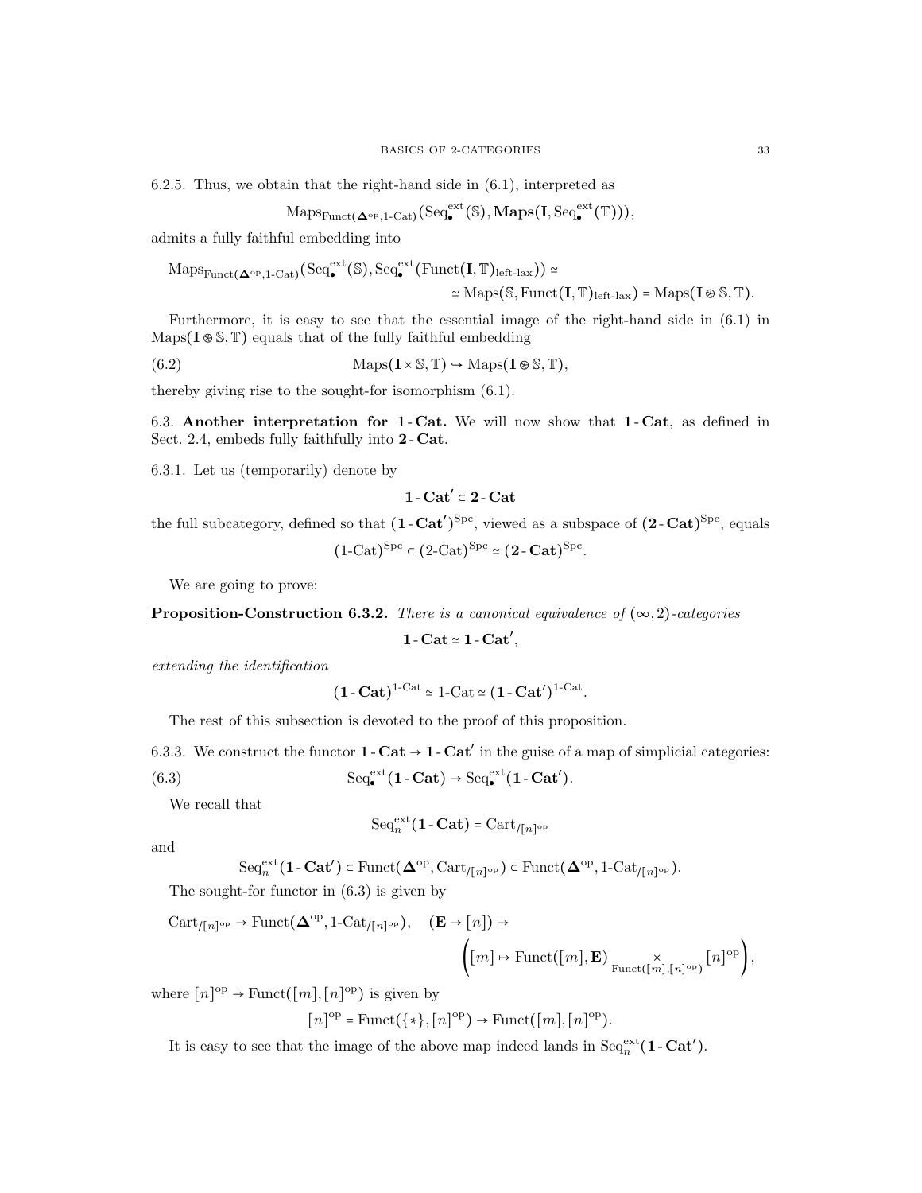6.2.5. Thus, we obtain that the right-hand side in (6.1), interpreted as

$$\mathrm{Maps}_{\mathrm{Funct}(\mathbf{\Delta}^{\mathrm{op}},1\text{-Cat})}(\mathrm{Seq}^{\mathrm{ext}}_\bullet(\mathbb{S}), \mathbf{Maps}(\mathbf{I}, \mathrm{Seq}^{\mathrm{ext}}_\bullet(\mathbb{T}))),$$

admits a fully faithful embedding into

$$\mathrm{Maps}_{\mathrm{Funct}(\mathbf{\Delta}^{\mathrm{op}},1\text{-Cat})}(\mathrm{Seq}^{\mathrm{ext}}_\bullet(\mathbb{S}), \mathrm{Seq}^{\mathrm{ext}}_\bullet(\mathrm{Funct}(\mathbf{I},\mathbb{T})_{\text{left-lax}})) \simeq$$
$$\simeq \mathrm{Maps}(\mathbb{S}, \mathrm{Funct}(\mathbf{I},\mathbb{T})_{\text{left-lax}}) = \mathrm{Maps}(\mathbf{I}\circledast\mathbb{S},\mathbb{T}).$$

Furthermore, it is easy to see that the essential image of the right-hand side in (6.1) in $\mathrm{Maps}(\mathbf{I}\circledast\mathbb{S},\mathbb{T})$ equals that of the fully faithful embedding

$$\mathrm{Maps}(\mathbf{I}\times\mathbb{S},\mathbb{T}) \hookrightarrow \mathrm{Maps}(\mathbf{I}\circledast\mathbb{S},\mathbb{T}), \tag{6.2}$$

thereby giving rise to the sought-for isomorphism (6.1).

6.3. **Another interpretation for $\mathbf{1\text{-}Cat}$.** We will now show that $\mathbf{1\text{-}Cat}$, as defined in Sect. 2.4, embeds fully faithfully into $\mathbf{2\text{-}Cat}$.

6.3.1. Let us (temporarily) denote by

$$\mathbf{1\text{-}Cat}' \subset \mathbf{2\text{-}Cat}$$

the full subcategory, defined so that $(\mathbf{1\text{-}Cat}')^{\mathrm{Spc}}$, viewed as a subspace of $(\mathbf{2\text{-}Cat})^{\mathrm{Spc}}$, equals

$$(1\text{-Cat})^{\mathrm{Spc}} \subset (2\text{-Cat})^{\mathrm{Spc}} \simeq (\mathbf{2\text{-}Cat})^{\mathrm{Spc}}.$$

We are going to prove:

**Proposition-Construction 6.3.2.** *There is a canonical equivalence of $(\infty,2)$-categories*

$$\mathbf{1\text{-}Cat} \simeq \mathbf{1\text{-}Cat}',$$

*extending the identification*

$$(\mathbf{1\text{-}Cat})^{1\text{-Cat}} \simeq 1\text{-Cat} \simeq (\mathbf{1\text{-}Cat}')^{1\text{-Cat}}.$$

The rest of this subsection is devoted to the proof of this proposition.

6.3.3. We construct the functor $\mathbf{1\text{-}Cat} \to \mathbf{1\text{-}Cat}'$ in the guise of a map of simplicial categories:

$$\mathrm{Seq}^{\mathrm{ext}}_\bullet(\mathbf{1\text{-}Cat}) \to \mathrm{Seq}^{\mathrm{ext}}_\bullet(\mathbf{1\text{-}Cat}'). \tag{6.3}$$

We recall that

$$\mathrm{Seq}^{\mathrm{ext}}_n(\mathbf{1\text{-}Cat}) = \mathrm{Cart}_{/[n]^{\mathrm{op}}}$$

and

$$\mathrm{Seq}^{\mathrm{ext}}_n(\mathbf{1\text{-}Cat}') \subset \mathrm{Funct}(\mathbf{\Delta}^{\mathrm{op}}, \mathrm{Cart}_{/[n]^{\mathrm{op}}}) \subset \mathrm{Funct}(\mathbf{\Delta}^{\mathrm{op}}, 1\text{-Cat}_{/[n]^{\mathrm{op}}}).$$

The sought-for functor in (6.3) is given by

$$\mathrm{Cart}_{/[n]^{\mathrm{op}}} \to \mathrm{Funct}(\mathbf{\Delta}^{\mathrm{op}}, 1\text{-Cat}_{/[n]^{\mathrm{op}}}), \quad (\mathbf{E}\to[n]) \mapsto$$
$$\left([m] \mapsto \mathrm{Funct}([m],\mathbf{E}) \underset{\mathrm{Funct}([m],[n]^{\mathrm{op}})}{\times} [n]^{\mathrm{op}}\right),$$

where $[n]^{\mathrm{op}} \to \mathrm{Funct}([m],[n]^{\mathrm{op}})$ is given by

$$[n]^{\mathrm{op}} = \mathrm{Funct}(\{*\},[n]^{\mathrm{op}}) \to \mathrm{Funct}([m],[n]^{\mathrm{op}}).$$

It is easy to see that the image of the above map indeed lands in $\mathrm{Seq}^{\mathrm{ext}}_n(\mathbf{1\text{-}Cat}')$.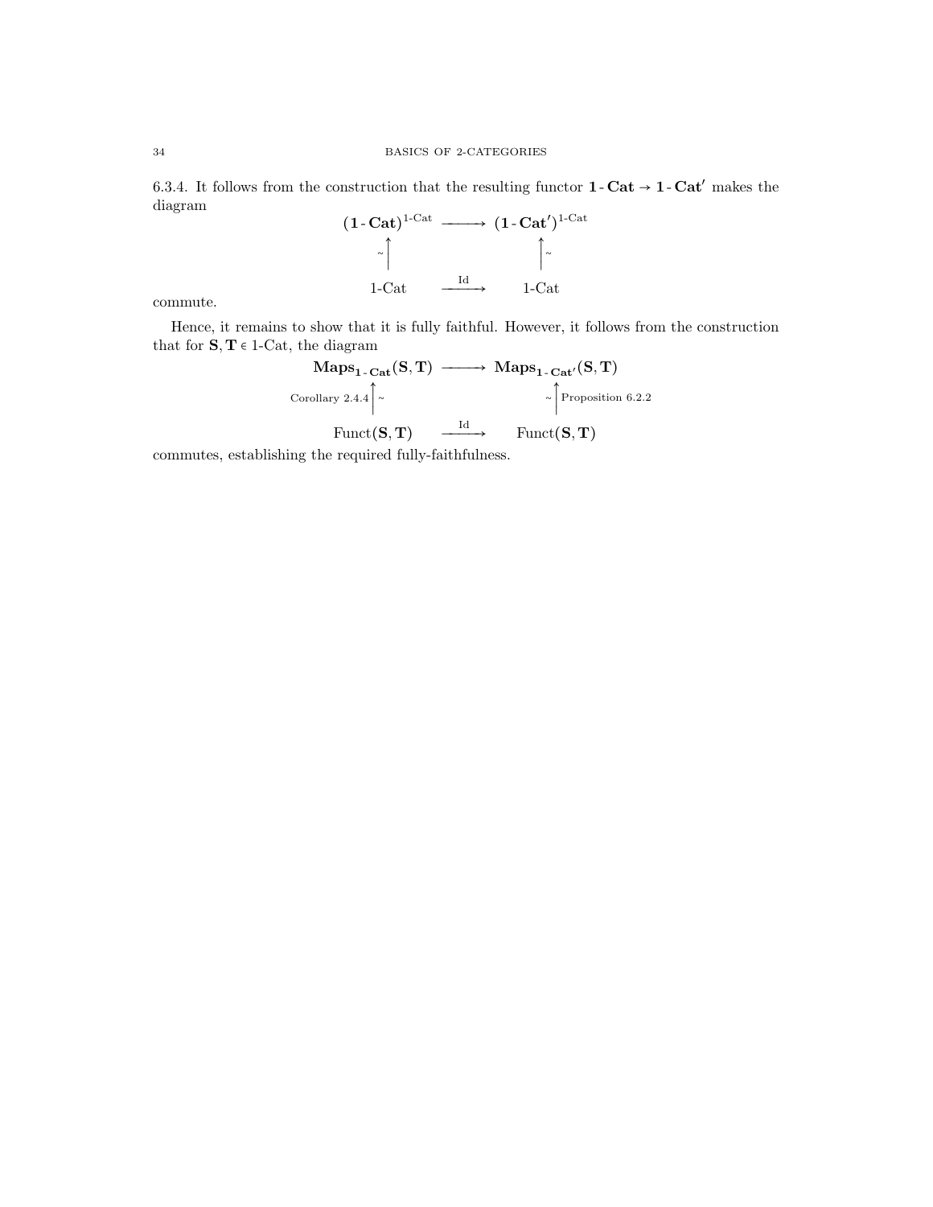6.3.4. It follows from the construction that the resulting functor $\mathbf{1\text{-}Cat} \to \mathbf{1\text{-}Cat}'$ makes the diagram

$$
\begin{array}{ccc}
(\mathbf{1\text{-}Cat})^{\text{1-Cat}} & \longrightarrow & (\mathbf{1\text{-}Cat}')^{\text{1-Cat}} \\
\sim \big\uparrow & & \big\uparrow \sim \\
\text{1-Cat} & \xrightarrow{\text{Id}} & \text{1-Cat}
\end{array}
$$

commute.

Hence, it remains to show that it is fully faithful. However, it follows from the construction that for $\mathbf{S}, \mathbf{T} \in \text{1-Cat}$, the diagram

$$
\begin{array}{ccc}
\mathbf{Maps}_{\mathbf{1\text{-}Cat}}(\mathbf{S}, \mathbf{T}) & \longrightarrow & \mathbf{Maps}_{\mathbf{1\text{-}Cat}'}(\mathbf{S}, \mathbf{T}) \\
\text{Corollary 2.4.4} \big\uparrow \sim & & \sim \big\uparrow \text{Proposition 6.2.2} \\
\text{Funct}(\mathbf{S}, \mathbf{T}) & \xrightarrow{\text{Id}} & \text{Funct}(\mathbf{S}, \mathbf{T})
\end{array}
$$

commutes, establishing the required fully-faithfulness.